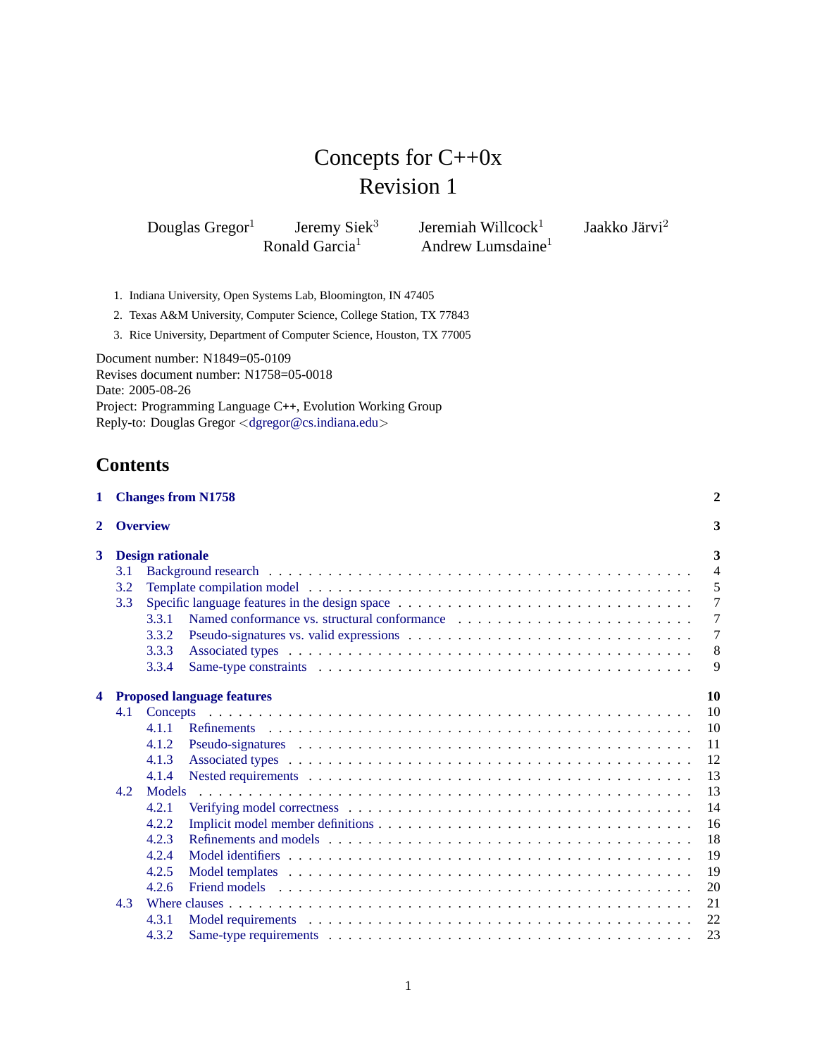# Concepts for C++0x
# Revision 1

Douglas Gregor[1] Jeremy Siek[3] Jeremiah Willcock[1] Jaakko Järvi[2]
Ronald Garcia[1] Andrew Lumsdaine[1]

1. Indiana University, Open Systems Lab, Bloomington, IN 47405
2. Texas A&M University, Computer Science, College Station, TX 77843
3. Rice University, Department of Computer Science, Houston, TX 77005

Document number: N1849=05-0109
Revises document number: N1758=05-0018
Date: 2005-08-26
Project: Programming Language C++, Evolution Working Group
Reply-to: Douglas Gregor <dgregor@cs.indiana.edu>

## Contents

- **1 Changes from N1758** — 2
- **2 Overview** — 3
- **3 Design rationale** — 3
  - 3.1 Background research — 4
  - 3.2 Template compilation model — 5
  - 3.3 Specific language features in the design space — 7
    - 3.3.1 Named conformance vs. structural conformance — 7
    - 3.3.2 Pseudo-signatures vs. valid expressions — 7
    - 3.3.3 Associated types — 8
    - 3.3.4 Same-type constraints — 9
- **4 Proposed language features** — 10
  - 4.1 Concepts — 10
    - 4.1.1 Refinements — 10
    - 4.1.2 Pseudo-signatures — 11
    - 4.1.3 Associated types — 12
    - 4.1.4 Nested requirements — 13
  - 4.2 Models — 13
    - 4.2.1 Verifying model correctness — 14
    - 4.2.2 Implicit model member definitions — 16
    - 4.2.3 Refinements and models — 18
    - 4.2.4 Model identifiers — 19
    - 4.2.5 Model templates — 19
    - 4.2.6 Friend models — 20
  - 4.3 Where clauses — 21
    - 4.3.1 Model requirements — 22
    - 4.3.2 Same-type requirements — 23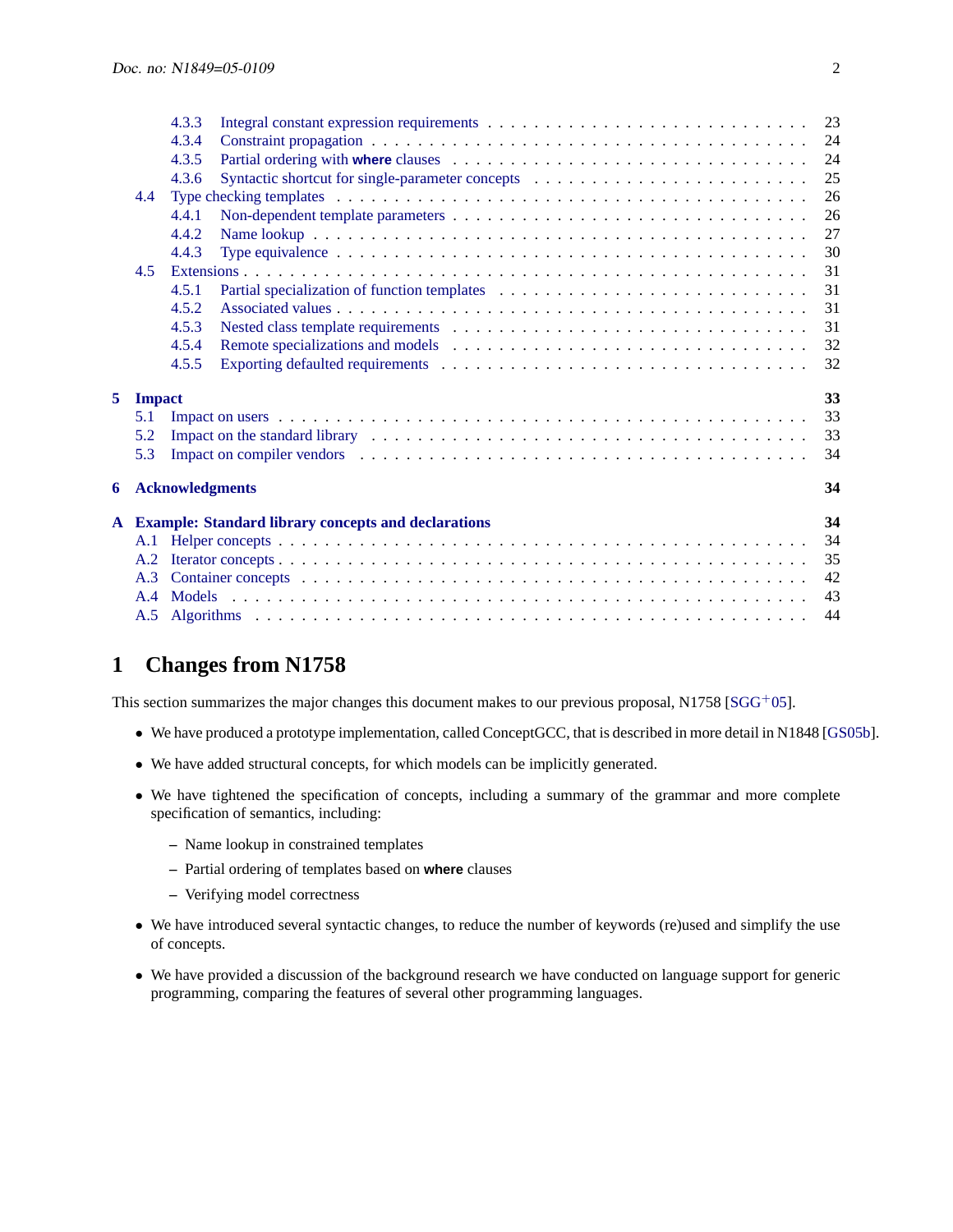- 4.3.3 Integral constant expression requirements . . . 23
- 4.3.4 Constraint propagation . . . 24
- 4.3.5 Partial ordering with **where** clauses . . . 24
- 4.3.6 Syntactic shortcut for single-parameter concepts . . . 25
- 4.4 Type checking templates . . . 26
  - 4.4.1 Non-dependent template parameters . . . 26
  - 4.4.2 Name lookup . . . 27
  - 4.4.3 Type equivalence . . . 30
- 4.5 Extensions . . . 31
  - 4.5.1 Partial specialization of function templates . . . 31
  - 4.5.2 Associated values . . . 31
  - 4.5.3 Nested class template requirements . . . 31
  - 4.5.4 Remote specializations and models . . . 32
  - 4.5.5 Exporting defaulted requirements . . . 32

**5 Impact** **33**
- 5.1 Impact on users . . . 33
- 5.2 Impact on the standard library . . . 33
- 5.3 Impact on compiler vendors . . . 34

**6 Acknowledgments** **34**

**A Example: Standard library concepts and declarations** **34**
- A.1 Helper concepts . . . 34
- A.2 Iterator concepts . . . 35
- A.3 Container concepts . . . 42
- A.4 Models . . . 43
- A.5 Algorithms . . . 44

# 1 Changes from N1758

This section summarizes the major changes this document makes to our previous proposal, N1758 [SGG+05].

- We have produced a prototype implementation, called ConceptGCC, that is described in more detail in N1848 [GS05b].
- We have added structural concepts, for which models can be implicitly generated.
- We have tightened the specification of concepts, including a summary of the grammar and more complete specification of semantics, including:
  - Name lookup in constrained templates
  - Partial ordering of templates based on **where** clauses
  - Verifying model correctness
- We have introduced several syntactic changes, to reduce the number of keywords (re)used and simplify the use of concepts.
- We have provided a discussion of the background research we have conducted on language support for generic programming, comparing the features of several other programming languages.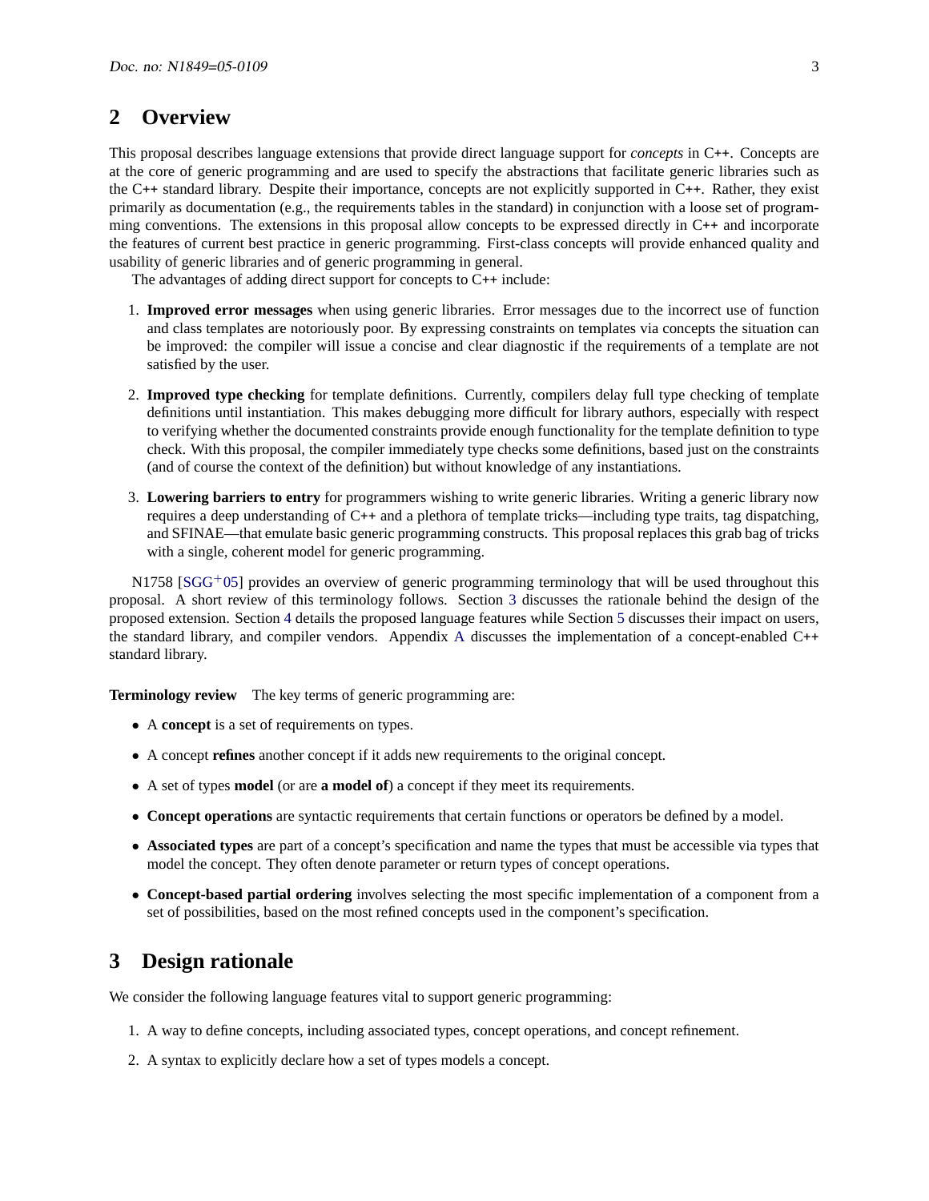## 2 Overview

This proposal describes language extensions that provide direct language support for *concepts* in C++. Concepts are at the core of generic programming and are used to specify the abstractions that facilitate generic libraries such as the C++ standard library. Despite their importance, concepts are not explicitly supported in C++. Rather, they exist primarily as documentation (e.g., the requirements tables in the standard) in conjunction with a loose set of programming conventions. The extensions in this proposal allow concepts to be expressed directly in C++ and incorporate the features of current best practice in generic programming. First-class concepts will provide enhanced quality and usability of generic libraries and of generic programming in general.

The advantages of adding direct support for concepts to C++ include:

1. **Improved error messages** when using generic libraries. Error messages due to the incorrect use of function and class templates are notoriously poor. By expressing constraints on templates via concepts the situation can be improved: the compiler will issue a concise and clear diagnostic if the requirements of a template are not satisfied by the user.

2. **Improved type checking** for template definitions. Currently, compilers delay full type checking of template definitions until instantiation. This makes debugging more difficult for library authors, especially with respect to verifying whether the documented constraints provide enough functionality for the template definition to type check. With this proposal, the compiler immediately type checks some definitions, based just on the constraints (and of course the context of the definition) but without knowledge of any instantiations.

3. **Lowering barriers to entry** for programmers wishing to write generic libraries. Writing a generic library now requires a deep understanding of C++ and a plethora of template tricks—including type traits, tag dispatching, and SFINAE—that emulate basic generic programming constructs. This proposal replaces this grab bag of tricks with a single, coherent model for generic programming.

N1758 [SGG+05] provides an overview of generic programming terminology that will be used throughout this proposal. A short review of this terminology follows. Section 3 discusses the rationale behind the design of the proposed extension. Section 4 details the proposed language features while Section 5 discusses their impact on users, the standard library, and compiler vendors. Appendix A discusses the implementation of a concept-enabled C++ standard library.

**Terminology review** The key terms of generic programming are:

- A **concept** is a set of requirements on types.
- A concept **refines** another concept if it adds new requirements to the original concept.
- A set of types **model** (or are **a model of**) a concept if they meet its requirements.
- **Concept operations** are syntactic requirements that certain functions or operators be defined by a model.
- **Associated types** are part of a concept's specification and name the types that must be accessible via types that model the concept. They often denote parameter or return types of concept operations.
- **Concept-based partial ordering** involves selecting the most specific implementation of a component from a set of possibilities, based on the most refined concepts used in the component's specification.

## 3 Design rationale

We consider the following language features vital to support generic programming:

1. A way to define concepts, including associated types, concept operations, and concept refinement.
2. A syntax to explicitly declare how a set of types models a concept.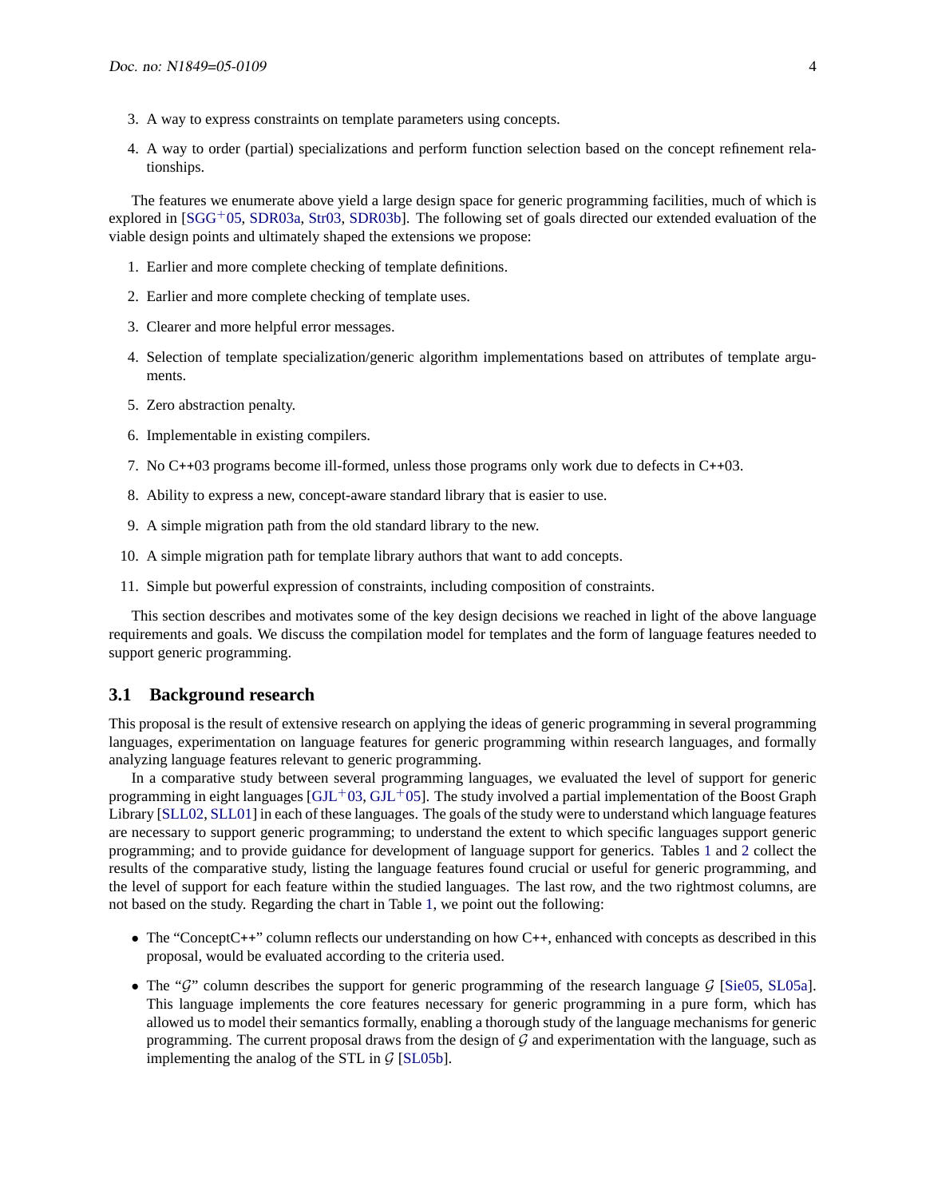3. A way to express constraints on template parameters using concepts.
4. A way to order (partial) specializations and perform function selection based on the concept refinement relationships.

The features we enumerate above yield a large design space for generic programming facilities, much of which is explored in [SGG+05, SDR03a, Str03, SDR03b]. The following set of goals directed our extended evaluation of the viable design points and ultimately shaped the extensions we propose:

1. Earlier and more complete checking of template definitions.
2. Earlier and more complete checking of template uses.
3. Clearer and more helpful error messages.
4. Selection of template specialization/generic algorithm implementations based on attributes of template arguments.
5. Zero abstraction penalty.
6. Implementable in existing compilers.
7. No C++03 programs become ill-formed, unless those programs only work due to defects in C++03.
8. Ability to express a new, concept-aware standard library that is easier to use.
9. A simple migration path from the old standard library to the new.
10. A simple migration path for template library authors that want to add concepts.
11. Simple but powerful expression of constraints, including composition of constraints.

This section describes and motivates some of the key design decisions we reached in light of the above language requirements and goals. We discuss the compilation model for templates and the form of language features needed to support generic programming.

## 3.1 Background research

This proposal is the result of extensive research on applying the ideas of generic programming in several programming languages, experimentation on language features for generic programming within research languages, and formally analyzing language features relevant to generic programming.

In a comparative study between several programming languages, we evaluated the level of support for generic programming in eight languages [GJL+03, GJL+05]. The study involved a partial implementation of the Boost Graph Library [SLL02, SLL01] in each of these languages. The goals of the study were to understand which language features are necessary to support generic programming; to understand the extent to which specific languages support generic programming; and to provide guidance for development of language support for generics. Tables 1 and 2 collect the results of the comparative study, listing the language features found crucial or useful for generic programming, and the level of support for each feature within the studied languages. The last row, and the two rightmost columns, are not based on the study. Regarding the chart in Table 1, we point out the following:

- The "ConceptC++" column reflects our understanding on how C++, enhanced with concepts as described in this proposal, would be evaluated according to the criteria used.
- The "$\mathcal{G}$" column describes the support for generic programming of the research language $\mathcal{G}$ [Sie05, SL05a]. This language implements the core features necessary for generic programming in a pure form, which has allowed us to model their semantics formally, enabling a thorough study of the language mechanisms for generic programming. The current proposal draws from the design of $\mathcal{G}$ and experimentation with the language, such as implementing the analog of the STL in $\mathcal{G}$ [SL05b].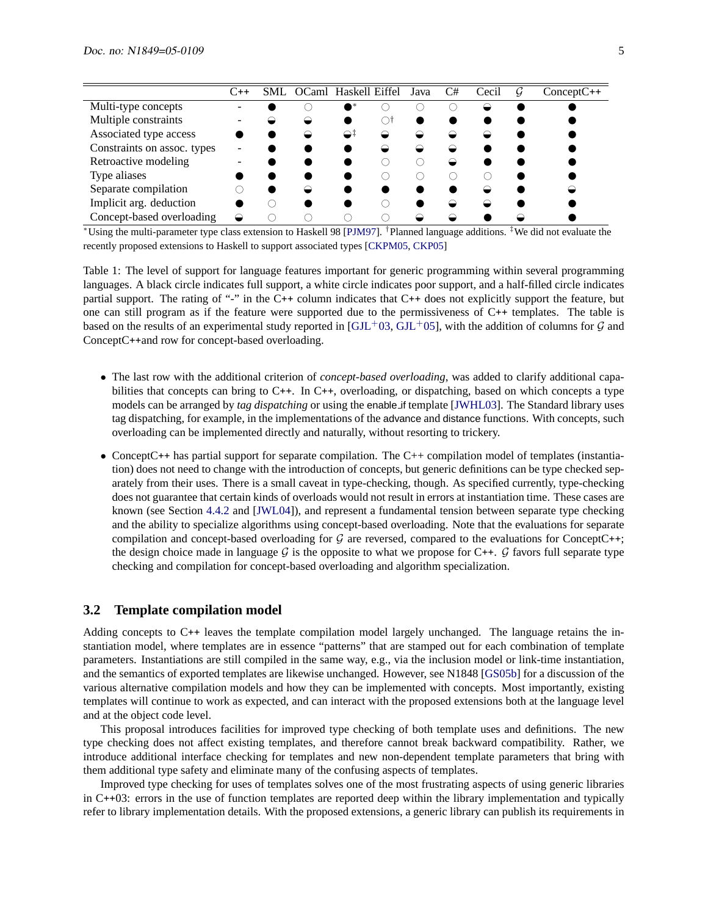| | C++ | SML | OCaml | Haskell | Eiffel | Java | C# | Cecil | $\mathcal{G}$ | ConceptC++ |
|---|---|---|---|---|---|---|---|---|---|---|
| Multi-type concepts | - | ● | ○ | ●* | ○ | ○ | ○ | ◒ | ● | ● |
| Multiple constraints | - | ◒ | ◒ | ● | ○† | ● | ● | ● | ● | ● |
| Associated type access | ● | ● | ◒ | ◒‡ | ◒ | ◒ | ◒ | ◒ | ● | ● |
| Constraints on assoc. types | - | ● | ● | ● | ◒ | ◒ | ◒ | ● | ● | ● |
| Retroactive modeling | - | ● | ● | ● | ○ | ○ | ◒ | ● | ● | ● |
| Type aliases | ● | ● | ● | ● | ○ | ○ | ○ | ○ | ● | ● |
| Separate compilation | ○ | ● | ◒ | ● | ● | ● | ● | ◒ | ● | ◒ |
| Implicit arg. deduction | ● | ○ | ● | ● | ○ | ● | ◒ | ◒ | ● | ● |
| Concept-based overloading | ◒ | ○ | ○ | ○ | ○ | ◒ | ◒ | ● | ◒ | ● |

*Using the multi-parameter type class extension to Haskell 98 [PJM97]. †Planned language additions. ‡We did not evaluate the recently proposed extensions to Haskell to support associated types [CKPM05, CKP05]

Table 1: The level of support for language features important for generic programming within several programming languages. A black circle indicates full support, a white circle indicates poor support, and a half-filled circle indicates partial support. The rating of "-" in the C++ column indicates that C++ does not explicitly support the feature, but one can still program as if the feature were supported due to the permissiveness of C++ templates. The table is based on the results of an experimental study reported in [GJL+03, GJL+05], with the addition of columns for $\mathcal{G}$ and ConceptC++and row for concept-based overloading.

- The last row with the additional criterion of *concept-based overloading*, was added to clarify additional capabilities that concepts can bring to C++. In C++, overloading, or dispatching, based on which concepts a type models can be arranged by *tag dispatching* or using the enable_if template [JWHL03]. The Standard library uses tag dispatching, for example, in the implementations of the advance and distance functions. With concepts, such overloading can be implemented directly and naturally, without resorting to trickery.

- ConceptC++ has partial support for separate compilation. The C++ compilation model of templates (instantiation) does not need to change with the introduction of concepts, but generic definitions can be type checked separately from their uses. There is a small caveat in type-checking, though. As specified currently, type-checking does not guarantee that certain kinds of overloads would not result in errors at instantiation time. These cases are known (see Section 4.4.2 and [JWL04]), and represent a fundamental tension between separate type checking and the ability to specialize algorithms using concept-based overloading. Note that the evaluations for separate compilation and concept-based overloading for $\mathcal{G}$ are reversed, compared to the evaluations for ConceptC++; the design choice made in language $\mathcal{G}$ is the opposite to what we propose for C++. $\mathcal{G}$ favors full separate type checking and compilation for concept-based overloading and algorithm specialization.

### 3.2 Template compilation model

Adding concepts to C++ leaves the template compilation model largely unchanged. The language retains the instantiation model, where templates are in essence "patterns" that are stamped out for each combination of template parameters. Instantiations are still compiled in the same way, e.g., via the inclusion model or link-time instantiation, and the semantics of exported templates are likewise unchanged. However, see N1848 [GS05b] for a discussion of the various alternative compilation models and how they can be implemented with concepts. Most importantly, existing templates will continue to work as expected, and can interact with the proposed extensions both at the language level and at the object code level.

This proposal introduces facilities for improved type checking of both template uses and definitions. The new type checking does not affect existing templates, and therefore cannot break backward compatibility. Rather, we introduce additional interface checking for templates and new non-dependent template parameters that bring with them additional type safety and eliminate many of the confusing aspects of templates.

Improved type checking for uses of templates solves one of the most frustrating aspects of using generic libraries in C++03: errors in the use of function templates are reported deep within the library implementation and typically refer to library implementation details. With the proposed extensions, a generic library can publish its requirements in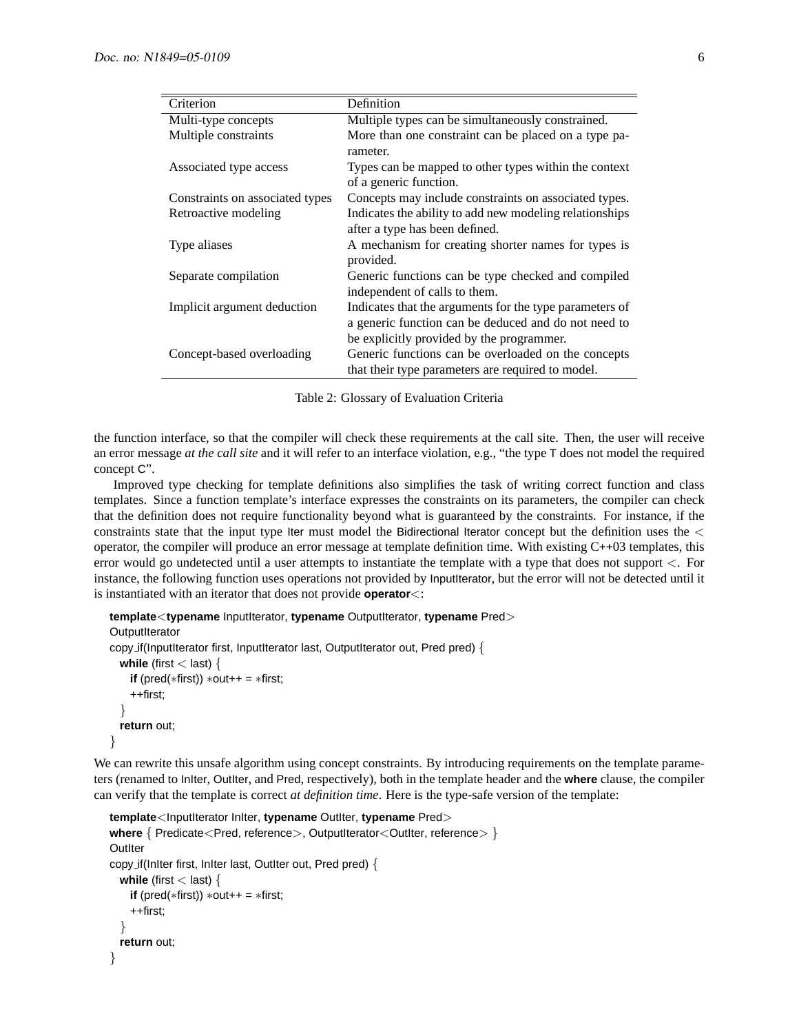| Criterion | Definition |
|---|---|
| Multi-type concepts | Multiple types can be simultaneously constrained. |
| Multiple constraints | More than one constraint can be placed on a type parameter. |
| Associated type access | Types can be mapped to other types within the context of a generic function. |
| Constraints on associated types | Concepts may include constraints on associated types. |
| Retroactive modeling | Indicates the ability to add new modeling relationships after a type has been defined. |
| Type aliases | A mechanism for creating shorter names for types is provided. |
| Separate compilation | Generic functions can be type checked and compiled independent of calls to them. |
| Implicit argument deduction | Indicates that the arguments for the type parameters of a generic function can be deduced and do not need to be explicitly provided by the programmer. |
| Concept-based overloading | Generic functions can be overloaded on the concepts that their type parameters are required to model. |

Table 2: Glossary of Evaluation Criteria

the function interface, so that the compiler will check these requirements at the call site. Then, the user will receive an error message *at the call site* and it will refer to an interface violation, e.g., "the type T does not model the required concept C".

Improved type checking for template definitions also simplifies the task of writing correct function and class templates. Since a function template's interface expresses the constraints on its parameters, the compiler can check that the definition does not require functionality beyond what is guaranteed by the constraints. For instance, if the constraints state that the input type Iter must model the Bidirectional Iterator concept but the definition uses the < operator, the compiler will produce an error message at template definition time. With existing C++03 templates, this error would go undetected until a user attempts to instantiate the template with a type that does not support <. For instance, the following function uses operations not provided by InputIterator, but the error will not be detected until it is instantiated with an iterator that does not provide **operator**<:

```
template<typename InputIterator, typename OutputIterator, typename Pred>
OutputIterator
copy_if(InputIterator first, InputIterator last, OutputIterator out, Pred pred) {
  while (first < last) {
    if (pred(*first)) *out++ = *first;
    ++first;
  }
  return out;
}
```

We can rewrite this unsafe algorithm using concept constraints. By introducing requirements on the template parameters (renamed to InIter, OutIter, and Pred, respectively), both in the template header and the **where** clause, the compiler can verify that the template is correct *at definition time*. Here is the type-safe version of the template:

```
template<InputIterator InIter, typename OutIter, typename Pred>
where { Predicate<Pred, reference>, OutputIterator<OutIter, reference> }
OutIter
copy_if(InIter first, InIter last, OutIter out, Pred pred) {
  while (first < last) {
    if (pred(*first)) *out++ = *first;
    ++first;
  }
  return out;
}
```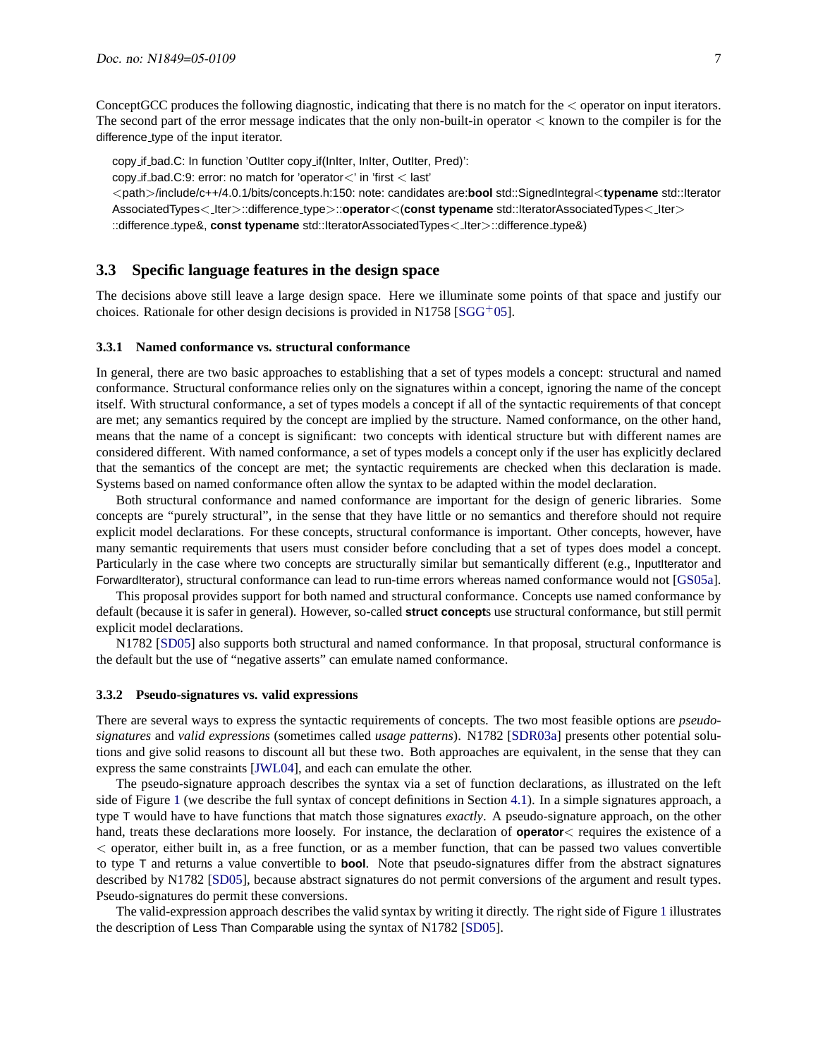ConceptGCC produces the following diagnostic, indicating that there is no match for the < operator on input iterators. The second part of the error message indicates that the only non-built-in operator < known to the compiler is for the difference_type of the input iterator.

```
copy_if_bad.C: In function 'OutIter copy_if(InIter, InIter, OutIter, Pred)':
copy_if_bad.C:9: error: no match for 'operator<' in 'first < last'
<path>/include/c++/4.0.1/bits/concepts.h:150: note: candidates are:bool std::SignedIntegral<typename std::Iterator
AssociatedTypes<_Iter>::difference_type>::operator<(const typename std::IteratorAssociatedTypes<_Iter>
::difference_type&, const typename std::IteratorAssociatedTypes<_Iter>::difference_type&)
```

### 3.3 Specific language features in the design space

The decisions above still leave a large design space. Here we illuminate some points of that space and justify our choices. Rationale for other design decisions is provided in N1758 [SGG+05].

#### 3.3.1 Named conformance vs. structural conformance

In general, there are two basic approaches to establishing that a set of types models a concept: structural and named conformance. Structural conformance relies only on the signatures within a concept, ignoring the name of the concept itself. With structural conformance, a set of types models a concept if all of the syntactic requirements of that concept are met; any semantics required by the concept are implied by the structure. Named conformance, on the other hand, means that the name of a concept is significant: two concepts with identical structure but with different names are considered different. With named conformance, a set of types models a concept only if the user has explicitly declared that the semantics of the concept are met; the syntactic requirements are checked when this declaration is made. Systems based on named conformance often allow the syntax to be adapted within the model declaration.

Both structural and named conformance are important for the design of generic libraries. Some concepts are "purely structural", in the sense that they have little or no semantics and therefore should not require explicit model declarations. For these concepts, structural conformance is important. Other concepts, however, have many semantic requirements that users must consider before concluding that a set of types does model a concept. Particularly in the case where two concepts are structurally similar but semantically different (e.g., InputIterator and ForwardIterator), structural conformance can lead to run-time errors whereas named conformance would not [GS05a].

This proposal provides support for both named and structural conformance. Concepts use named conformance by default (because it is safer in general). However, so-called **struct concept**s use structural conformance, but still permit explicit model declarations.

N1782 [SD05] also supports both structural and named conformance. In that proposal, structural conformance is the default but the use of "negative asserts" can emulate named conformance.

#### 3.3.2 Pseudo-signatures vs. valid expressions

There are several ways to express the syntactic requirements of concepts. The two most feasible options are *pseudo-signatures* and *valid expressions* (sometimes called *usage patterns*). N1782 [SDR03a] presents other potential solutions and give solid reasons to discount all but these two. Both approaches are equivalent, in the sense that they can express the same constraints [JWL04], and each can emulate the other.

The pseudo-signature approach describes the syntax via a set of function declarations, as illustrated on the left side of Figure 1 (we describe the full syntax of concept definitions in Section 4.1). In a simple signatures approach, a type T would have to have functions that match those signatures *exactly*. A pseudo-signature approach, on the other hand, treats these declarations more loosely. For instance, the declaration of **operator**< requires the existence of a < operator, either built in, as a free function, or as a member function, that can be passed two values convertible to type T and returns a value convertible to **bool**. Note that pseudo-signatures differ from the abstract signatures described by N1782 [SD05], because abstract signatures do not permit conversions of the argument and result types. Pseudo-signatures do permit these conversions.

The valid-expression approach describes the valid syntax by writing it directly. The right side of Figure 1 illustrates the description of Less Than Comparable using the syntax of N1782 [SD05].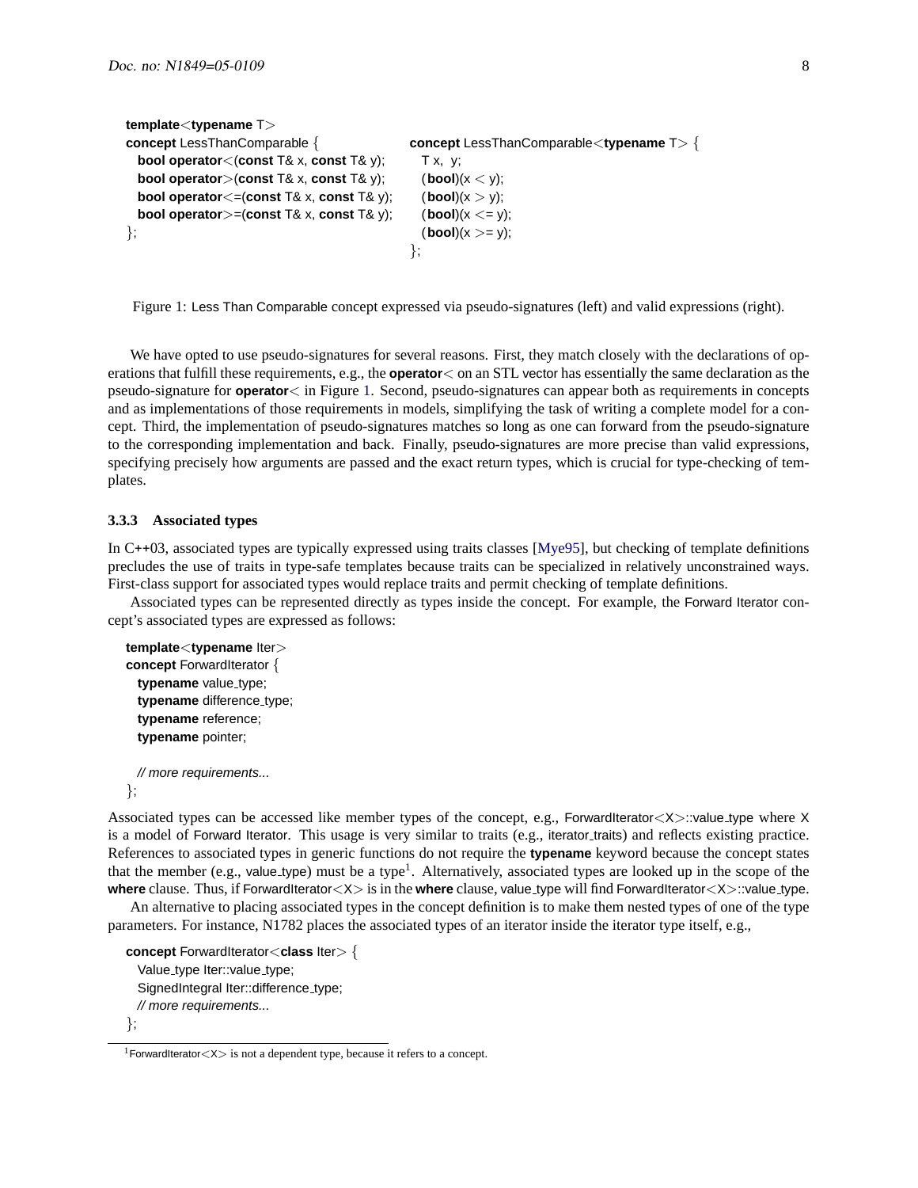```
template<typename T>
concept LessThanComparable {
  bool operator<(const T& x, const T& y);
  bool operator>(const T& x, const T& y);
  bool operator<=(const T& x, const T& y);
  bool operator>=(const T& x, const T& y);
};
```

```
concept LessThanComparable<typename T> {
  T x, y;
  (bool)(x < y);
  (bool)(x > y);
  (bool)(x <= y);
  (bool)(x >= y);
};
```

Figure 1: Less Than Comparable concept expressed via pseudo-signatures (left) and valid expressions (right).

We have opted to use pseudo-signatures for several reasons. First, they match closely with the declarations of operations that fulfill these requirements, e.g., the **operator**< on an STL vector has essentially the same declaration as the pseudo-signature for **operator**< in Figure 1. Second, pseudo-signatures can appear both as requirements in concepts and as implementations of those requirements in models, simplifying the task of writing a complete model for a concept. Third, the implementation of pseudo-signatures matches so long as one can forward from the pseudo-signature to the corresponding implementation and back. Finally, pseudo-signatures are more precise than valid expressions, specifying precisely how arguments are passed and the exact return types, which is crucial for type-checking of templates.

#### 3.3.3 Associated types

In C++03, associated types are typically expressed using traits classes [Mye95], but checking of template definitions precludes the use of traits in type-safe templates because traits can be specialized in relatively unconstrained ways. First-class support for associated types would replace traits and permit checking of template definitions.

Associated types can be represented directly as types inside the concept. For example, the Forward Iterator concept's associated types are expressed as follows:

```
template<typename Iter>
concept ForwardIterator {
  typename value_type;
  typename difference_type;
  typename reference;
  typename pointer;

  // more requirements...
};
```

Associated types can be accessed like member types of the concept, e.g., ForwardIterator<X>::value_type where X is a model of Forward Iterator. This usage is very similar to traits (e.g., iterator_traits) and reflects existing practice. References to associated types in generic functions do not require the **typename** keyword because the concept states that the member (e.g., value_type) must be a type[1]. Alternatively, associated types are looked up in the scope of the **where** clause. Thus, if ForwardIterator<X> is in the **where** clause, value_type will find ForwardIterator<X>::value_type.

An alternative to placing associated types in the concept definition is to make them nested types of one of the type parameters. For instance, N1782 places the associated types of an iterator inside the iterator type itself, e.g.,

```
concept ForwardIterator<class Iter> {
  Value_type Iter::value_type;
  SignedIntegral Iter::difference_type;
  // more requirements...
};
```

[1] ForwardIterator<X> is not a dependent type, because it refers to a concept.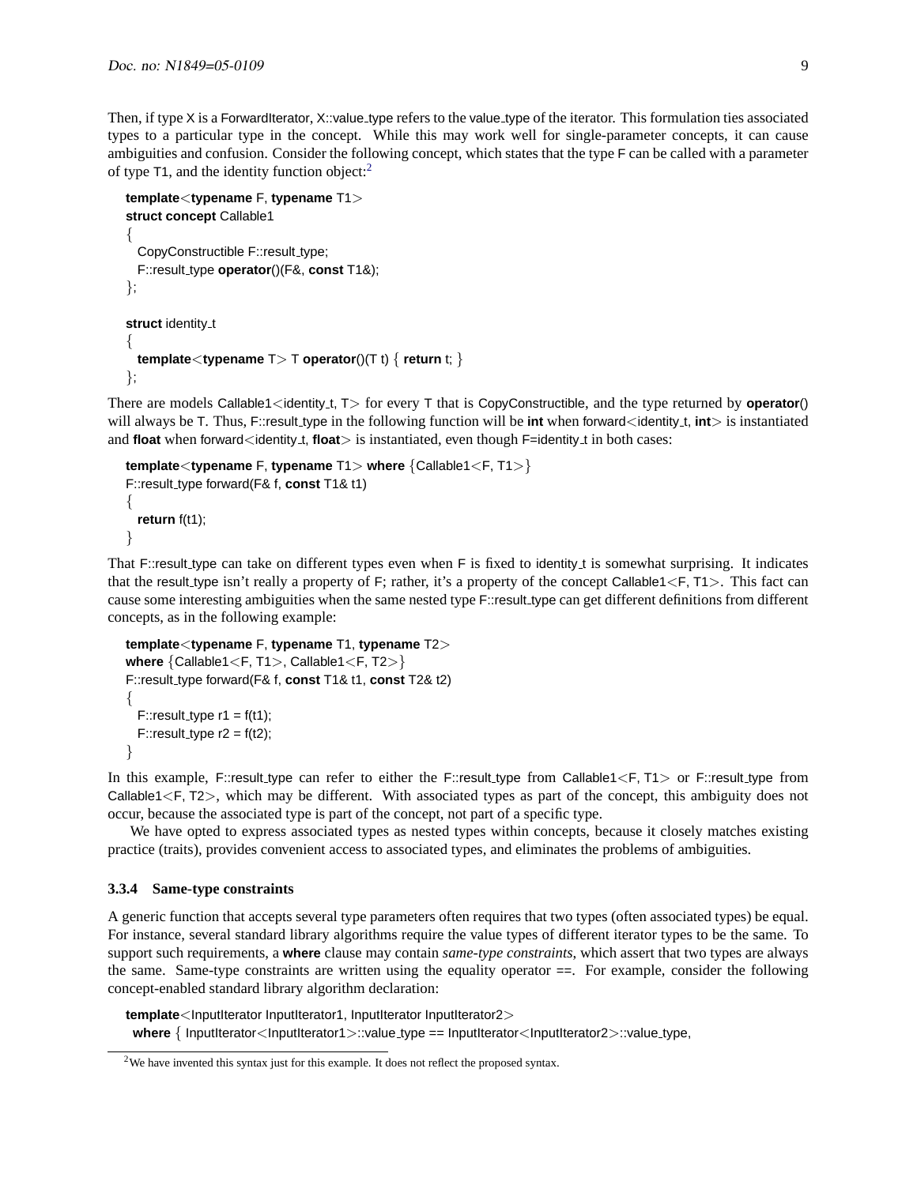Then, if type X is a ForwardIterator, X::value_type refers to the value_type of the iterator. This formulation ties associated types to a particular type in the concept. While this may work well for single-parameter concepts, it can cause ambiguities and confusion. Consider the following concept, which states that the type F can be called with a parameter of type T1, and the identity function object:[2]

```
template<typename F, typename T1>
struct concept Callable1
{
  CopyConstructible F::result_type;
  F::result_type operator()(F&, const T1&);
};

struct identity_t
{
  template<typename T> T operator()(T t) { return t; }
};
```

There are models Callable1<identity_t, T> for every T that is CopyConstructible, and the type returned by **operator**() will always be T. Thus, F::result_type in the following function will be **int** when forward<identity_t, **int**> is instantiated and **float** when forward<identity_t, **float**> is instantiated, even though F=identity_t in both cases:

```
template<typename F, typename T1> where {Callable1<F, T1>}
F::result_type forward(F& f, const T1& t1)
{
  return f(t1);
}
```

That F::result_type can take on different types even when F is fixed to identity_t is somewhat surprising. It indicates that the result_type isn't really a property of F; rather, it's a property of the concept Callable1<F, T1>. This fact can cause some interesting ambiguities when the same nested type F::result_type can get different definitions from different concepts, as in the following example:

```
template<typename F, typename T1, typename T2>
where {Callable1<F, T1>, Callable1<F, T2>}
F::result_type forward(F& f, const T1& t1, const T2& t2)
{
  F::result_type r1 = f(t1);
  F::result_type r2 = f(t2);
}
```

In this example, F::result_type can refer to either the F::result_type from Callable1<F, T1> or F::result_type from Callable1<F, T2>, which may be different. With associated types as part of the concept, this ambiguity does not occur, because the associated type is part of the concept, not part of a specific type.

We have opted to express associated types as nested types within concepts, because it closely matches existing practice (traits), provides convenient access to associated types, and eliminates the problems of ambiguities.

### 3.3.4 Same-type constraints

A generic function that accepts several type parameters often requires that two types (often associated types) be equal. For instance, several standard library algorithms require the value types of different iterator types to be the same. To support such requirements, a **where** clause may contain *same-type constraints*, which assert that two types are always the same. Same-type constraints are written using the equality operator ==. For example, consider the following concept-enabled standard library algorithm declaration:

```
template<InputIterator InputIterator1, InputIterator InputIterator2>
  where { InputIterator<InputIterator1>::value_type == InputIterator<InputIterator2>::value_type,
```

[2] We have invented this syntax just for this example. It does not reflect the proposed syntax.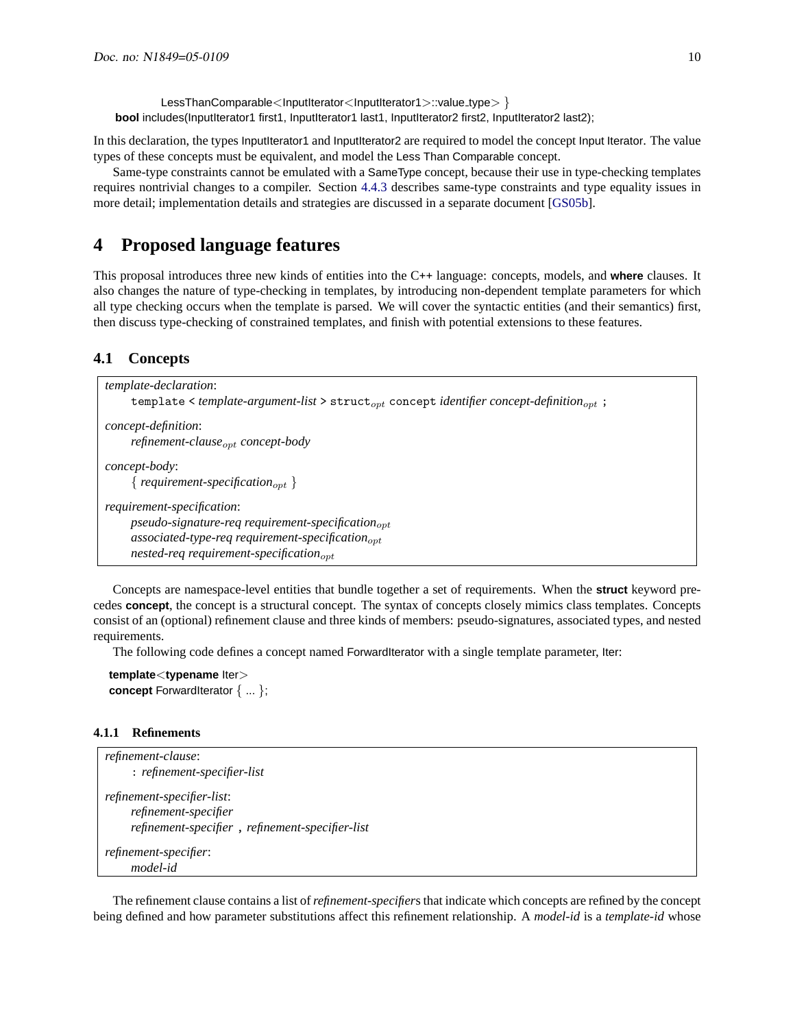```
    LessThanComparable<InputIterator<InputIterator1>::value_type> }
bool includes(InputIterator1 first1, InputIterator1 last1, InputIterator2 first2, InputIterator2 last2);
```

In this declaration, the types InputIterator1 and InputIterator2 are required to model the concept Input Iterator. The value types of these concepts must be equivalent, and model the Less Than Comparable concept.

Same-type constraints cannot be emulated with a SameType concept, because their use in type-checking templates requires nontrivial changes to a compiler. Section 4.4.3 describes same-type constraints and type equality issues in more detail; implementation details and strategies are discussed in a separate document [GS05b].

# 4 Proposed language features

This proposal introduces three new kinds of entities into the C++ language: concepts, models, and **where** clauses. It also changes the nature of type-checking in templates, by introducing non-dependent template parameters for which all type checking occurs when the template is parsed. We will cover the syntactic entities (and their semantics) first, then discuss type-checking of constrained templates, and finish with potential extensions to these features.

## 4.1 Concepts

*template-declaration*:
  `template <` *template-argument-list* `>` `struct`$_{opt}$ `concept` *identifier concept-definition*$_{opt}$ `;`

*concept-definition*:
  *refinement-clause*$_{opt}$ *concept-body*

*concept-body*:
  { *requirement-specification*$_{opt}$ }

*requirement-specification*:
  *pseudo-signature-req requirement-specification*$_{opt}$
  *associated-type-req requirement-specification*$_{opt}$
  *nested-req requirement-specification*$_{opt}$

Concepts are namespace-level entities that bundle together a set of requirements. When the **struct** keyword precedes **concept**, the concept is a structural concept. The syntax of concepts closely mimics class templates. Concepts consist of an (optional) refinement clause and three kinds of members: pseudo-signatures, associated types, and nested requirements.

The following code defines a concept named ForwardIterator with a single template parameter, Iter:

```
template<typename Iter>
concept ForwardIterator { ... };
```

### 4.1.1 Refinements

*refinement-clause*:
  : *refinement-specifier-list*

*refinement-specifier-list*:
  *refinement-specifier*
  *refinement-specifier* , *refinement-specifier-list*

*refinement-specifier*:
  *model-id*

The refinement clause contains a list of *refinement-specifier*s that indicate which concepts are refined by the concept being defined and how parameter substitutions affect this refinement relationship. A *model-id* is a *template-id* whose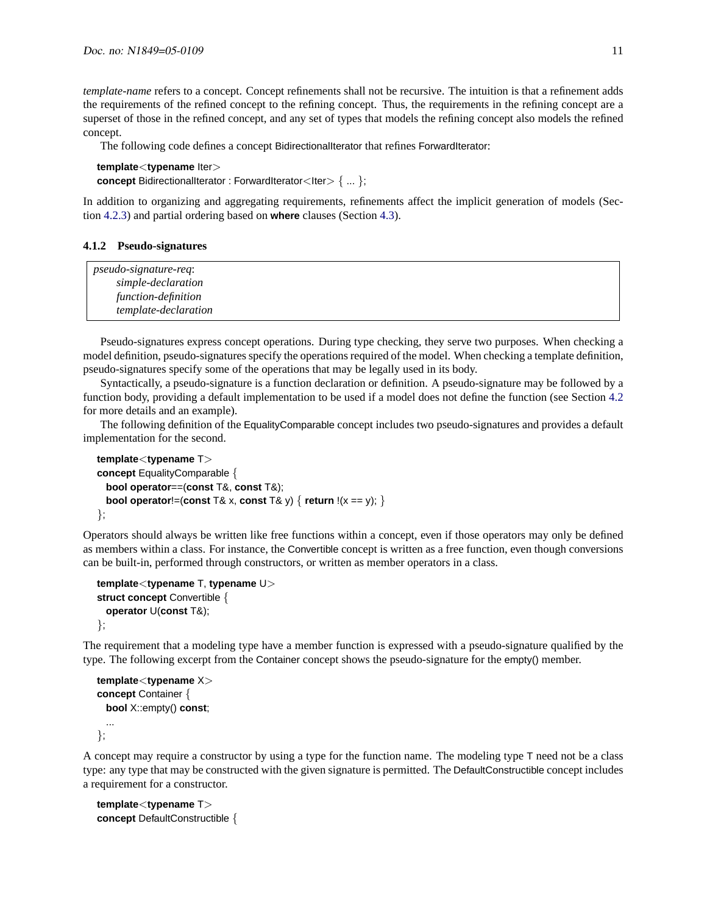*template-name* refers to a concept. Concept refinements shall not be recursive. The intuition is that a refinement adds the requirements of the refined concept to the refining concept. Thus, the requirements in the refining concept are a superset of those in the refined concept, and any set of types that models the refining concept also models the refined concept.

The following code defines a concept BidirectionalIterator that refines ForwardIterator:

```
template<typename Iter>
concept BidirectionalIterator : ForwardIterator<Iter> { ... };
```

In addition to organizing and aggregating requirements, refinements affect the implicit generation of models (Section 4.2.3) and partial ordering based on **where** clauses (Section 4.3).

### 4.1.2 Pseudo-signatures

> *pseudo-signature-req*:
> *simple-declaration*
> *function-definition*
> *template-declaration*

Pseudo-signatures express concept operations. During type checking, they serve two purposes. When checking a model definition, pseudo-signatures specify the operations required of the model. When checking a template definition, pseudo-signatures specify some of the operations that may be legally used in its body.

Syntactically, a pseudo-signature is a function declaration or definition. A pseudo-signature may be followed by a function body, providing a default implementation to be used if a model does not define the function (see Section 4.2 for more details and an example).

The following definition of the EqualityComparable concept includes two pseudo-signatures and provides a default implementation for the second.

```
template<typename T>
concept EqualityComparable {
  bool operator==(const T&, const T&);
  bool operator!=(const T& x, const T& y) { return !(x == y); }
};
```

Operators should always be written like free functions within a concept, even if those operators may only be defined as members within a class. For instance, the Convertible concept is written as a free function, even though conversions can be built-in, performed through constructors, or written as member operators in a class.

```
template<typename T, typename U>
struct concept Convertible {
  operator U(const T&);
};
```

The requirement that a modeling type have a member function is expressed with a pseudo-signature qualified by the type. The following excerpt from the Container concept shows the pseudo-signature for the empty() member.

```
template<typename X>
concept Container {
  bool X::empty() const;
  ...
};
```

A concept may require a constructor by using a type for the function name. The modeling type T need not be a class type: any type that may be constructed with the given signature is permitted. The DefaultConstructible concept includes a requirement for a constructor.

```
template<typename T>
concept DefaultConstructible {
```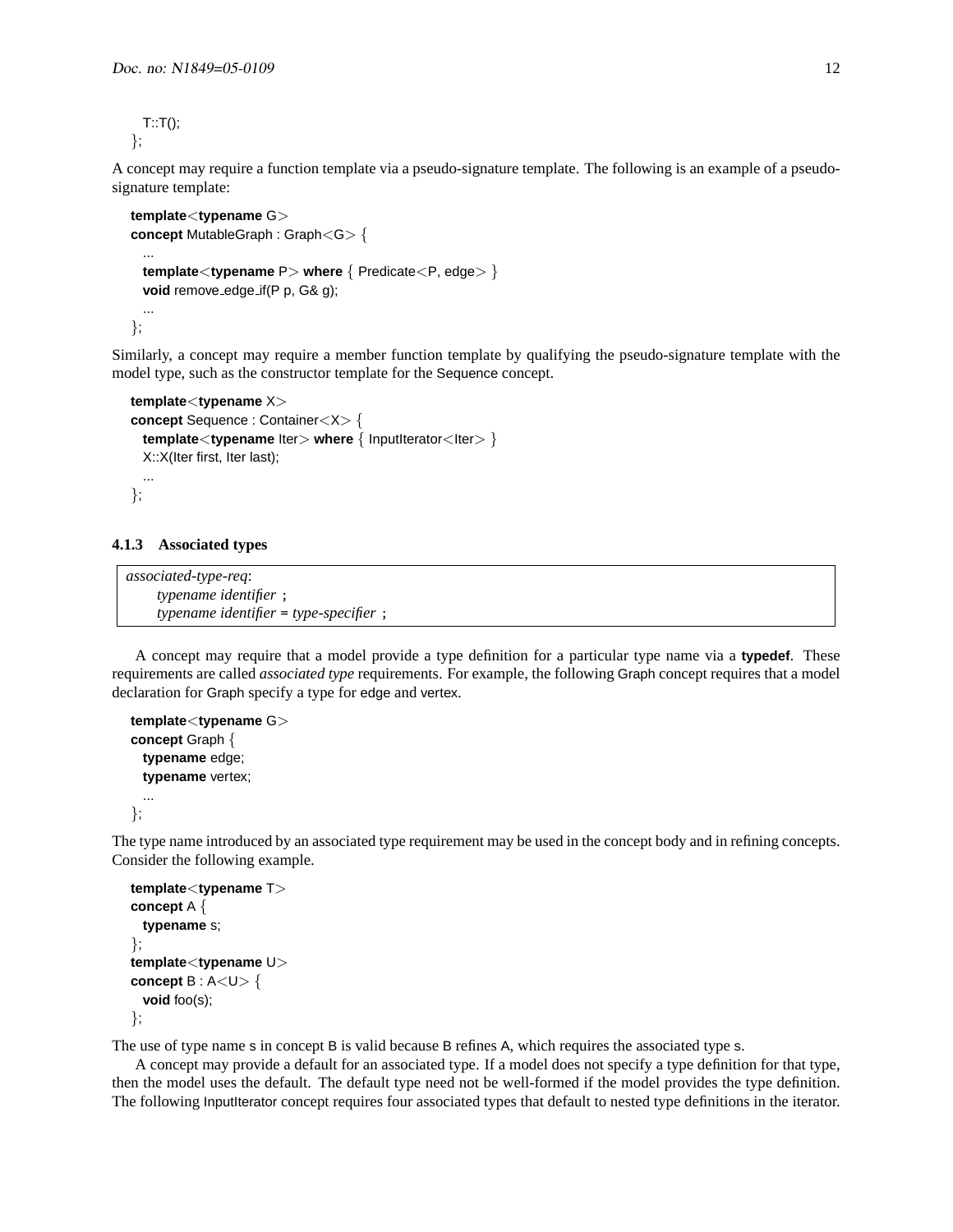```
  T::T();
};
```

A concept may require a function template via a pseudo-signature template. The following is an example of a pseudo-signature template:

```
template<typename G>
concept MutableGraph : Graph<G> {
  ...
  template<typename P> where { Predicate<P, edge> }
  void remove_edge_if(P p, G& g);
  ...
};
```

Similarly, a concept may require a member function template by qualifying the pseudo-signature template with the model type, such as the constructor template for the Sequence concept.

```
template<typename X>
concept Sequence : Container<X> {
  template<typename Iter> where { InputIterator<Iter> }
  X::X(Iter first, Iter last);
  ...
};
```

### 4.1.3 Associated types

| *associated-type-req*: |
|---|
| *typename identifier* **;** |
| *typename identifier* **=** *type-specifier* **;** |

A concept may require that a model provide a type definition for a particular type name via a **typedef**. These requirements are called *associated type* requirements. For example, the following Graph concept requires that a model declaration for Graph specify a type for edge and vertex.

```
template<typename G>
concept Graph {
  typename edge;
  typename vertex;
  ...
};
```

The type name introduced by an associated type requirement may be used in the concept body and in refining concepts. Consider the following example.

```
template<typename T>
concept A {
  typename s;
};
template<typename U>
concept B : A<U> {
  void foo(s);
};
```

The use of type name s in concept B is valid because B refines A, which requires the associated type s.

A concept may provide a default for an associated type. If a model does not specify a type definition for that type, then the model uses the default. The default type need not be well-formed if the model provides the type definition. The following InputIterator concept requires four associated types that default to nested type definitions in the iterator.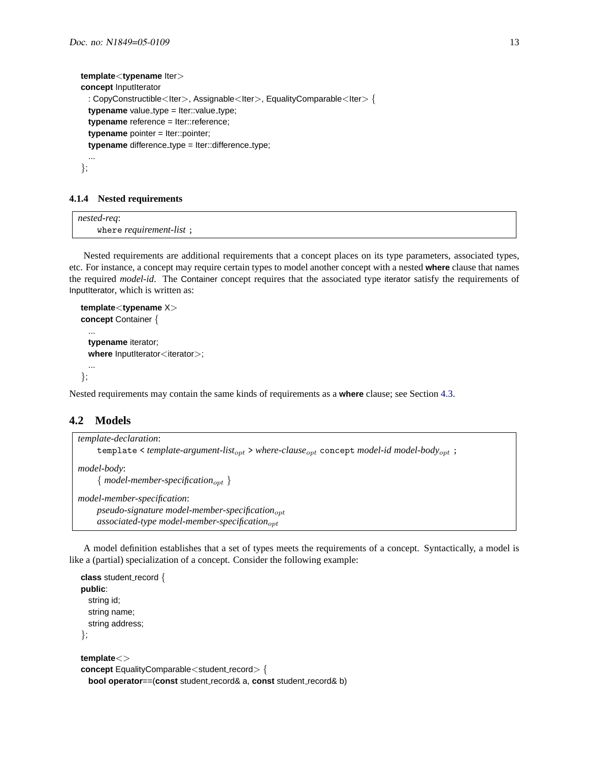```
template<typename Iter>
concept InputIterator
  : CopyConstructible<Iter>, Assignable<Iter>, EqualityComparable<Iter> {
  typename value_type = Iter::value_type;
  typename reference = Iter::reference;
  typename pointer = Iter::pointer;
  typename difference_type = Iter::difference_type;
  ...
};
```

### 4.1.4 Nested requirements

> *nested-req*:
> `where` *requirement-list* `;`

Nested requirements are additional requirements that a concept places on its type parameters, associated types, etc. For instance, a concept may require certain types to model another concept with a nested **where** clause that names the required *model-id*. The Container concept requires that the associated type iterator satisfy the requirements of InputIterator, which is written as:

```
template<typename X>
concept Container {
  ...
  typename iterator;
  where InputIterator<iterator>;
  ...
};
```

Nested requirements may contain the same kinds of requirements as a **where** clause; see Section 4.3.

## 4.2 Models

> *template-declaration*:
> `template <` *template-argument-list*$_{opt}$ `>` *where-clause*$_{opt}$ `concept` *model-id model-body*$_{opt}$ `;`
>
> *model-body*:
> { *model-member-specification*$_{opt}$ }
>
> *model-member-specification*:
> *pseudo-signature model-member-specification*$_{opt}$
> *associated-type model-member-specification*$_{opt}$

A model definition establishes that a set of types meets the requirements of a concept. Syntactically, a model is like a (partial) specialization of a concept. Consider the following example:

```
class student_record {
public:
  string id;
  string name;
  string address;
};

template<>
concept EqualityComparable<student_record> {
  bool operator==(const student_record& a, const student_record& b)
```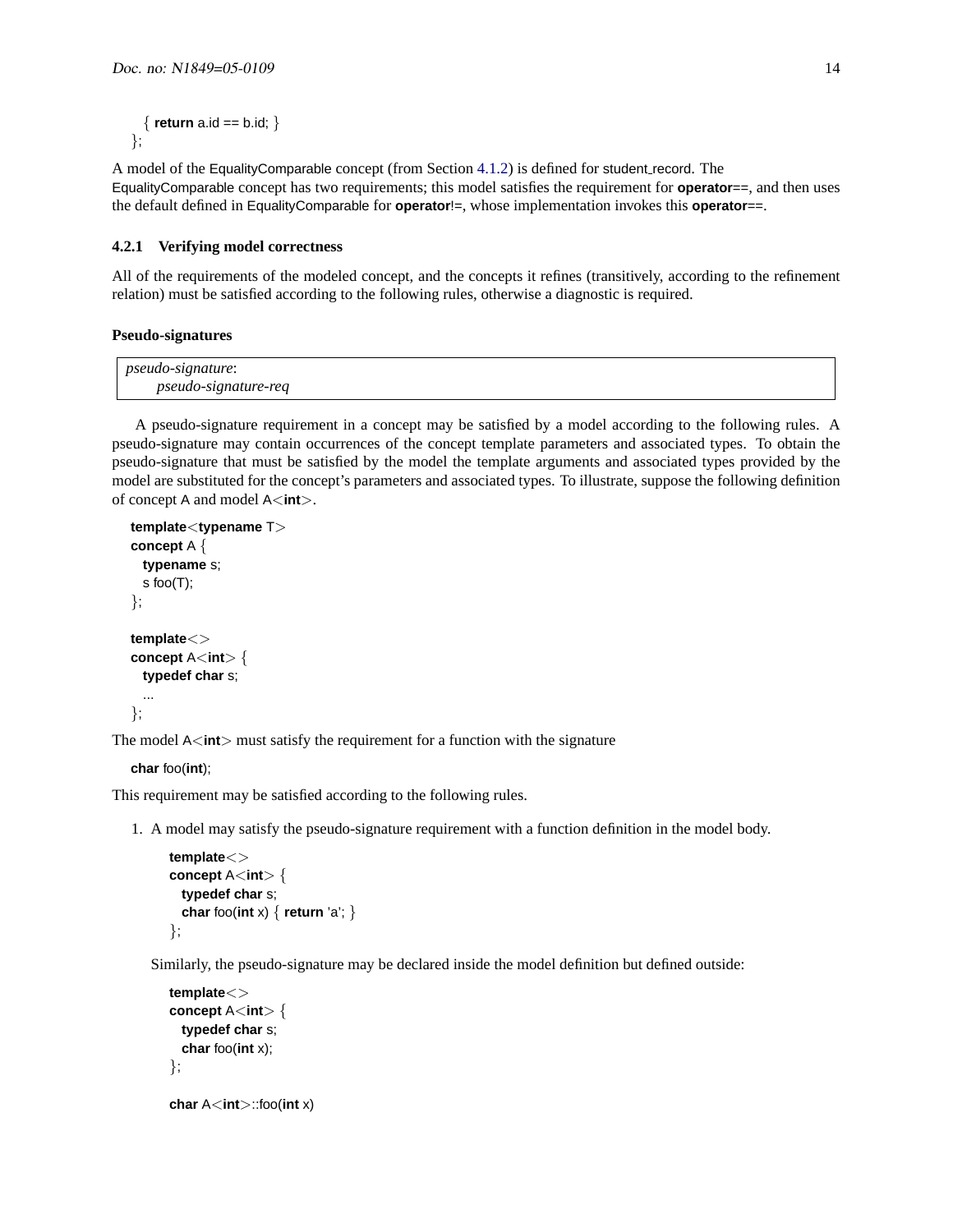```
  { return a.id == b.id; }
};
```

A model of the EqualityComparable concept (from Section 4.1.2) is defined for student_record. The EqualityComparable concept has two requirements; this model satisfies the requirement for **operator**==, and then uses the default defined in EqualityComparable for **operator**!=, whose implementation invokes this **operator**==.

### 4.2.1 Verifying model correctness

All of the requirements of the modeled concept, and the concepts it refines (transitively, according to the refinement relation) must be satisfied according to the following rules, otherwise a diagnostic is required.

#### Pseudo-signatures

> *pseudo-signature*:
> &nbsp;&nbsp;&nbsp;&nbsp;*pseudo-signature-req*

A pseudo-signature requirement in a concept may be satisfied by a model according to the following rules. A pseudo-signature may contain occurrences of the concept template parameters and associated types. To obtain the pseudo-signature that must be satisfied by the model the template arguments and associated types provided by the model are substituted for the concept's parameters and associated types. To illustrate, suppose the following definition of concept A and model A<**int**>.

```
template<typename T>
concept A {
  typename s;
  s foo(T);
};

template<>
concept A<int> {
  typedef char s;
  ...
};
```

The model A<**int**> must satisfy the requirement for a function with the signature

```
char foo(int);
```

This requirement may be satisfied according to the following rules.

1. A model may satisfy the pseudo-signature requirement with a function definition in the model body.

   ```
   template<>
   concept A<int> {
     typedef char s;
     char foo(int x) { return 'a'; }
   };
   ```

   Similarly, the pseudo-signature may be declared inside the model definition but defined outside:

   ```
   template<>
   concept A<int> {
     typedef char s;
     char foo(int x);
   };

   char A<int>::foo(int x)
   ```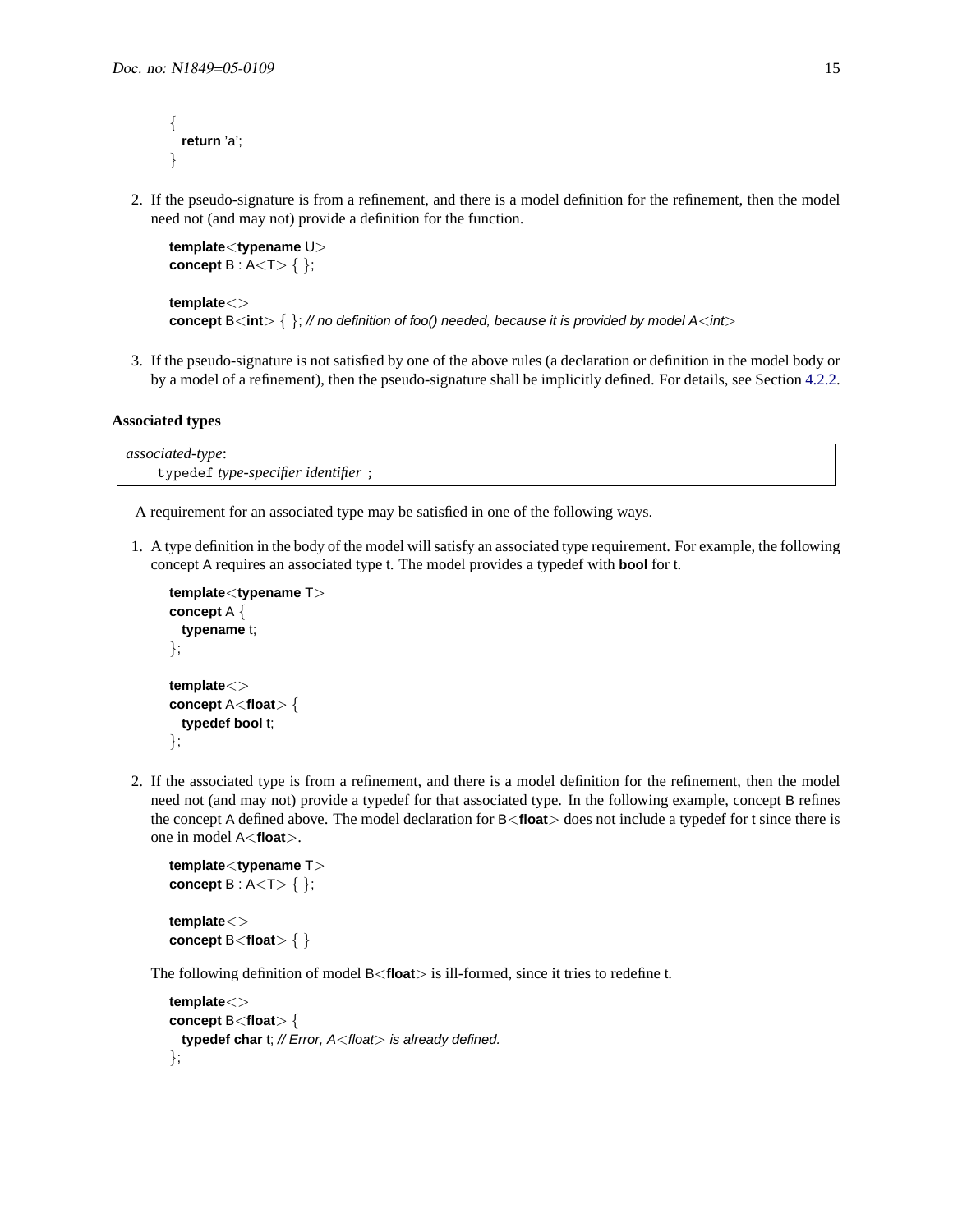```
{
  return 'a';
}
```

2. If the pseudo-signature is from a refinement, and there is a model definition for the refinement, then the model need not (and may not) provide a definition for the function.

```
template<typename U>
concept B : A<T> { };

template<>
concept B<int> { }; // no definition of foo() needed, because it is provided by model A<int>
```

3. If the pseudo-signature is not satisfied by one of the above rules (a declaration or definition in the model body or by a model of a refinement), then the pseudo-signature shall be implicitly defined. For details, see Section 4.2.2.

**Associated types**

> *associated-type*:
> `typedef` *type-specifier identifier* ;

A requirement for an associated type may be satisfied in one of the following ways.

1. A type definition in the body of the model will satisfy an associated type requirement. For example, the following concept A requires an associated type t. The model provides a typedef with **bool** for t.

```
template<typename T>
concept A {
  typename t;
};

template<>
concept A<float> {
  typedef bool t;
};
```

2. If the associated type is from a refinement, and there is a model definition for the refinement, then the model need not (and may not) provide a typedef for that associated type. In the following example, concept B refines the concept A defined above. The model declaration for B<**float**> does not include a typedef for t since there is one in model A<**float**>.

```
template<typename T>
concept B : A<T> { };

template<>
concept B<float> { }
```

The following definition of model B<**float**> is ill-formed, since it tries to redefine t.

```
template<>
concept B<float> {
  typedef char t; // Error, A<float> is already defined.
};
```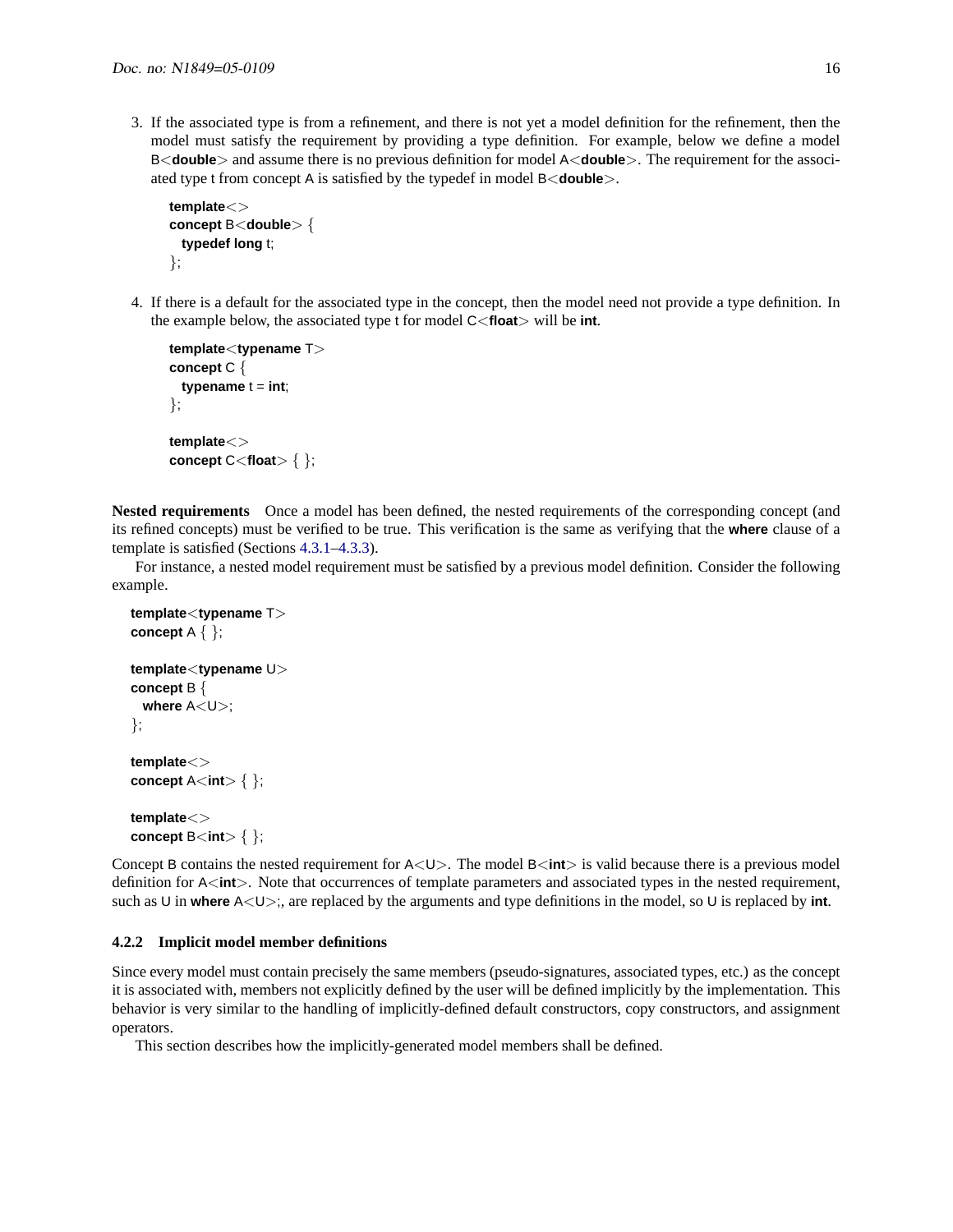3. If the associated type is from a refinement, and there is not yet a model definition for the refinement, then the model must satisfy the requirement by providing a type definition. For example, below we define a model B<**double**> and assume there is no previous definition for model A<**double**>. The requirement for the associated type t from concept A is satisfied by the typedef in model B<**double**>.

   ```
   template<>
   concept B<double> {
     typedef long t;
   };
   ```

4. If there is a default for the associated type in the concept, then the model need not provide a type definition. In the example below, the associated type t for model C<**float**> will be **int**.

   ```
   template<typename T>
   concept C {
     typename t = int;
   };

   template<>
   concept C<float> { };
   ```

**Nested requirements** Once a model has been defined, the nested requirements of the corresponding concept (and its refined concepts) must be verified to be true. This verification is the same as verifying that the **where** clause of a template is satisfied (Sections 4.3.1–4.3.3).

For instance, a nested model requirement must be satisfied by a previous model definition. Consider the following example.

```
template<typename T>
concept A { };

template<typename U>
concept B {
  where A<U>;
};

template<>
concept A<int> { };

template<>
concept B<int> { };
```

Concept B contains the nested requirement for A<U>. The model B<**int**> is valid because there is a previous model definition for A<**int**>. Note that occurrences of template parameters and associated types in the nested requirement, such as U in **where** A<U>;, are replaced by the arguments and type definitions in the model, so U is replaced by **int**.

### 4.2.2 Implicit model member definitions

Since every model must contain precisely the same members (pseudo-signatures, associated types, etc.) as the concept it is associated with, members not explicitly defined by the user will be defined implicitly by the implementation. This behavior is very similar to the handling of implicitly-defined default constructors, copy constructors, and assignment operators.

This section describes how the implicitly-generated model members shall be defined.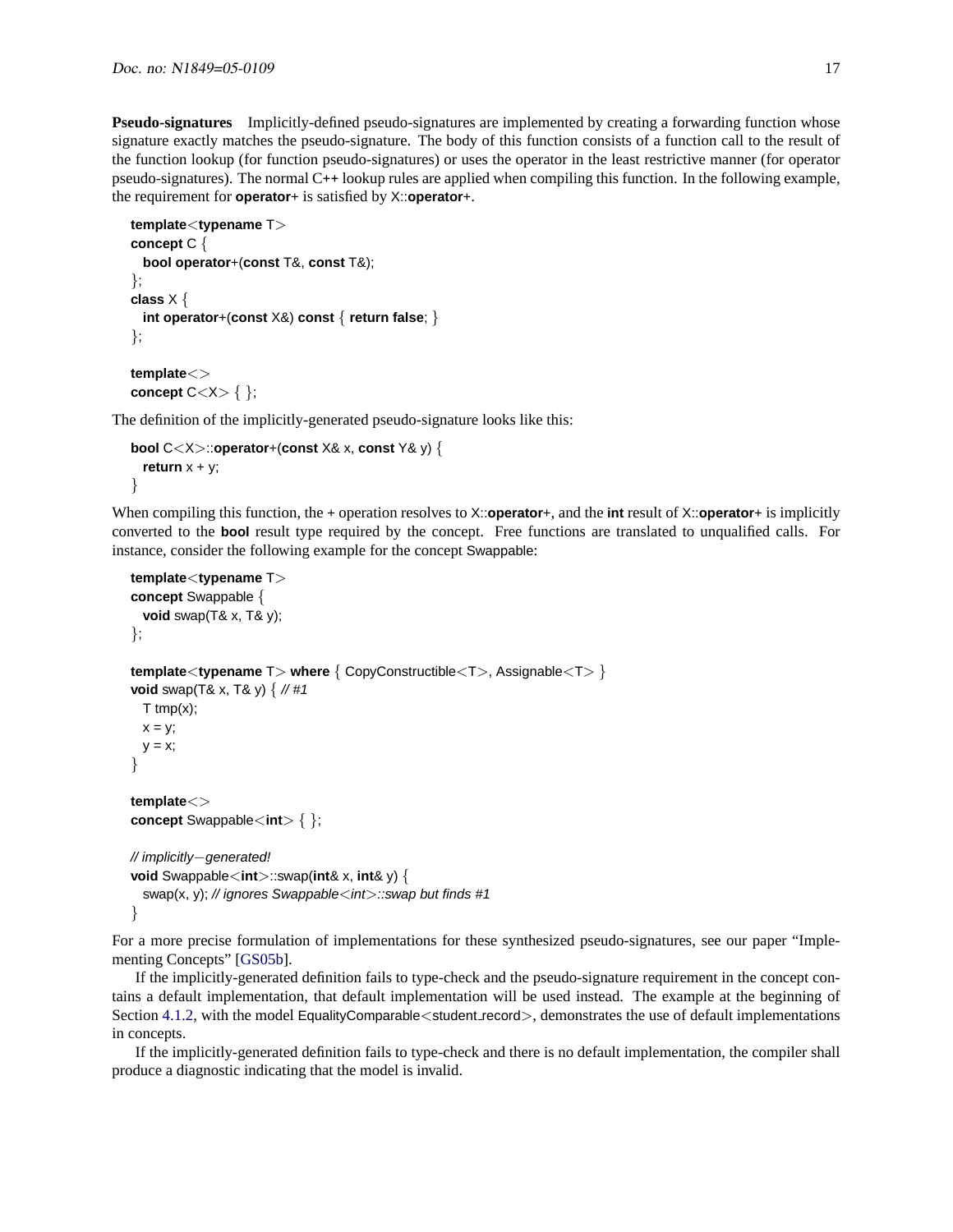**Pseudo-signatures** Implicitly-defined pseudo-signatures are implemented by creating a forwarding function whose signature exactly matches the pseudo-signature. The body of this function consists of a function call to the result of the function lookup (for function pseudo-signatures) or uses the operator in the least restrictive manner (for operator pseudo-signatures). The normal C++ lookup rules are applied when compiling this function. In the following example, the requirement for **operator**+ is satisfied by X::**operator**+.

```
template<typename T>
concept C {
  bool operator+(const T&, const T&);
};
class X {
  int operator+(const X&) const { return false; }
};

template<>
concept C<X> { };
```

The definition of the implicitly-generated pseudo-signature looks like this:

```
bool C<X>::operator+(const X& x, const Y& y) {
  return x + y;
}
```

When compiling this function, the + operation resolves to X::**operator**+, and the **int** result of X::**operator**+ is implicitly converted to the **bool** result type required by the concept. Free functions are translated to unqualified calls. For instance, consider the following example for the concept Swappable:

```
template<typename T>
concept Swappable {
  void swap(T& x, T& y);
};

template<typename T> where { CopyConstructible<T>, Assignable<T> }
void swap(T& x, T& y) { // #1
  T tmp(x);
  x = y;
  y = x;
}

template<>
concept Swappable<int> { };

// implicitly−generated!
void Swappable<int>::swap(int& x, int& y) {
  swap(x, y); // ignores Swappable<int>::swap but finds #1
}
```

For a more precise formulation of implementations for these synthesized pseudo-signatures, see our paper "Implementing Concepts" [GS05b].

If the implicitly-generated definition fails to type-check and the pseudo-signature requirement in the concept contains a default implementation, that default implementation will be used instead. The example at the beginning of Section 4.1.2, with the model EqualityComparable<student_record>, demonstrates the use of default implementations in concepts.

If the implicitly-generated definition fails to type-check and there is no default implementation, the compiler shall produce a diagnostic indicating that the model is invalid.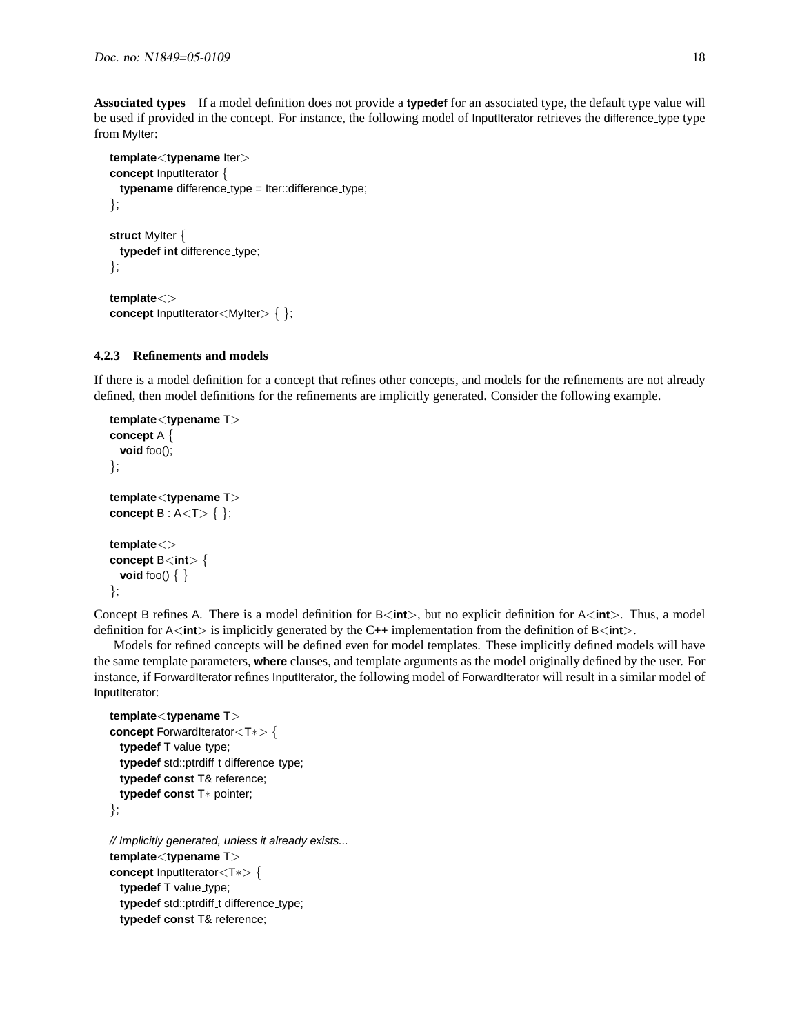**Associated types** If a model definition does not provide a **typedef** for an associated type, the default type value will be used if provided in the concept. For instance, the following model of InputIterator retrieves the difference_type type from MyIter:

```
template<typename Iter>
concept InputIterator {
  typename difference_type = Iter::difference_type;
};

struct MyIter {
  typedef int difference_type;
};

template<>
concept InputIterator<MyIter> { };
```

### 4.2.3 Refinements and models

If there is a model definition for a concept that refines other concepts, and models for the refinements are not already defined, then model definitions for the refinements are implicitly generated. Consider the following example.

```
template<typename T>
concept A {
  void foo();
};

template<typename T>
concept B : A<T> { };

template<>
concept B<int> {
  void foo() { }
};
```

Concept B refines A. There is a model definition for B<**int**>, but no explicit definition for A<**int**>. Thus, a model definition for A<**int**> is implicitly generated by the C++ implementation from the definition of B<**int**>.

Models for refined concepts will be defined even for model templates. These implicitly defined models will have the same template parameters, **where** clauses, and template arguments as the model originally defined by the user. For instance, if ForwardIterator refines InputIterator, the following model of ForwardIterator will result in a similar model of InputIterator:

```
template<typename T>
concept ForwardIterator<T*> {
  typedef T value_type;
  typedef std::ptrdiff_t difference_type;
  typedef const T& reference;
  typedef const T* pointer;
};

// Implicitly generated, unless it already exists...
template<typename T>
concept InputIterator<T*> {
  typedef T value_type;
  typedef std::ptrdiff_t difference_type;
  typedef const T& reference;
```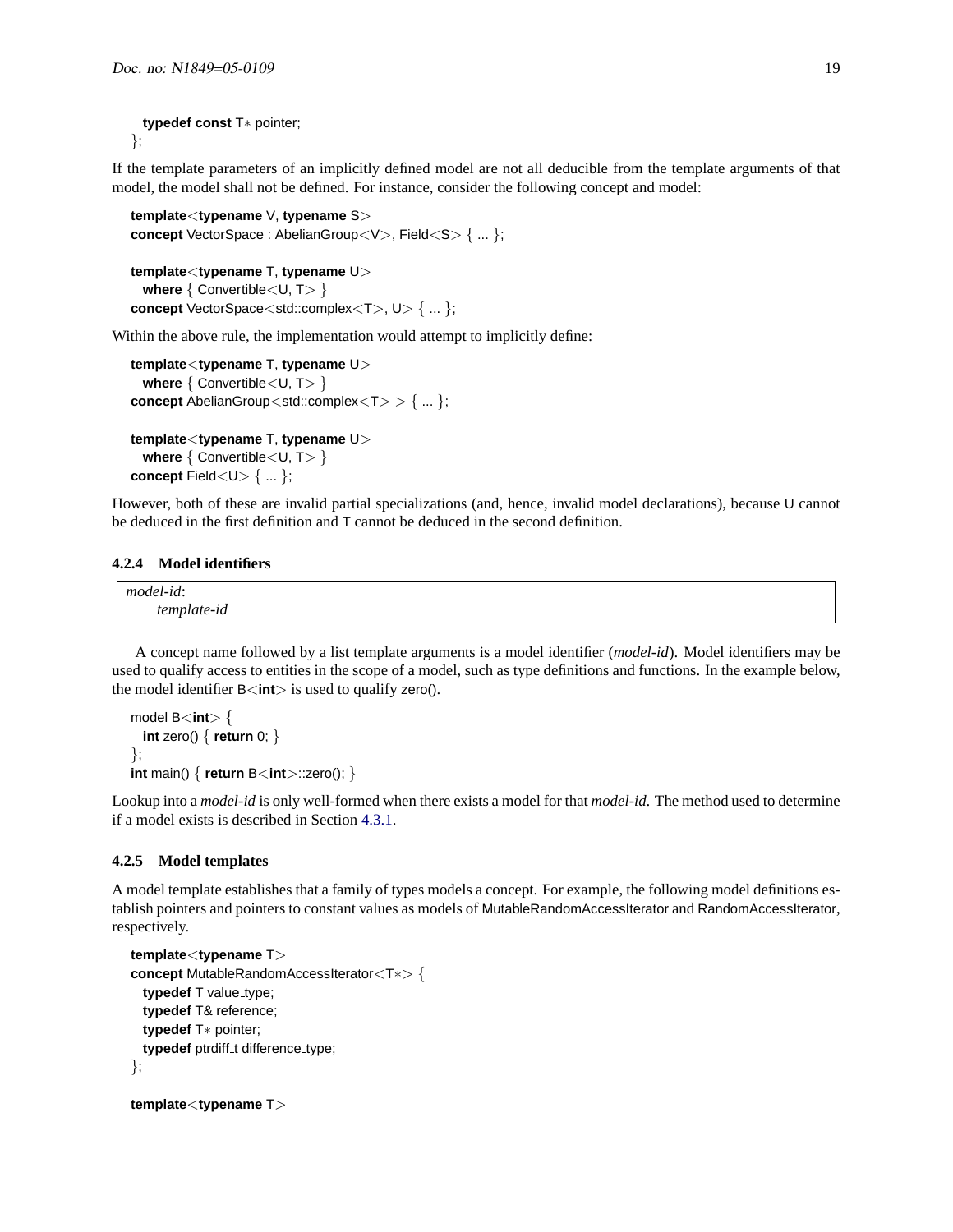```
  typedef const T* pointer;
};
```

If the template parameters of an implicitly defined model are not all deducible from the template arguments of that model, the model shall not be defined. For instance, consider the following concept and model:

```
template<typename V, typename S>
concept VectorSpace : AbelianGroup<V>, Field<S> { ... };

template<typename T, typename U>
  where { Convertible<U, T> }
concept VectorSpace<std::complex<T>, U> { ... };
```

Within the above rule, the implementation would attempt to implicitly define:

```
template<typename T, typename U>
  where { Convertible<U, T> }
concept AbelianGroup<std::complex<T> > { ... };

template<typename T, typename U>
  where { Convertible<U, T> }
concept Field<U> { ... };
```

However, both of these are invalid partial specializations (and, hence, invalid model declarations), because U cannot be deduced in the first definition and T cannot be deduced in the second definition.

### 4.2.4 Model identifiers

*model-id*:
    *template-id*

A concept name followed by a list template arguments is a model identifier (*model-id*). Model identifiers may be used to qualify access to entities in the scope of a model, such as type definitions and functions. In the example below, the model identifier B<int> is used to qualify zero().

```
model B<int> {
  int zero() { return 0; }
};
int main() { return B<int>::zero(); }
```

Lookup into a *model-id* is only well-formed when there exists a model for that *model-id*. The method used to determine if a model exists is described in Section 4.3.1.

### 4.2.5 Model templates

A model template establishes that a family of types models a concept. For example, the following model definitions establish pointers and pointers to constant values as models of MutableRandomAccessIterator and RandomAccessIterator, respectively.

```
template<typename T>
concept MutableRandomAccessIterator<T*> {
  typedef T value_type;
  typedef T& reference;
  typedef T* pointer;
  typedef ptrdiff_t difference_type;
};

template<typename T>
```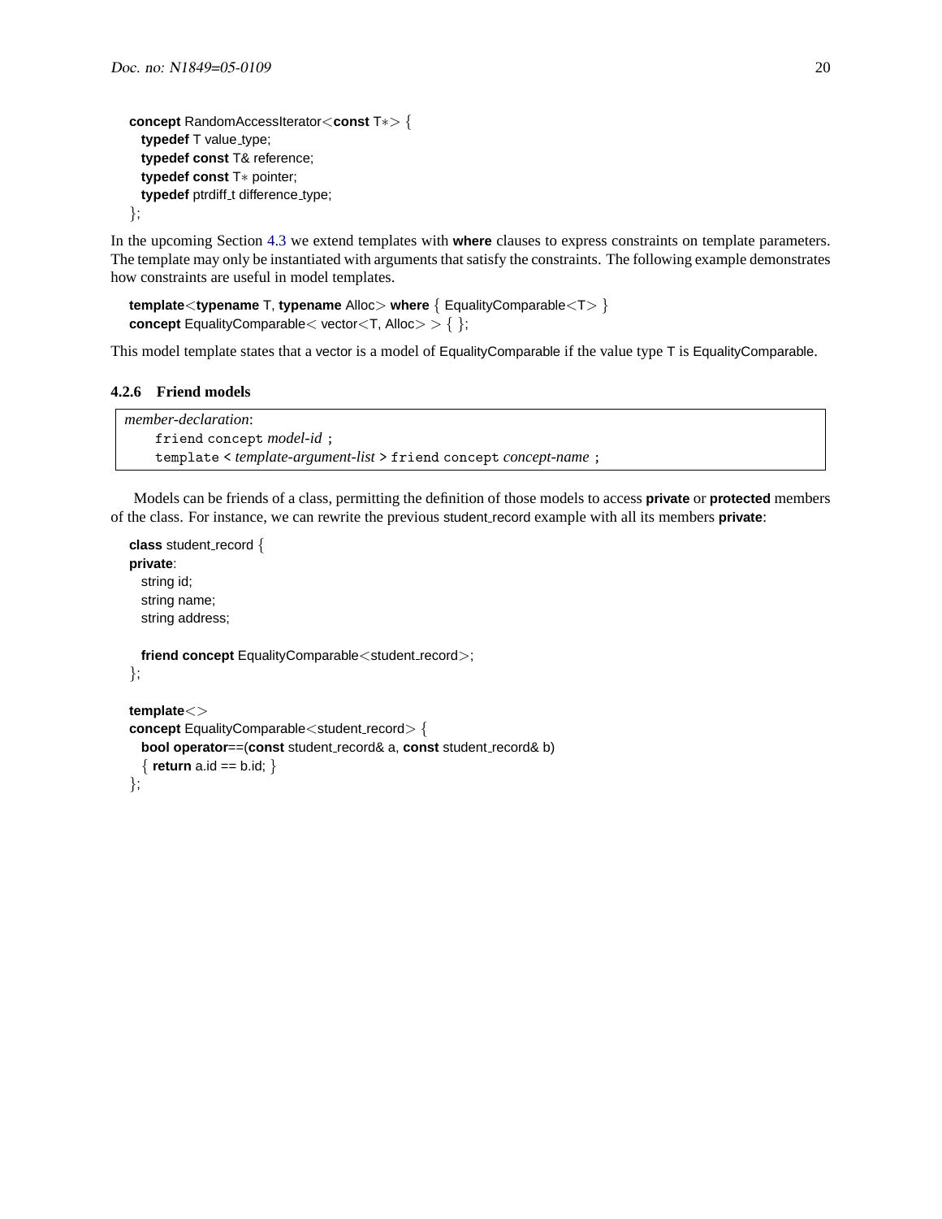```
concept RandomAccessIterator<const T*> {
  typedef T value_type;
  typedef const T& reference;
  typedef const T* pointer;
  typedef ptrdiff_t difference_type;
};
```

In the upcoming Section 4.3 we extend templates with **where** clauses to express constraints on template parameters. The template may only be instantiated with arguments that satisfy the constraints. The following example demonstrates how constraints are useful in model templates.

```
template<typename T, typename Alloc> where { EqualityComparable<T> }
concept EqualityComparable< vector<T, Alloc> > { };
```

This model template states that a vector is a model of EqualityComparable if the value type T is EqualityComparable.

#### 4.2.6 Friend models

> *member-declaration*:
> `friend concept` *model-id* `;`
> `template <` *template-argument-list* `> friend concept` *concept-name* `;`

Models can be friends of a class, permitting the definition of those models to access **private** or **protected** members of the class. For instance, we can rewrite the previous student_record example with all its members **private**:

```
class student_record {
private:
  string id;
  string name;
  string address;

  friend concept EqualityComparable<student_record>;
};

template<>
concept EqualityComparable<student_record> {
  bool operator==(const student_record& a, const student_record& b)
  { return a.id == b.id; }
};
```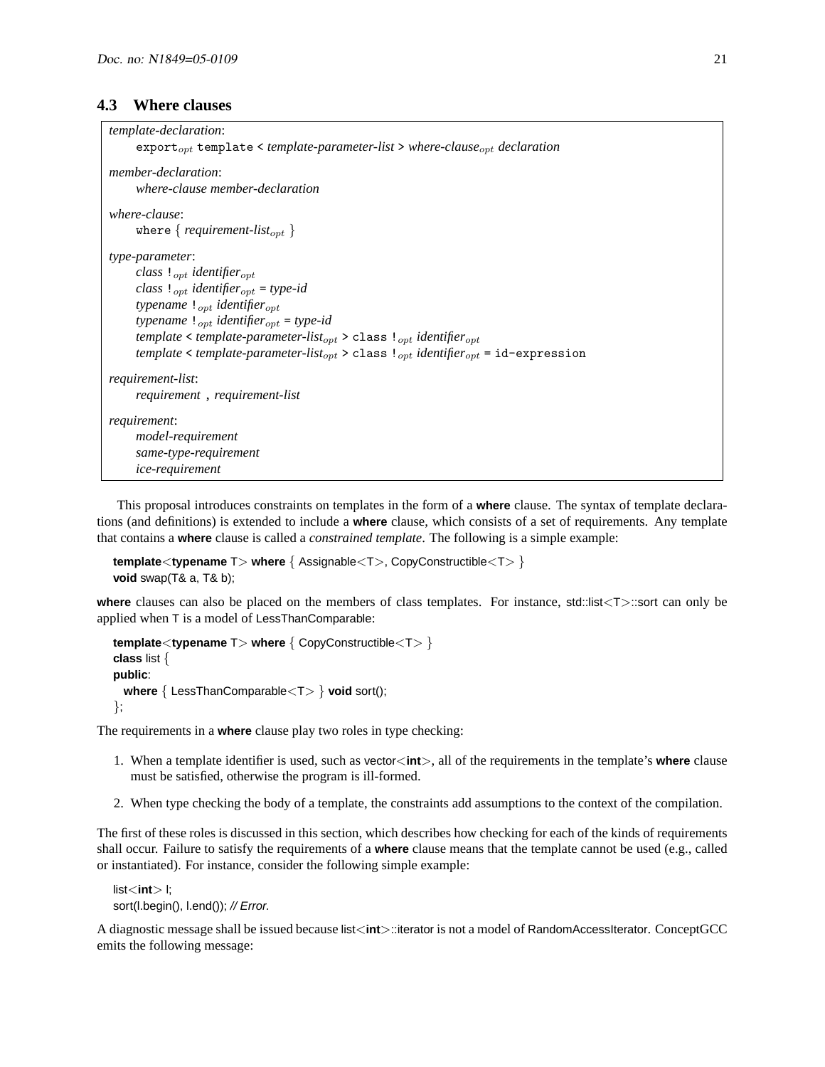### 4.3 Where clauses

```
template-declaration:
    export_opt template < template-parameter-list > where-clause_opt declaration

member-declaration:
    where-clause member-declaration

where-clause:
    where { requirement-list_opt }

type-parameter:
    class !_opt identifier_opt
    class !_opt identifier_opt = type-id
    typename !_opt identifier_opt
    typename !_opt identifier_opt = type-id
    template < template-parameter-list_opt > class !_opt identifier_opt
    template < template-parameter-list_opt > class !_opt identifier_opt = id-expression

requirement-list:
    requirement , requirement-list

requirement:
    model-requirement
    same-type-requirement
    ice-requirement
```

This proposal introduces constraints on templates in the form of a **where** clause. The syntax of template declarations (and definitions) is extended to include a **where** clause, which consists of a set of requirements. Any template that contains a **where** clause is called a *constrained template*. The following is a simple example:

```
template<typename T> where { Assignable<T>, CopyConstructible<T> }
void swap(T& a, T& b);
```

**where** clauses can also be placed on the members of class templates. For instance, std::list<T>::sort can only be applied when T is a model of LessThanComparable:

```
template<typename T> where { CopyConstructible<T> }
class list {
public:
  where { LessThanComparable<T> } void sort();
};
```

The requirements in a **where** clause play two roles in type checking:

1. When a template identifier is used, such as vector<**int**>, all of the requirements in the template's **where** clause must be satisfied, otherwise the program is ill-formed.
2. When type checking the body of a template, the constraints add assumptions to the context of the compilation.

The first of these roles is discussed in this section, which describes how checking for each of the kinds of requirements shall occur. Failure to satisfy the requirements of a **where** clause means that the template cannot be used (e.g., called or instantiated). For instance, consider the following simple example:

```
list<int> l;
sort(l.begin(), l.end()); // Error.
```

A diagnostic message shall be issued because list<**int**>::iterator is not a model of RandomAccessIterator. ConceptGCC emits the following message: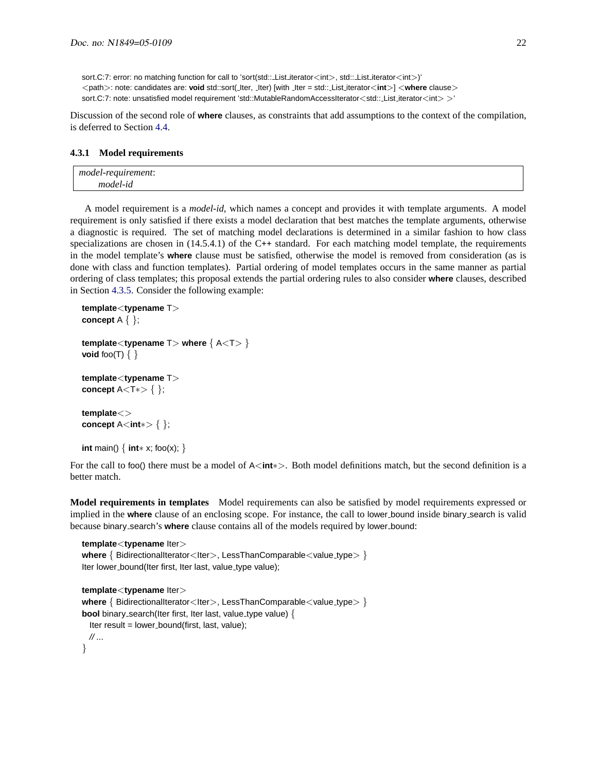```
sort.C:7: error: no matching function for call to 'sort(std::_List_iterator<int>, std::_List_iterator<int>)'
<path>: note: candidates are: void std::sort(_Iter, _Iter) [with _Iter = std::_List_iterator<int>] <where clause>
sort.C:7: note: unsatisfied model requirement 'std::MutableRandomAccessIterator<std::_List_iterator<int> >'
```

Discussion of the second role of **where** clauses, as constraints that add assumptions to the context of the compilation, is deferred to Section 4.4.

#### 4.3.1 Model requirements

> *model-requirement*:
> &nbsp;&nbsp;&nbsp;&nbsp;*model-id*

A model requirement is a *model-id*, which names a concept and provides it with template arguments. A model requirement is only satisfied if there exists a model declaration that best matches the template arguments, otherwise a diagnostic is required. The set of matching model declarations is determined in a similar fashion to how class specializations are chosen in (14.5.4.1) of the C++ standard. For each matching model template, the requirements in the model template's **where** clause must be satisfied, otherwise the model is removed from consideration (as is done with class and function templates). Partial ordering of model templates occurs in the same manner as partial ordering of class templates; this proposal extends the partial ordering rules to also consider **where** clauses, described in Section 4.3.5. Consider the following example:

```
template<typename T>
concept A { };

template<typename T> where { A<T> }
void foo(T) { }

template<typename T>
concept A<T*> { };

template<>
concept A<int*> { };

int main() { int* x; foo(x); }
```

For the call to foo() there must be a model of A<**int**∗>. Both model definitions match, but the second definition is a better match.

**Model requirements in templates** Model requirements can also be satisfied by model requirements expressed or implied in the **where** clause of an enclosing scope. For instance, the call to lower_bound inside binary_search is valid because binary_search's **where** clause contains all of the models required by lower_bound:

```
template<typename Iter>
where { BidirectionalIterator<Iter>, LessThanComparable<value_type> }
Iter lower_bound(Iter first, Iter last, value_type value);

template<typename Iter>
where { BidirectionalIterator<Iter>, LessThanComparable<value_type> }
bool binary_search(Iter first, Iter last, value_type value) {
  Iter result = lower_bound(first, last, value);
  // ...
}
```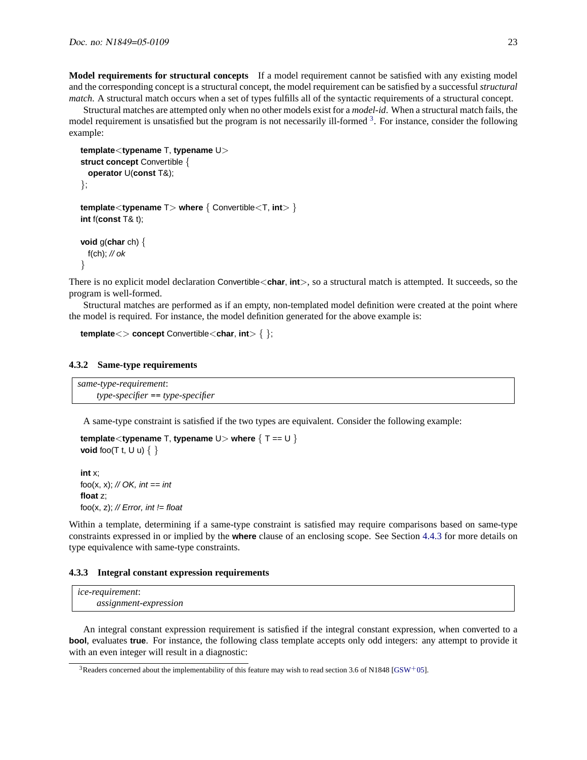**Model requirements for structural concepts** If a model requirement cannot be satisfied with any existing model and the corresponding concept is a structural concept, the model requirement can be satisfied by a successful *structural match*. A structural match occurs when a set of types fulfills all of the syntactic requirements of a structural concept.

Structural matches are attempted only when no other models exist for a *model-id*. When a structural match fails, the model requirement is unsatisfied but the program is not necessarily ill-formed [3]. For instance, consider the following example:

```
template<typename T, typename U>
struct concept Convertible {
  operator U(const T&);
};

template<typename T> where { Convertible<T, int> }
int f(const T& t);

void g(char ch) {
  f(ch); // ok
}
```

There is no explicit model declaration Convertible<**char**, **int**>, so a structural match is attempted. It succeeds, so the program is well-formed.

Structural matches are performed as if an empty, non-templated model definition were created at the point where the model is required. For instance, the model definition generated for the above example is:

```
template<> concept Convertible<char, int> { };
```

### 4.3.2 Same-type requirements

| *same-type-requirement*: <br> *type-specifier* == *type-specifier* |
|---|

A same-type constraint is satisfied if the two types are equivalent. Consider the following example:

```
template<typename T, typename U> where { T == U }
void foo(T t, U u) { }

int x;
foo(x, x); // OK, int == int
float z;
foo(x, z); // Error, int != float
```

Within a template, determining if a same-type constraint is satisfied may require comparisons based on same-type constraints expressed in or implied by the **where** clause of an enclosing scope. See Section 4.4.3 for more details on type equivalence with same-type constraints.

### 4.3.3 Integral constant expression requirements

| *ice-requirement*: <br> *assignment-expression* |
|---|

An integral constant expression requirement is satisfied if the integral constant expression, when converted to a **bool**, evaluates **true**. For instance, the following class template accepts only odd integers: any attempt to provide it with an even integer will result in a diagnostic:

[3] Readers concerned about the implementability of this feature may wish to read section 3.6 of N1848 [GSW+05].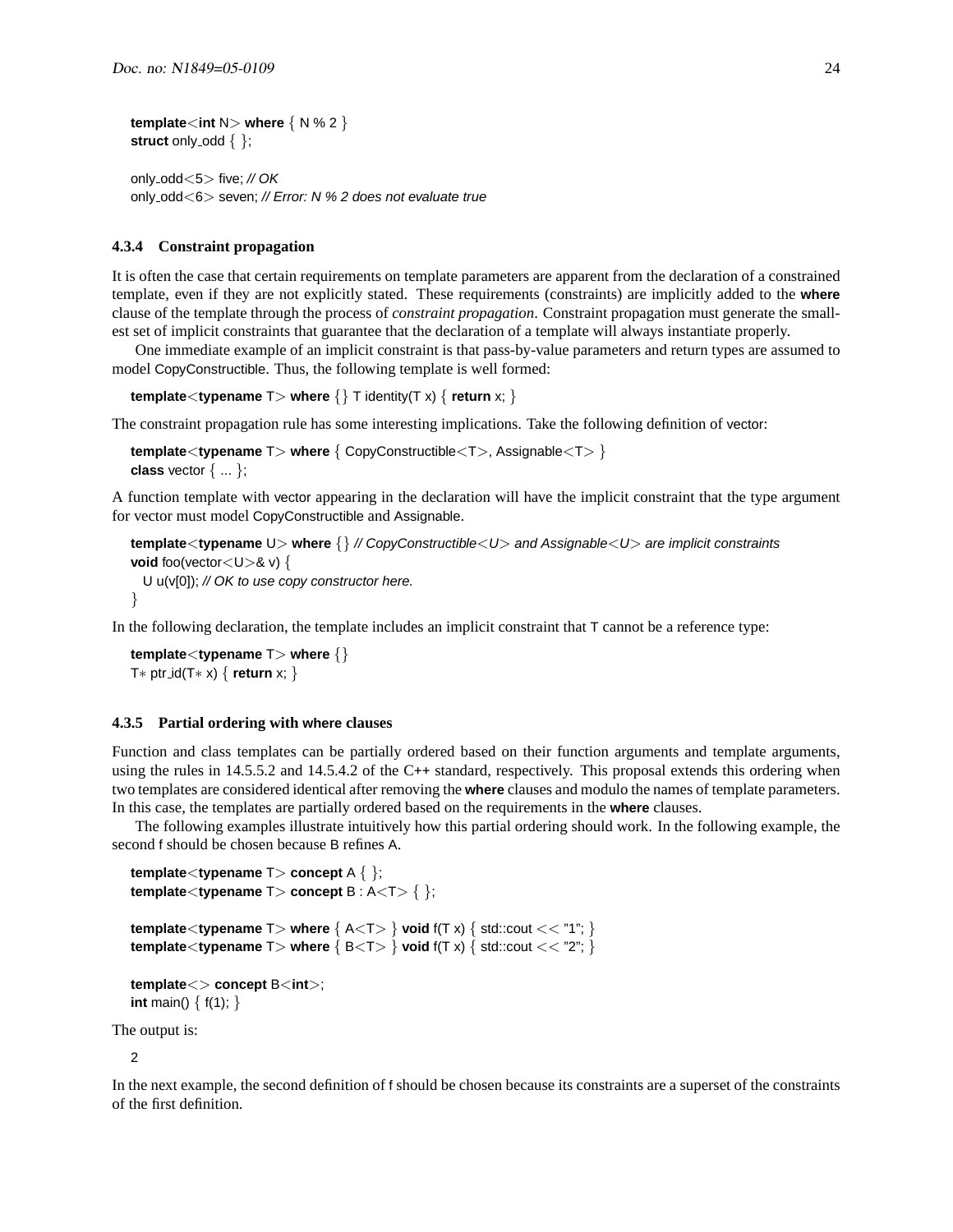```
template<int N> where { N % 2 }
struct only_odd { };

only_odd<5> five; // OK
only_odd<6> seven; // Error: N % 2 does not evaluate true
```

#### 4.3.4 Constraint propagation

It is often the case that certain requirements on template parameters are apparent from the declaration of a constrained template, even if they are not explicitly stated. These requirements (constraints) are implicitly added to the **where** clause of the template through the process of *constraint propagation*. Constraint propagation must generate the smallest set of implicit constraints that guarantee that the declaration of a template will always instantiate properly.

One immediate example of an implicit constraint is that pass-by-value parameters and return types are assumed to model CopyConstructible. Thus, the following template is well formed:

```
template<typename T> where {} T identity(T x) { return x; }
```

The constraint propagation rule has some interesting implications. Take the following definition of vector:

```
template<typename T> where { CopyConstructible<T>, Assignable<T> }
class vector { ... };
```

A function template with vector appearing in the declaration will have the implicit constraint that the type argument for vector must model CopyConstructible and Assignable.

```
template<typename U> where {} // CopyConstructible<U> and Assignable<U> are implicit constraints
void foo(vector<U>& v) {
  U u(v[0]); // OK to use copy constructor here.
}
```

In the following declaration, the template includes an implicit constraint that T cannot be a reference type:

```
template<typename T> where {}
T* ptr_id(T* x) { return x; }
```

#### 4.3.5 Partial ordering with where clauses

Function and class templates can be partially ordered based on their function arguments and template arguments, using the rules in 14.5.5.2 and 14.5.4.2 of the C++ standard, respectively. This proposal extends this ordering when two templates are considered identical after removing the **where** clauses and modulo the names of template parameters. In this case, the templates are partially ordered based on the requirements in the **where** clauses.

The following examples illustrate intuitively how this partial ordering should work. In the following example, the second f should be chosen because B refines A.

```
template<typename T> concept A { };
template<typename T> concept B : A<T> { };

template<typename T> where { A<T> } void f(T x) { std::cout << "1"; }
template<typename T> where { B<T> } void f(T x) { std::cout << "2"; }

template<> concept B<int>;
int main() { f(1); }
```

The output is:

```
2
```

In the next example, the second definition of f should be chosen because its constraints are a superset of the constraints of the first definition.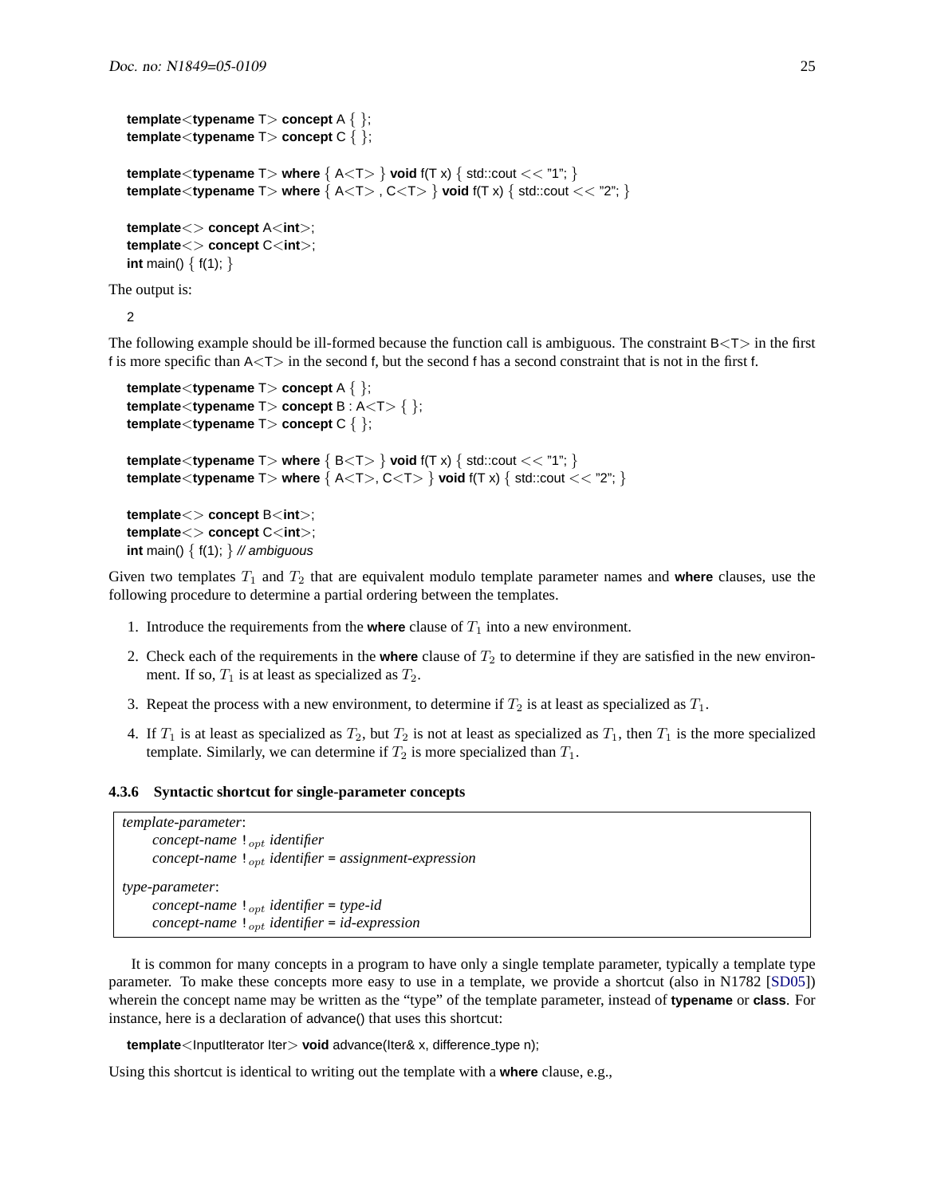```
template<typename T> concept A { };
template<typename T> concept C { };

template<typename T> where { A<T> } void f(T x) { std::cout << "1"; }
template<typename T> where { A<T> , C<T> } void f(T x) { std::cout << "2"; }

template<> concept A<int>;
template<> concept C<int>;
int main() { f(1); }
```

The output is:

```
2
```

The following example should be ill-formed because the function call is ambiguous. The constraint B<T> in the first f is more specific than A<T> in the second f, but the second f has a second constraint that is not in the first f.

```
template<typename T> concept A { };
template<typename T> concept B : A<T> { };
template<typename T> concept C { };

template<typename T> where { B<T> } void f(T x) { std::cout << "1"; }
template<typename T> where { A<T>, C<T> } void f(T x) { std::cout << "2"; }

template<> concept B<int>;
template<> concept C<int>;
int main() { f(1); } // ambiguous
```

Given two templates $T_1$ and $T_2$ that are equivalent modulo template parameter names and **where** clauses, use the following procedure to determine a partial ordering between the templates.

1. Introduce the requirements from the **where** clause of $T_1$ into a new environment.
2. Check each of the requirements in the **where** clause of $T_2$ to determine if they are satisfied in the new environment. If so, $T_1$ is at least as specialized as $T_2$.
3. Repeat the process with a new environment, to determine if $T_2$ is at least as specialized as $T_1$.
4. If $T_1$ is at least as specialized as $T_2$, but $T_2$ is not at least as specialized as $T_1$, then $T_1$ is the more specialized template. Similarly, we can determine if $T_2$ is more specialized than $T_1$.

### 4.3.6 Syntactic shortcut for single-parameter concepts

*template-parameter*:
  *concept-name* !$_{opt}$ *identifier*
  *concept-name* !$_{opt}$ *identifier* = *assignment-expression*

*type-parameter*:
  *concept-name* !$_{opt}$ *identifier* = *type-id*
  *concept-name* !$_{opt}$ *identifier* = *id-expression*

It is common for many concepts in a program to have only a single template parameter, typically a template type parameter. To make these concepts more easy to use in a template, we provide a shortcut (also in N1782 [SD05]) wherein the concept name may be written as the "type" of the template parameter, instead of **typename** or **class**. For instance, here is a declaration of advance() that uses this shortcut:

```
template<InputIterator Iter> void advance(Iter& x, difference_type n);
```

Using this shortcut is identical to writing out the template with a **where** clause, e.g.,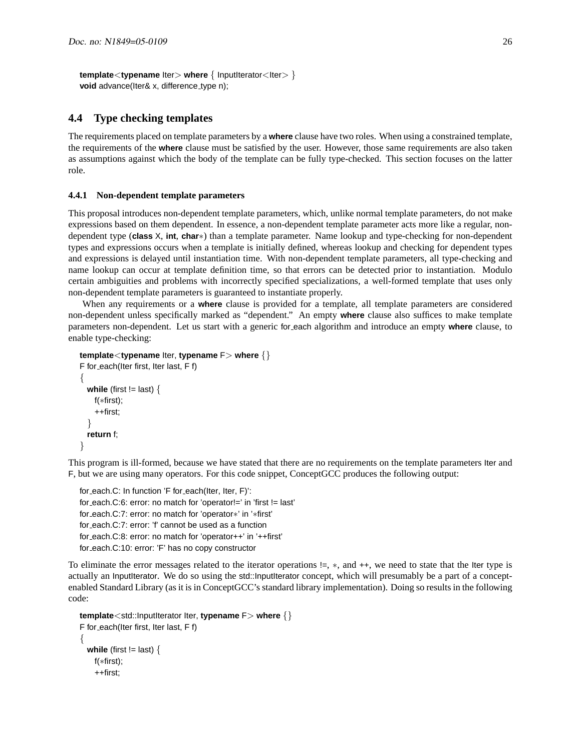```
template<typename Iter> where { InputIterator<Iter> }
void advance(Iter& x, difference_type n);
```

## 4.4 Type checking templates

The requirements placed on template parameters by a **where** clause have two roles. When using a constrained template, the requirements of the **where** clause must be satisfied by the user. However, those same requirements are also taken as assumptions against which the body of the template can be fully type-checked. This section focuses on the latter role.

### 4.4.1 Non-dependent template parameters

This proposal introduces non-dependent template parameters, which, unlike normal template parameters, do not make expressions based on them dependent. In essence, a non-dependent template parameter acts more like a regular, non-dependent type (**class** X, **int**, **char**∗) than a template parameter. Name lookup and type-checking for non-dependent types and expressions occurs when a template is initially defined, whereas lookup and checking for dependent types and expressions is delayed until instantiation time. With non-dependent template parameters, all type-checking and name lookup can occur at template definition time, so that errors can be detected prior to instantiation. Modulo certain ambiguities and problems with incorrectly specified specializations, a well-formed template that uses only non-dependent template parameters is guaranteed to instantiate properly.

When any requirements or a **where** clause is provided for a template, all template parameters are considered non-dependent unless specifically marked as "dependent." An empty **where** clause also suffices to make template parameters non-dependent. Let us start with a generic for_each algorithm and introduce an empty **where** clause, to enable type-checking:

```
template<typename Iter, typename F> where {}
F for_each(Iter first, Iter last, F f)
{
  while (first != last) {
    f(*first);
    ++first;
  }
  return f;
}
```

This program is ill-formed, because we have stated that there are no requirements on the template parameters Iter and F, but we are using many operators. For this code snippet, ConceptGCC produces the following output:

```
for_each.C: In function 'F for_each(Iter, Iter, F)':
for_each.C:6: error: no match for 'operator!=' in 'first != last'
for_each.C:7: error: no match for 'operator*' in '*first'
for_each.C:7: error: 'f' cannot be used as a function
for_each.C:8: error: no match for 'operator++' in '++first'
for_each.C:10: error: 'F' has no copy constructor
```

To eliminate the error messages related to the iterator operations !=, ∗, and ++, we need to state that the Iter type is actually an InputIterator. We do so using the std::InputIterator concept, which will presumably be a part of a concept-enabled Standard Library (as it is in ConceptGCC's standard library implementation). Doing so results in the following code:

```
template<std::InputIterator Iter, typename F> where {}
F for_each(Iter first, Iter last, F f)
{
  while (first != last) {
    f(*first);
    ++first;
```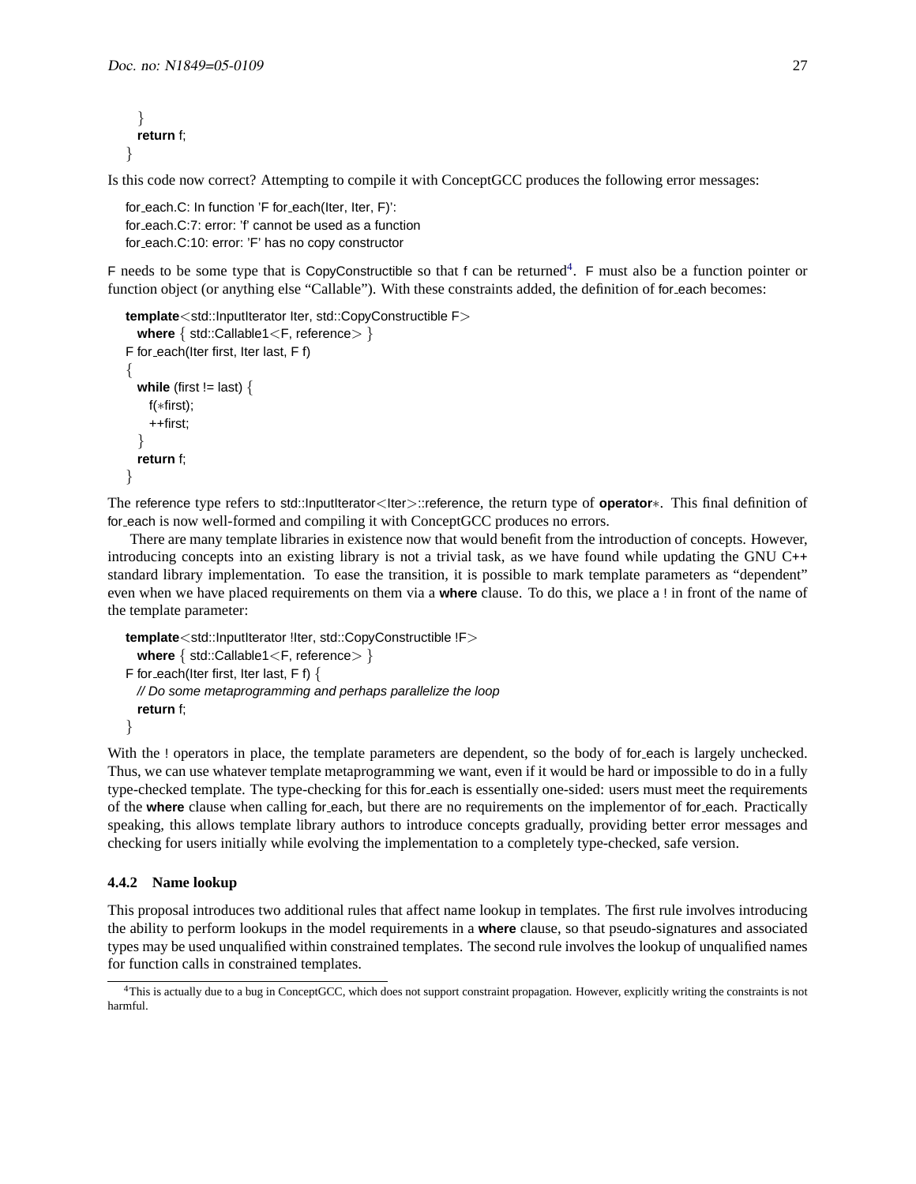```
  }
  return f;
}
```

Is this code now correct? Attempting to compile it with ConceptGCC produces the following error messages:

```
for_each.C: In function 'F for_each(Iter, Iter, F)':
for_each.C:7: error: 'f' cannot be used as a function
for_each.C:10: error: 'F' has no copy constructor
```

F needs to be some type that is CopyConstructible so that f can be returned[4]. F must also be a function pointer or function object (or anything else "Callable"). With these constraints added, the definition of for_each becomes:

```
template<std::InputIterator Iter, std::CopyConstructible F>
  where { std::Callable1<F, reference> }
F for_each(Iter first, Iter last, F f)
{
  while (first != last) {
    f(*first);
    ++first;
  }
  return f;
}
```

The reference type refers to std::InputIterator<Iter>::reference, the return type of **operator***. This final definition of for_each is now well-formed and compiling it with ConceptGCC produces no errors.

There are many template libraries in existence now that would benefit from the introduction of concepts. However, introducing concepts into an existing library is not a trivial task, as we have found while updating the GNU C++ standard library implementation. To ease the transition, it is possible to mark template parameters as "dependent" even when we have placed requirements on them via a **where** clause. To do this, we place a ! in front of the name of the template parameter:

```
template<std::InputIterator !Iter, std::CopyConstructible !F>
  where { std::Callable1<F, reference> }
F for_each(Iter first, Iter last, F f) {
  // Do some metaprogramming and perhaps parallelize the loop
  return f;
}
```

With the ! operators in place, the template parameters are dependent, so the body of for_each is largely unchecked. Thus, we can use whatever template metaprogramming we want, even if it would be hard or impossible to do in a fully type-checked template. The type-checking for this for_each is essentially one-sided: users must meet the requirements of the **where** clause when calling for_each, but there are no requirements on the implementor of for_each. Practically speaking, this allows template library authors to introduce concepts gradually, providing better error messages and checking for users initially while evolving the implementation to a completely type-checked, safe version.

### 4.4.2 Name lookup

This proposal introduces two additional rules that affect name lookup in templates. The first rule involves introducing the ability to perform lookups in the model requirements in a **where** clause, so that pseudo-signatures and associated types may be used unqualified within constrained templates. The second rule involves the lookup of unqualified names for function calls in constrained templates.

---

[4] This is actually due to a bug in ConceptGCC, which does not support constraint propagation. However, explicitly writing the constraints is not harmful.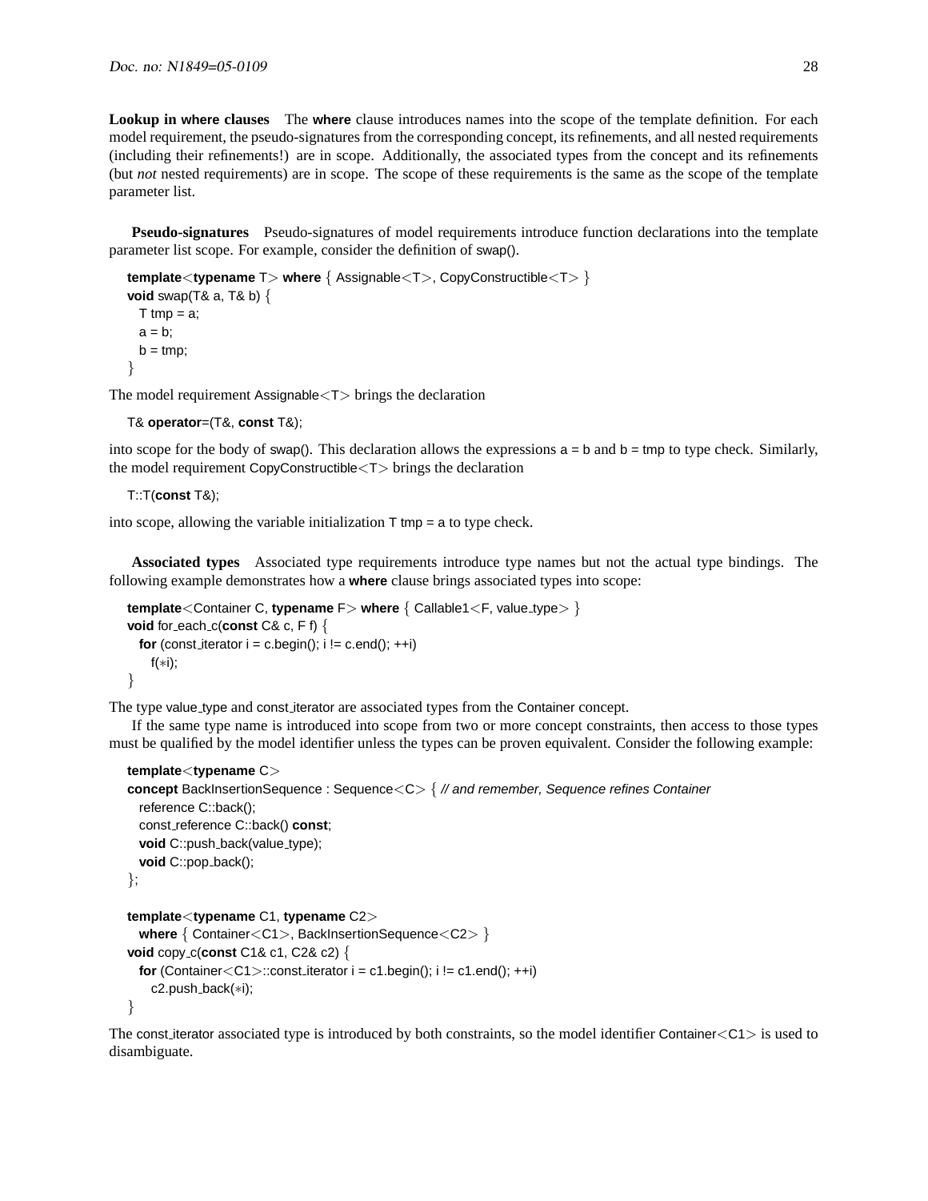**Lookup in where clauses** The **where** clause introduces names into the scope of the template definition. For each model requirement, the pseudo-signatures from the corresponding concept, its refinements, and all nested requirements (including their refinements!) are in scope. Additionally, the associated types from the concept and its refinements (but *not* nested requirements) are in scope. The scope of these requirements is the same as the scope of the template parameter list.

**Pseudo-signatures** Pseudo-signatures of model requirements introduce function declarations into the template parameter list scope. For example, consider the definition of swap().

```
template<typename T> where { Assignable<T>, CopyConstructible<T> }
void swap(T& a, T& b) {
  T tmp = a;
  a = b;
  b = tmp;
}
```

The model requirement Assignable<T> brings the declaration

```
T& operator=(T&, const T&);
```

into scope for the body of swap(). This declaration allows the expressions a = b and b = tmp to type check. Similarly, the model requirement CopyConstructible<T> brings the declaration

```
T::T(const T&);
```

into scope, allowing the variable initialization T tmp = a to type check.

**Associated types** Associated type requirements introduce type names but not the actual type bindings. The following example demonstrates how a **where** clause brings associated types into scope:

```
template<Container C, typename F> where { Callable1<F, value_type> }
void for_each_c(const C& c, F f) {
  for (const_iterator i = c.begin(); i != c.end(); ++i)
    f(*i);
}
```

The type value_type and const_iterator are associated types from the Container concept.

If the same type name is introduced into scope from two or more concept constraints, then access to those types must be qualified by the model identifier unless the types can be proven equivalent. Consider the following example:

```
template<typename C>
concept BackInsertionSequence : Sequence<C> { // and remember, Sequence refines Container
  reference C::back();
  const_reference C::back() const;
  void C::push_back(value_type);
  void C::pop_back();
};

template<typename C1, typename C2>
  where { Container<C1>, BackInsertionSequence<C2> }
void copy_c(const C1& c1, C2& c2) {
  for (Container<C1>::const_iterator i = c1.begin(); i != c1.end(); ++i)
    c2.push_back(*i);
}
```

The const_iterator associated type is introduced by both constraints, so the model identifier Container<C1> is used to disambiguate.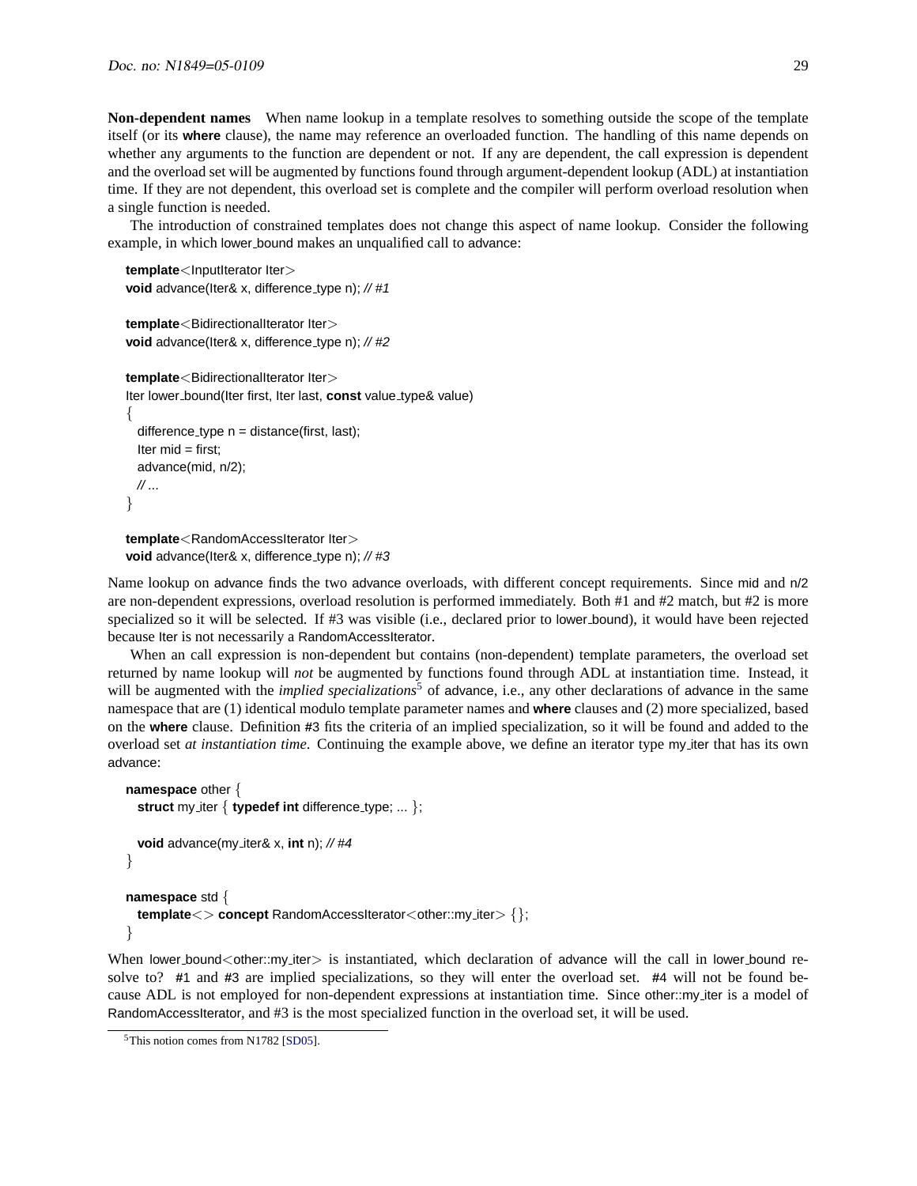**Non-dependent names** When name lookup in a template resolves to something outside the scope of the template itself (or its **where** clause), the name may reference an overloaded function. The handling of this name depends on whether any arguments to the function are dependent or not. If any are dependent, the call expression is dependent and the overload set will be augmented by functions found through argument-dependent lookup (ADL) at instantiation time. If they are not dependent, this overload set is complete and the compiler will perform overload resolution when a single function is needed.

The introduction of constrained templates does not change this aspect of name lookup. Consider the following example, in which lower_bound makes an unqualified call to advance:

```
template<InputIterator Iter>
void advance(Iter& x, difference_type n); // #1

template<BidirectionalIterator Iter>
void advance(Iter& x, difference_type n); // #2

template<BidirectionalIterator Iter>
Iter lower_bound(Iter first, Iter last, const value_type& value)
{
  difference_type n = distance(first, last);
  Iter mid = first;
  advance(mid, n/2);
  // ...
}

template<RandomAccessIterator Iter>
void advance(Iter& x, difference_type n); // #3
```

Name lookup on advance finds the two advance overloads, with different concept requirements. Since mid and n/2 are non-dependent expressions, overload resolution is performed immediately. Both #1 and #2 match, but #2 is more specialized so it will be selected. If #3 was visible (i.e., declared prior to lower_bound), it would have been rejected because Iter is not necessarily a RandomAccessIterator.

When an call expression is non-dependent but contains (non-dependent) template parameters, the overload set returned by name lookup will *not* be augmented by functions found through ADL at instantiation time. Instead, it will be augmented with the *implied specializations*[5] of advance, i.e., any other declarations of advance in the same namespace that are (1) identical modulo template parameter names and **where** clauses and (2) more specialized, based on the **where** clause. Definition #3 fits the criteria of an implied specialization, so it will be found and added to the overload set *at instantiation time*. Continuing the example above, we define an iterator type my_iter that has its own advance:

```
namespace other {
  struct my_iter { typedef int difference_type; ... };

  void advance(my_iter& x, int n); // #4
}

namespace std {
  template<> concept RandomAccessIterator<other::my_iter> {};
}
```

When lower_bound<other::my_iter> is instantiated, which declaration of advance will the call in lower_bound resolve to? #1 and #3 are implied specializations, so they will enter the overload set. #4 will not be found because ADL is not employed for non-dependent expressions at instantiation time. Since other::my_iter is a model of RandomAccessIterator, and #3 is the most specialized function in the overload set, it will be used.

[5] This notion comes from N1782 [SD05].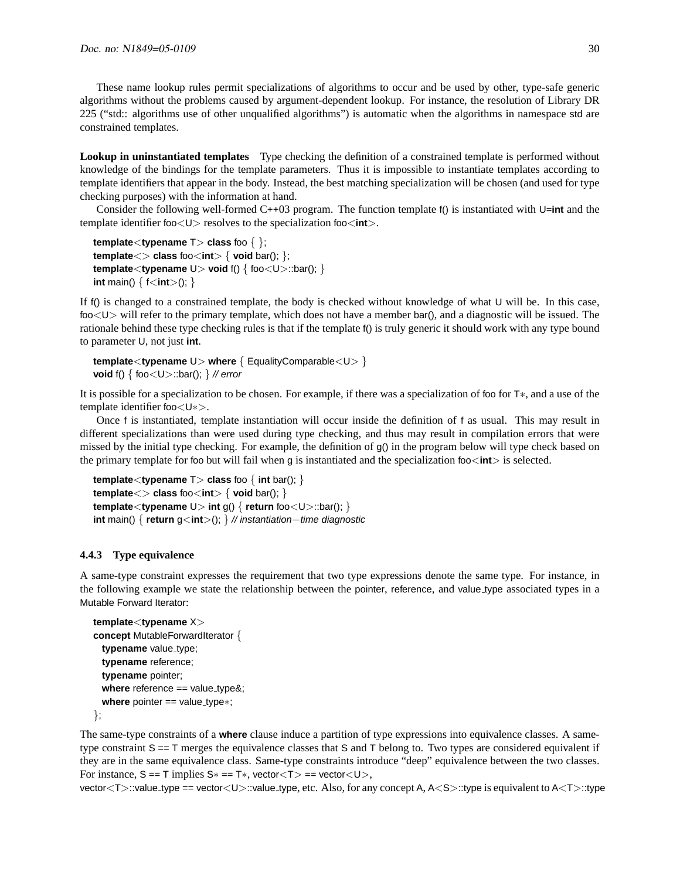These name lookup rules permit specializations of algorithms to occur and be used by other, type-safe generic algorithms without the problems caused by argument-dependent lookup. For instance, the resolution of Library DR 225 ("std:: algorithms use of other unqualified algorithms") is automatic when the algorithms in namespace std are constrained templates.

**Lookup in uninstantiated templates** Type checking the definition of a constrained template is performed without knowledge of the bindings for the template parameters. Thus it is impossible to instantiate templates according to template identifiers that appear in the body. Instead, the best matching specialization will be chosen (and used for type checking purposes) with the information at hand.

Consider the following well-formed C++03 program. The function template f() is instantiated with U=**int** and the template identifier foo<U> resolves to the specialization foo<**int**>.

```
template<typename T> class foo { };
template<> class foo<int> { void bar(); };
template<typename U> void f() { foo<U>::bar(); }
int main() { f<int>(); }
```

If f() is changed to a constrained template, the body is checked without knowledge of what U will be. In this case, foo<U> will refer to the primary template, which does not have a member bar(), and a diagnostic will be issued. The rationale behind these type checking rules is that if the template f() is truly generic it should work with any type bound to parameter U, not just **int**.

```
template<typename U> where { EqualityComparable<U> }
void f() { foo<U>::bar(); } // error
```

It is possible for a specialization to be chosen. For example, if there was a specialization of foo for T*, and a use of the template identifier foo<U*>.

Once f is instantiated, template instantiation will occur inside the definition of f as usual. This may result in different specializations than were used during type checking, and thus may result in compilation errors that were missed by the initial type checking. For example, the definition of g() in the program below will type check based on the primary template for foo but will fail when g is instantiated and the specialization foo<**int**> is selected.

```
template<typename T> class foo { int bar(); }
template<> class foo<int> { void bar(); }
template<typename U> int g() { return foo<U>::bar(); }
int main() { return g<int>(); } // instantiation−time diagnostic
```

### 4.4.3 Type equivalence

A same-type constraint expresses the requirement that two type expressions denote the same type. For instance, in the following example we state the relationship between the pointer, reference, and value_type associated types in a Mutable Forward Iterator:

```
template<typename X>
concept MutableForwardIterator {
  typename value_type;
  typename reference;
  typename pointer;
  where reference == value_type&;
  where pointer == value_type*;
};
```

The same-type constraints of a **where** clause induce a partition of type expressions into equivalence classes. A same-type constraint S == T merges the equivalence classes that S and T belong to. Two types are considered equivalent if they are in the same equivalence class. Same-type constraints introduce "deep" equivalence between the two classes. For instance, S == T implies S* == T*, vector<T> == vector<U>, vector<T>::value_type == vector<U>::value_type, etc. Also, for any concept A, A<S>::type is equivalent to A<T>::type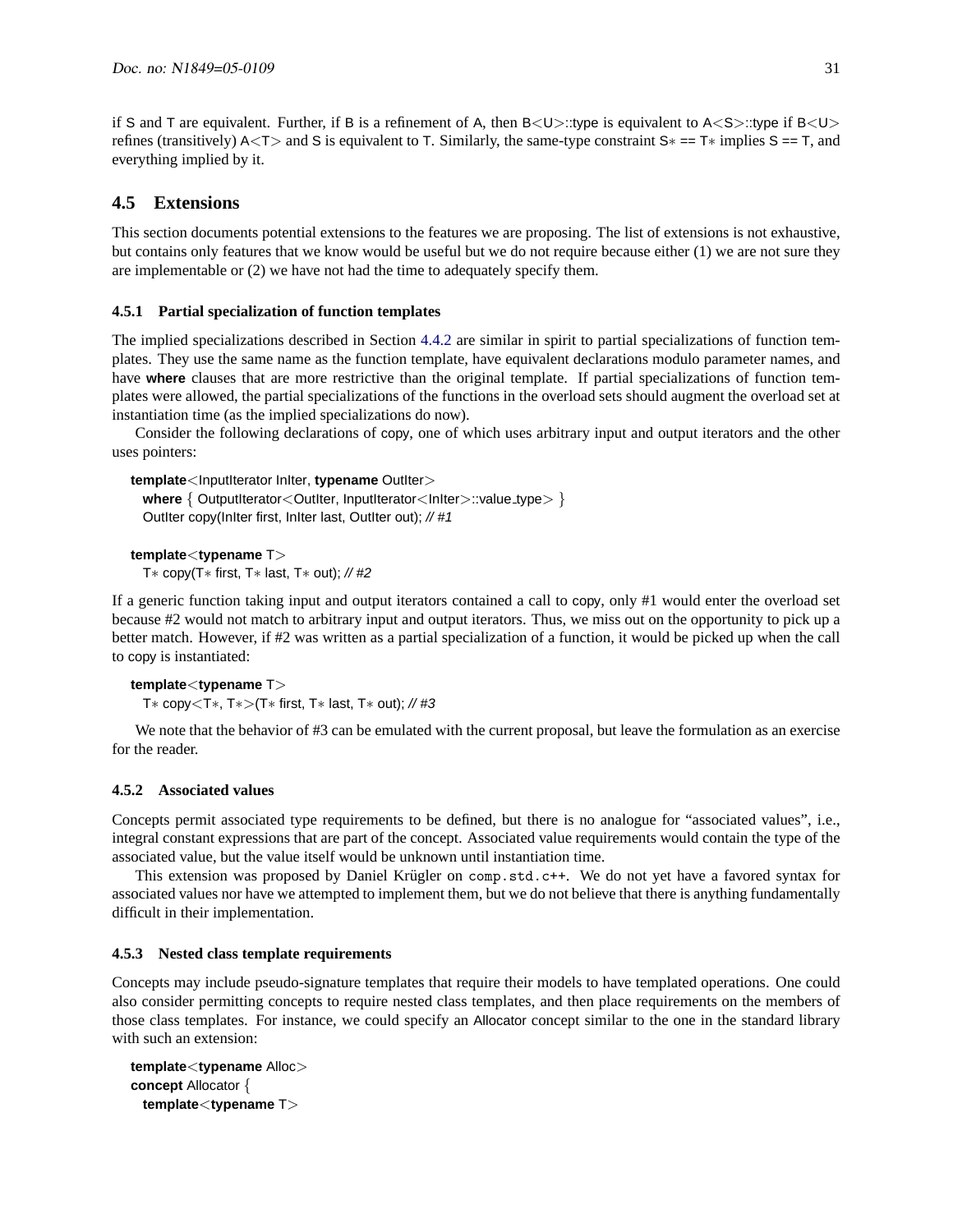if S and T are equivalent. Further, if B is a refinement of A, then B<U>::type is equivalent to A<S>::type if B<U> refines (transitively) A<T> and S is equivalent to T. Similarly, the same-type constraint S* == T* implies S == T, and everything implied by it.

## 4.5 Extensions

This section documents potential extensions to the features we are proposing. The list of extensions is not exhaustive, but contains only features that we know would be useful but we do not require because either (1) we are not sure they are implementable or (2) we have not had the time to adequately specify them.

### 4.5.1 Partial specialization of function templates

The implied specializations described in Section 4.4.2 are similar in spirit to partial specializations of function templates. They use the same name as the function template, have equivalent declarations modulo parameter names, and have **where** clauses that are more restrictive than the original template. If partial specializations of function templates were allowed, the partial specializations of the functions in the overload sets should augment the overload set at instantiation time (as the implied specializations do now).

Consider the following declarations of copy, one of which uses arbitrary input and output iterators and the other uses pointers:

```
template<InputIterator InIter, typename OutIter>
  where { OutputIterator<OutIter, InputIterator<InIter>::value_type> }
  OutIter copy(InIter first, InIter last, OutIter out); // #1

template<typename T>
  T* copy(T* first, T* last, T* out); // #2
```

If a generic function taking input and output iterators contained a call to copy, only #1 would enter the overload set because #2 would not match to arbitrary input and output iterators. Thus, we miss out on the opportunity to pick up a better match. However, if #2 was written as a partial specialization of a function, it would be picked up when the call to copy is instantiated:

```
template<typename T>
  T* copy<T*, T*>(T* first, T* last, T* out); // #3
```

We note that the behavior of #3 can be emulated with the current proposal, but leave the formulation as an exercise for the reader.

### 4.5.2 Associated values

Concepts permit associated type requirements to be defined, but there is no analogue for "associated values", i.e., integral constant expressions that are part of the concept. Associated value requirements would contain the type of the associated value, but the value itself would be unknown until instantiation time.

This extension was proposed by Daniel Krügler on comp.std.c++. We do not yet have a favored syntax for associated values nor have we attempted to implement them, but we do not believe that there is anything fundamentally difficult in their implementation.

### 4.5.3 Nested class template requirements

Concepts may include pseudo-signature templates that require their models to have templated operations. One could also consider permitting concepts to require nested class templates, and then place requirements on the members of those class templates. For instance, we could specify an Allocator concept similar to the one in the standard library with such an extension:

```
template<typename Alloc>
concept Allocator {
  template<typename T>
```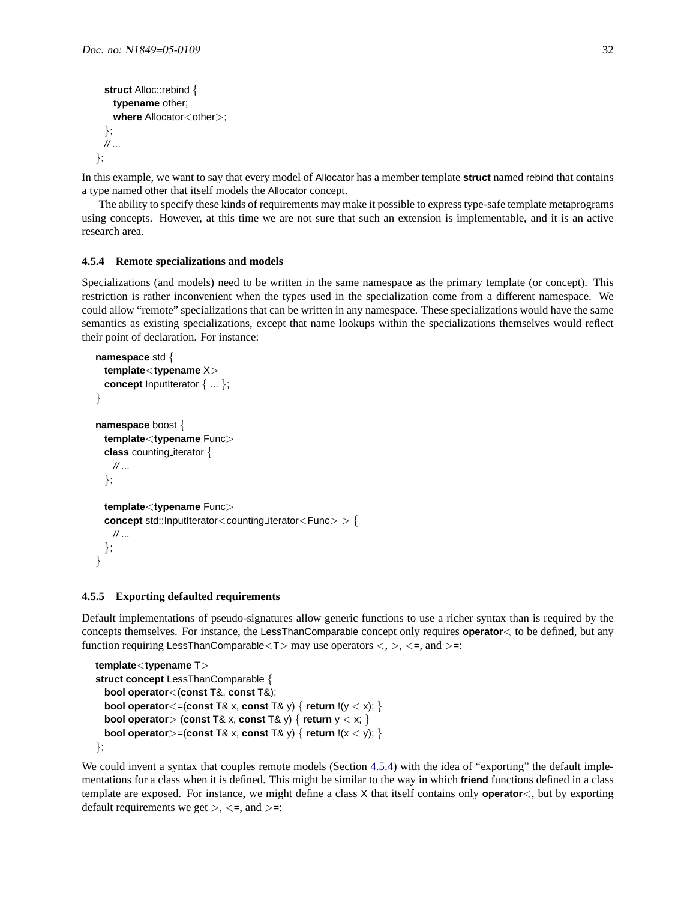```
  struct Alloc::rebind {
    typename other;
    where Allocator<other>;
  };
  // ...
};
```

In this example, we want to say that every model of Allocator has a member template **struct** named rebind that contains a type named other that itself models the Allocator concept.

The ability to specify these kinds of requirements may make it possible to express type-safe template metaprograms using concepts. However, at this time we are not sure that such an extension is implementable, and it is an active research area.

### 4.5.4 Remote specializations and models

Specializations (and models) need to be written in the same namespace as the primary template (or concept). This restriction is rather inconvenient when the types used in the specialization come from a different namespace. We could allow "remote" specializations that can be written in any namespace. These specializations would have the same semantics as existing specializations, except that name lookups within the specializations themselves would reflect their point of declaration. For instance:

```
namespace std {
  template<typename X>
  concept InputIterator { ... };
}

namespace boost {
  template<typename Func>
  class counting_iterator {
    // ...
  };

  template<typename Func>
  concept std::InputIterator<counting_iterator<Func> > {
    // ...
  };
}
```

### 4.5.5 Exporting defaulted requirements

Default implementations of pseudo-signatures allow generic functions to use a richer syntax than is required by the concepts themselves. For instance, the LessThanComparable concept only requires **operator**< to be defined, but any function requiring LessThanComparable<T> may use operators <, >, <=, and >=:

```
template<typename T>
struct concept LessThanComparable {
  bool operator<(const T&, const T&);
  bool operator<=(const T& x, const T& y) { return !(y < x); }
  bool operator> (const T& x, const T& y) { return y < x; }
  bool operator>=(const T& x, const T& y) { return !(x < y); }
};
```

We could invent a syntax that couples remote models (Section 4.5.4) with the idea of "exporting" the default implementations for a class when it is defined. This might be similar to the way in which **friend** functions defined in a class template are exposed. For instance, we might define a class X that itself contains only **operator**<, but by exporting default requirements we get >, <=, and >=: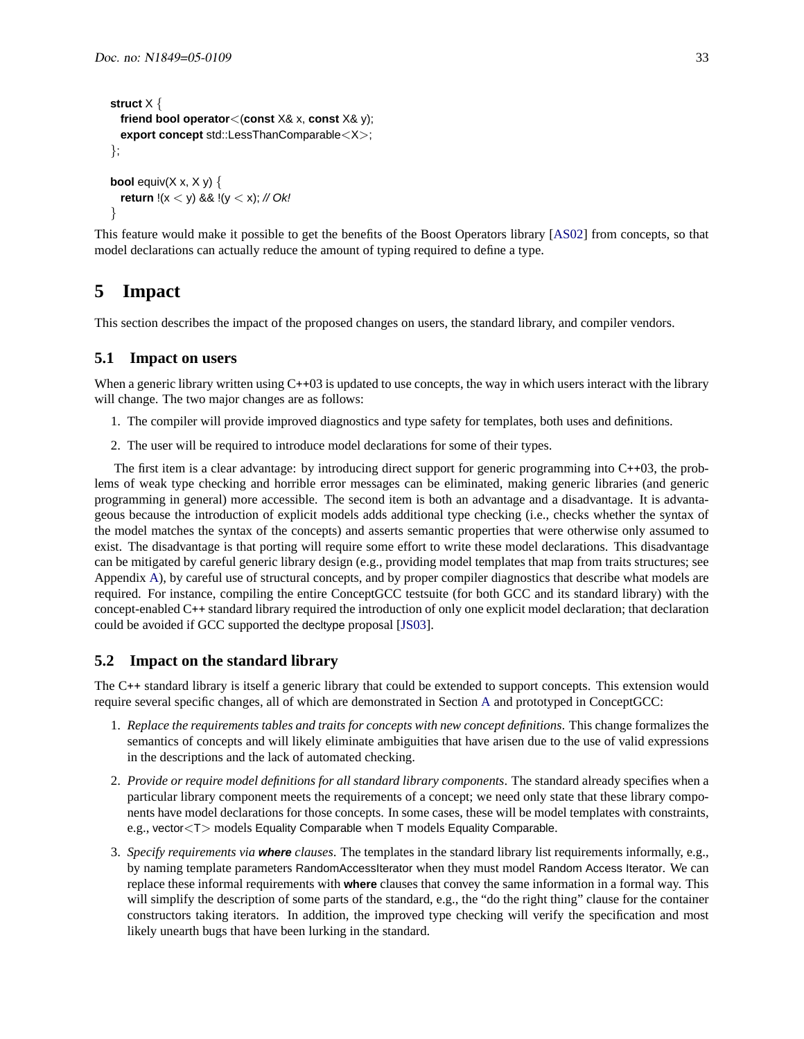```
struct X {
  friend bool operator<(const X& x, const X& y);
  export concept std::LessThanComparable<X>;
};

bool equiv(X x, X y) {
  return !(x < y) && !(y < x); // Ok!
}
```

This feature would make it possible to get the benefits of the Boost Operators library [AS02] from concepts, so that model declarations can actually reduce the amount of typing required to define a type.

# 5 Impact

This section describes the impact of the proposed changes on users, the standard library, and compiler vendors.

## 5.1 Impact on users

When a generic library written using C++03 is updated to use concepts, the way in which users interact with the library will change. The two major changes are as follows:

1. The compiler will provide improved diagnostics and type safety for templates, both uses and definitions.
2. The user will be required to introduce model declarations for some of their types.

The first item is a clear advantage: by introducing direct support for generic programming into C++03, the problems of weak type checking and horrible error messages can be eliminated, making generic libraries (and generic programming in general) more accessible. The second item is both an advantage and a disadvantage. It is advantageous because the introduction of explicit models adds additional type checking (i.e., checks whether the syntax of the model matches the syntax of the concepts) and asserts semantic properties that were otherwise only assumed to exist. The disadvantage is that porting will require some effort to write these model declarations. This disadvantage can be mitigated by careful generic library design (e.g., providing model templates that map from traits structures; see Appendix A), by careful use of structural concepts, and by proper compiler diagnostics that describe what models are required. For instance, compiling the entire ConceptGCC testsuite (for both GCC and its standard library) with the concept-enabled C++ standard library required the introduction of only one explicit model declaration; that declaration could be avoided if GCC supported the decltype proposal [JS03].

## 5.2 Impact on the standard library

The C++ standard library is itself a generic library that could be extended to support concepts. This extension would require several specific changes, all of which are demonstrated in Section A and prototyped in ConceptGCC:

1. *Replace the requirements tables and traits for concepts with new concept definitions*. This change formalizes the semantics of concepts and will likely eliminate ambiguities that have arisen due to the use of valid expressions in the descriptions and the lack of automated checking.
2. *Provide or require model definitions for all standard library components*. The standard already specifies when a particular library component meets the requirements of a concept; we need only state that these library components have model declarations for those concepts. In some cases, these will be model templates with constraints, e.g., vector<T> models Equality Comparable when T models Equality Comparable.
3. *Specify requirements via* ***where*** *clauses*. The templates in the standard library list requirements informally, e.g., by naming template parameters RandomAccessIterator when they must model Random Access Iterator. We can replace these informal requirements with **where** clauses that convey the same information in a formal way. This will simplify the description of some parts of the standard, e.g., the "do the right thing" clause for the container constructors taking iterators. In addition, the improved type checking will verify the specification and most likely unearth bugs that have been lurking in the standard.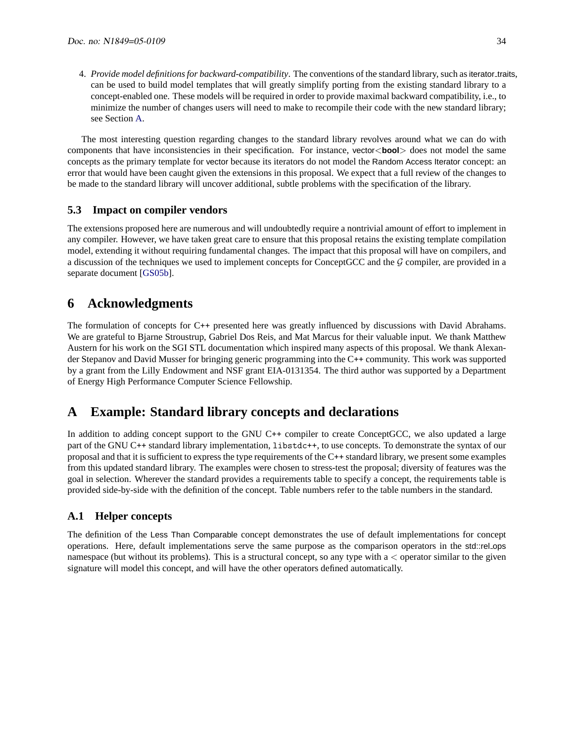4. *Provide model definitions for backward-compatibility*. The conventions of the standard library, such as iterator_traits, can be used to build model templates that will greatly simplify porting from the existing standard library to a concept-enabled one. These models will be required in order to provide maximal backward compatibility, i.e., to minimize the number of changes users will need to make to recompile their code with the new standard library; see Section A.

The most interesting question regarding changes to the standard library revolves around what we can do with components that have inconsistencies in their specification. For instance, vector<**bool**> does not model the same concepts as the primary template for vector because its iterators do not model the Random Access Iterator concept: an error that would have been caught given the extensions in this proposal. We expect that a full review of the changes to be made to the standard library will uncover additional, subtle problems with the specification of the library.

### 5.3 Impact on compiler vendors

The extensions proposed here are numerous and will undoubtedly require a nontrivial amount of effort to implement in any compiler. However, we have taken great care to ensure that this proposal retains the existing template compilation model, extending it without requiring fundamental changes. The impact that this proposal will have on compilers, and a discussion of the techniques we used to implement concepts for ConceptGCC and the $\mathcal{G}$ compiler, are provided in a separate document [GS05b].

## 6 Acknowledgments

The formulation of concepts for C++ presented here was greatly influenced by discussions with David Abrahams. We are grateful to Bjarne Stroustrup, Gabriel Dos Reis, and Mat Marcus for their valuable input. We thank Matthew Austern for his work on the SGI STL documentation which inspired many aspects of this proposal. We thank Alexander Stepanov and David Musser for bringing generic programming into the C++ community. This work was supported by a grant from the Lilly Endowment and NSF grant EIA-0131354. The third author was supported by a Department of Energy High Performance Computer Science Fellowship.

## A Example: Standard library concepts and declarations

In addition to adding concept support to the GNU C++ compiler to create ConceptGCC, we also updated a large part of the GNU C++ standard library implementation, `libstdc++`, to use concepts. To demonstrate the syntax of our proposal and that it is sufficient to express the type requirements of the C++ standard library, we present some examples from this updated standard library. The examples were chosen to stress-test the proposal; diversity of features was the goal in selection. Wherever the standard provides a requirements table to specify a concept, the requirements table is provided side-by-side with the definition of the concept. Table numbers refer to the table numbers in the standard.

### A.1 Helper concepts

The definition of the Less Than Comparable concept demonstrates the use of default implementations for concept operations. Here, default implementations serve the same purpose as the comparison operators in the std::rel_ops namespace (but without its problems). This is a structural concept, so any type with a < operator similar to the given signature will model this concept, and will have the other operators defined automatically.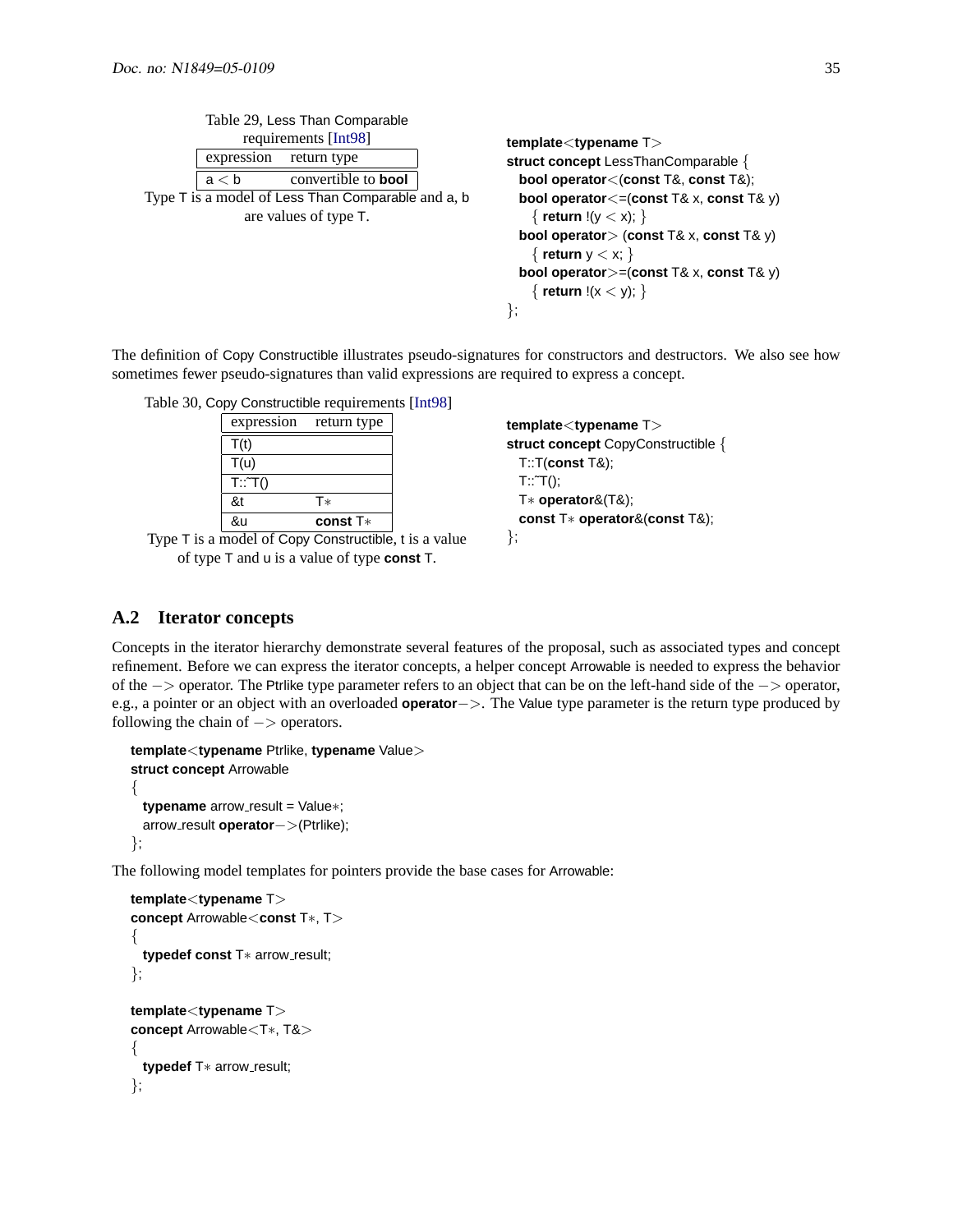Table 29, Less Than Comparable requirements [Int98]

| expression | return type |
| --- | --- |
| a < b | convertible to **bool** |

Type T is a model of Less Than Comparable and a, b are values of type T.

```
template<typename T>
struct concept LessThanComparable {
  bool operator<(const T&, const T&);
  bool operator<=(const T& x, const T& y)
    { return !(y < x); }
  bool operator> (const T& x, const T& y)
    { return y < x; }
  bool operator>=(const T& x, const T& y)
    { return !(x < y); }
};
```

The definition of Copy Constructible illustrates pseudo-signatures for constructors and destructors. We also see how sometimes fewer pseudo-signatures than valid expressions are required to express a concept.

Table 30, Copy Constructible requirements [Int98]

| expression | return type |
| --- | --- |
| T(t) | |
| T(u) | |
| T::~T() | |
| &t | T* |
| &u | **const** T* |

Type T is a model of Copy Constructible, t is a value of type T and u is a value of type **const** T.

```
template<typename T>
struct concept CopyConstructible {
  T::T(const T&);
  T::~T();
  T* operator&(T&);
  const T* operator&(const T&);
};
```

## A.2 Iterator concepts

Concepts in the iterator hierarchy demonstrate several features of the proposal, such as associated types and concept refinement. Before we can express the iterator concepts, a helper concept Arrowable is needed to express the behavior of the −> operator. The Ptrlike type parameter refers to an object that can be on the left-hand side of the −> operator, e.g., a pointer or an object with an overloaded **operator**−>. The Value type parameter is the return type produced by following the chain of −> operators.

```
template<typename Ptrlike, typename Value>
struct concept Arrowable
{
  typename arrow_result = Value*;
  arrow_result operator->(Ptrlike);
};
```

The following model templates for pointers provide the base cases for Arrowable:

```
template<typename T>
concept Arrowable<const T*, T>
{
  typedef const T* arrow_result;
};

template<typename T>
concept Arrowable<T*, T&>
{
  typedef T* arrow_result;
};
```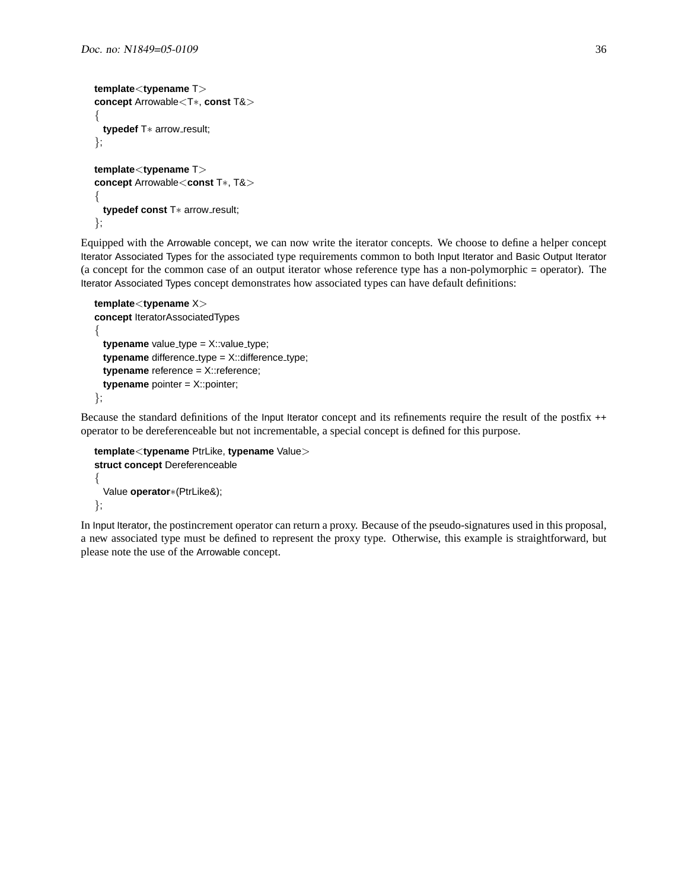```
template<typename T>
concept Arrowable<T*, const T&>
{
  typedef T* arrow_result;
};

template<typename T>
concept Arrowable<const T*, T&>
{
  typedef const T* arrow_result;
};
```

Equipped with the Arrowable concept, we can now write the iterator concepts. We choose to define a helper concept Iterator Associated Types for the associated type requirements common to both Input Iterator and Basic Output Iterator (a concept for the common case of an output iterator whose reference type has a non-polymorphic = operator). The Iterator Associated Types concept demonstrates how associated types can have default definitions:

```
template<typename X>
concept IteratorAssociatedTypes
{
  typename value_type = X::value_type;
  typename difference_type = X::difference_type;
  typename reference = X::reference;
  typename pointer = X::pointer;
};
```

Because the standard definitions of the Input Iterator concept and its refinements require the result of the postfix ++ operator to be dereferenceable but not incrementable, a special concept is defined for this purpose.

```
template<typename PtrLike, typename Value>
struct concept Dereferenceable
{
  Value operator*(PtrLike&);
};
```

In Input Iterator, the postincrement operator can return a proxy. Because of the pseudo-signatures used in this proposal, a new associated type must be defined to represent the proxy type. Otherwise, this example is straightforward, but please note the use of the Arrowable concept.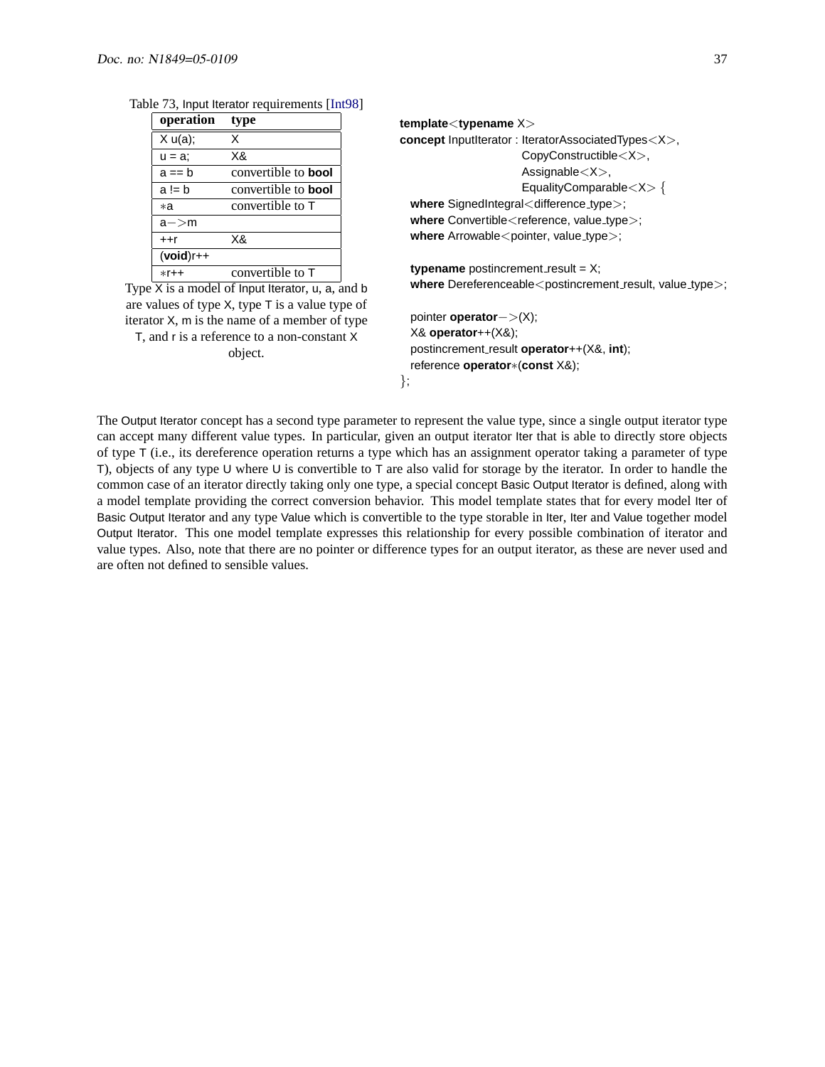Table 73, Input Iterator requirements [Int98]

| operation | type |
| --- | --- |
| X u(a); | X |
| u = a; | X& |
| a == b | convertible to **bool** |
| a != b | convertible to **bool** |
| *a | convertible to T |
| a−>m | |
| ++r | X& |
| (**void**)r++ | |
| *r++ | convertible to T |

Type X is a model of Input Iterator, u, a, and b are values of type X, type T is a value type of iterator X, m is the name of a member of type T, and r is a reference to a non-constant X object.

```
template<typename X>
concept InputIterator : IteratorAssociatedTypes<X>,
                        CopyConstructible<X>,
                        Assignable<X>,
                        EqualityComparable<X> {
  where SignedIntegral<difference_type>;
  where Convertible<reference, value_type>;
  where Arrowable<pointer, value_type>;

  typename postincrement_result = X;
  where Dereferenceable<postincrement_result, value_type>;

  pointer operator−>(X);
  X& operator++(X&);
  postincrement_result operator++(X&, int);
  reference operator*(const X&);
};
```

The Output Iterator concept has a second type parameter to represent the value type, since a single output iterator type can accept many different value types. In particular, given an output iterator Iter that is able to directly store objects of type T (i.e., its dereference operation returns a type which has an assignment operator taking a parameter of type T), objects of any type U where U is convertible to T are also valid for storage by the iterator. In order to handle the common case of an iterator directly taking only one type, a special concept Basic Output Iterator is defined, along with a model template providing the correct conversion behavior. This model template states that for every model Iter of Basic Output Iterator and any type Value which is convertible to the type storable in Iter, Iter and Value together model Output Iterator. This one model template expresses this relationship for every possible combination of iterator and value types. Also, note that there are no pointer or difference types for an output iterator, as these are never used and are often not defined to sensible values.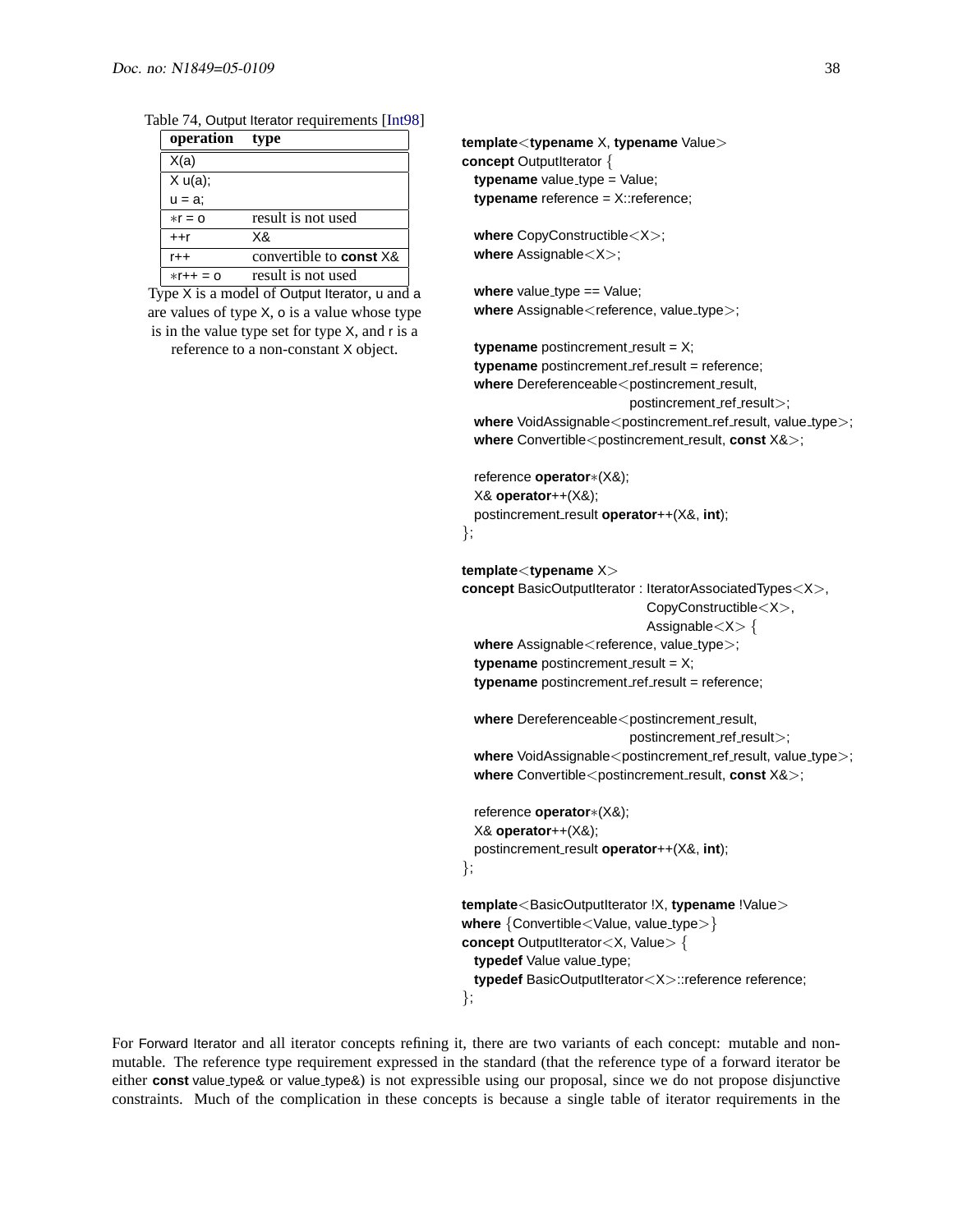Table 74, Output Iterator requirements [Int98]

| operation | type |
|---|---|
| X(a) | |
| X u(a); u = a; | |
| *r = o | result is not used |
| ++r | X& |
| r++ | convertible to **const** X& |
| *r++ = o | result is not used |

Type X is a model of Output Iterator, u and a are values of type X, o is a value whose type is in the value type set for type X, and r is a reference to a non-constant X object.

```
template<typename X, typename Value>
concept OutputIterator {
  typename value_type = Value;
  typename reference = X::reference;

  where CopyConstructible<X>;
  where Assignable<X>;

  where value_type == Value;
  where Assignable<reference, value_type>;

  typename postincrement_result = X;
  typename postincrement_ref_result = reference;
  where Dereferenceable<postincrement_result,
                        postincrement_ref_result>;
  where VoidAssignable<postincrement_ref_result, value_type>;
  where Convertible<postincrement_result, const X&>;

  reference operator*(X&);
  X& operator++(X&);
  postincrement_result operator++(X&, int);
};

template<typename X>
concept BasicOutputIterator : IteratorAssociatedTypes<X>,
                              CopyConstructible<X>,
                              Assignable<X> {
  where Assignable<reference, value_type>;
  typename postincrement_result = X;
  typename postincrement_ref_result = reference;

  where Dereferenceable<postincrement_result,
                        postincrement_ref_result>;
  where VoidAssignable<postincrement_ref_result, value_type>;
  where Convertible<postincrement_result, const X&>;

  reference operator*(X&);
  X& operator++(X&);
  postincrement_result operator++(X&, int);
};

template<BasicOutputIterator !X, typename !Value>
where {Convertible<Value, value_type>}
concept OutputIterator<X, Value> {
  typedef Value value_type;
  typedef BasicOutputIterator<X>::reference reference;
};
```

For Forward Iterator and all iterator concepts refining it, there are two variants of each concept: mutable and non-mutable. The reference type requirement expressed in the standard (that the reference type of a forward iterator be either **const** value_type& or value_type&) is not expressible using our proposal, since we do not propose disjunctive constraints. Much of the complication in these concepts is because a single table of iterator requirements in the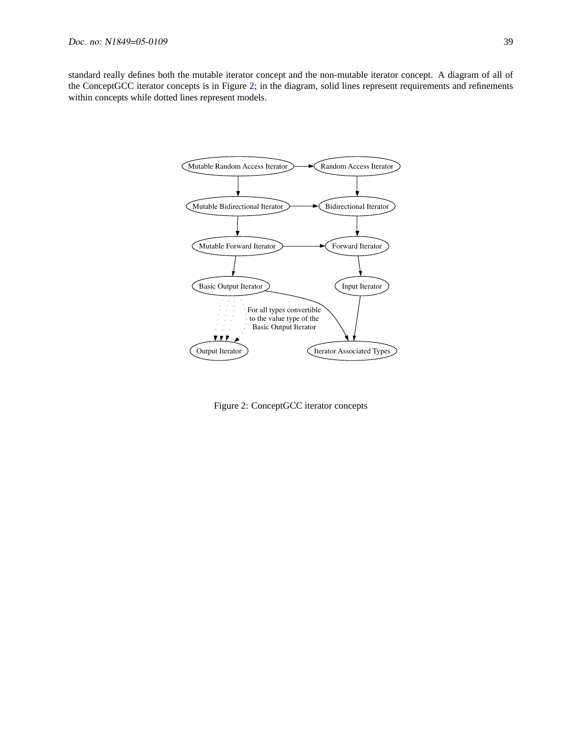standard really defines both the mutable iterator concept and the non-mutable iterator concept. A diagram of all of the ConceptGCC iterator concepts is in Figure 2; in the diagram, solid lines represent requirements and refinements within concepts while dotted lines represent models.

Figure 2: ConceptGCC iterator concepts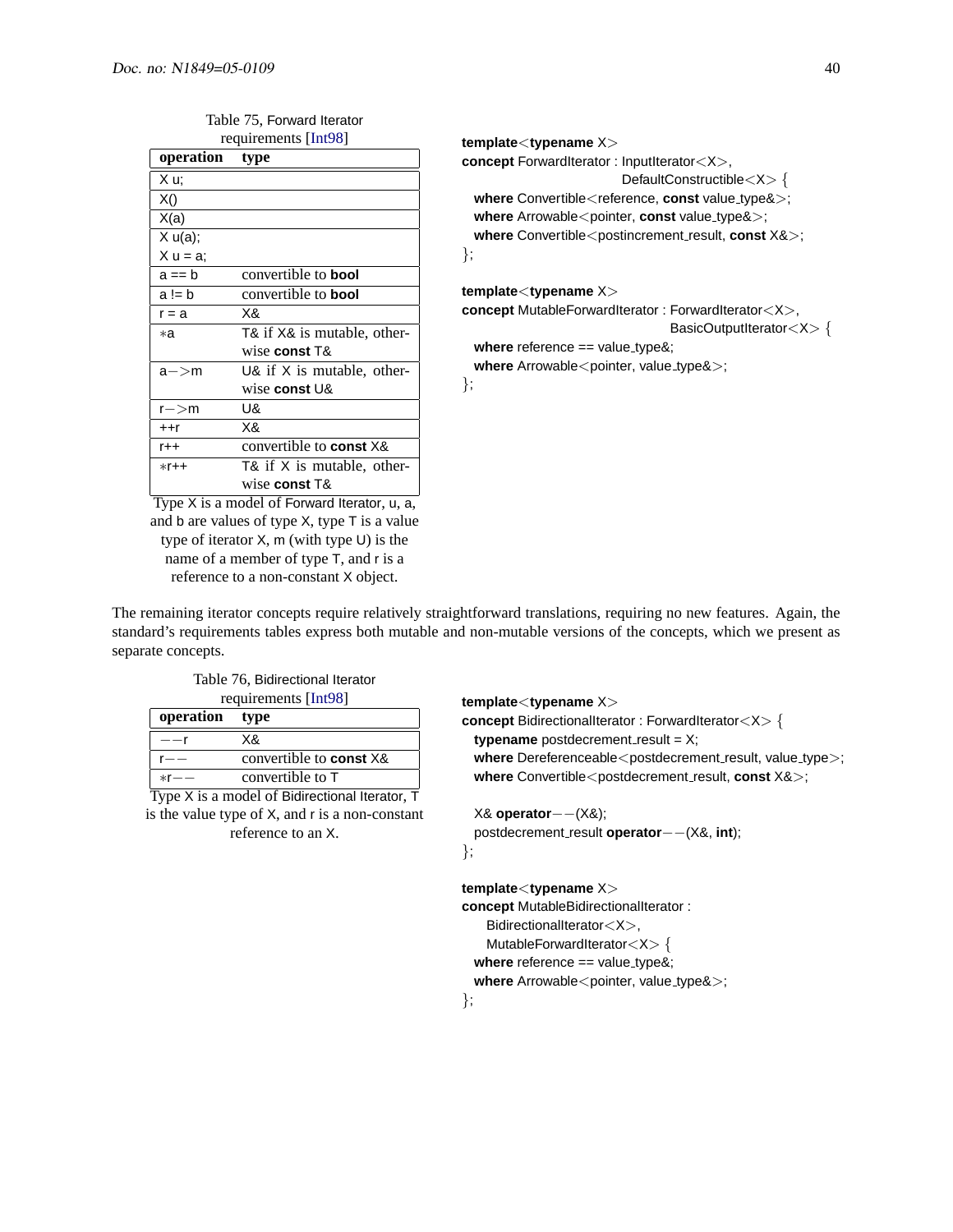Table 75, Forward Iterator requirements [Int98]

| operation | type |
|---|---|
| X u; | |
| X() | |
| X(a) | |
| X u(a); X u = a; | |
| a == b | convertible to **bool** |
| a != b | convertible to **bool** |
| r = a | X& |
| *a | T& if X& is mutable, otherwise **const** T& |
| a−>m | U& if X is mutable, otherwise **const** U& |
| r−>m | U& |
| ++r | X& |
| r++ | convertible to **const** X& |
| *r++ | T& if X is mutable, otherwise **const** T& |

Type X is a model of Forward Iterator, u, a, and b are values of type X, type T is a value type of iterator X, m (with type U) is the name of a member of type T, and r is a reference to a non-constant X object.

```
template<typename X>
concept ForwardIterator : InputIterator<X>,
                          DefaultConstructible<X> {
  where Convertible<reference, const value_type&>;
  where Arrowable<pointer, const value_type&>;
  where Convertible<postincrement_result, const X&>;
};

template<typename X>
concept MutableForwardIterator : ForwardIterator<X>,
                                 BasicOutputIterator<X> {
  where reference == value_type&;
  where Arrowable<pointer, value_type&>;
};
```

The remaining iterator concepts require relatively straightforward translations, requiring no new features. Again, the standard's requirements tables express both mutable and non-mutable versions of the concepts, which we present as separate concepts.

Table 76, Bidirectional Iterator requirements [Int98]

| operation | type |
|---|---|
| −−r | X& |
| r−− | convertible to **const** X& |
| *r−− | convertible to T |

Type X is a model of Bidirectional Iterator, T is the value type of X, and r is a non-constant reference to an X.

```
template<typename X>
concept BidirectionalIterator : ForwardIterator<X> {
  typename postdecrement_result = X;
  where Dereferenceable<postdecrement_result, value_type>;
  where Convertible<postdecrement_result, const X&>;

  X& operator−−(X&);
  postdecrement_result operator−−(X&, int);
};

template<typename X>
concept MutableBidirectionalIterator :
    BidirectionalIterator<X>,
    MutableForwardIterator<X> {
  where reference == value_type&;
  where Arrowable<pointer, value_type&>;
};
```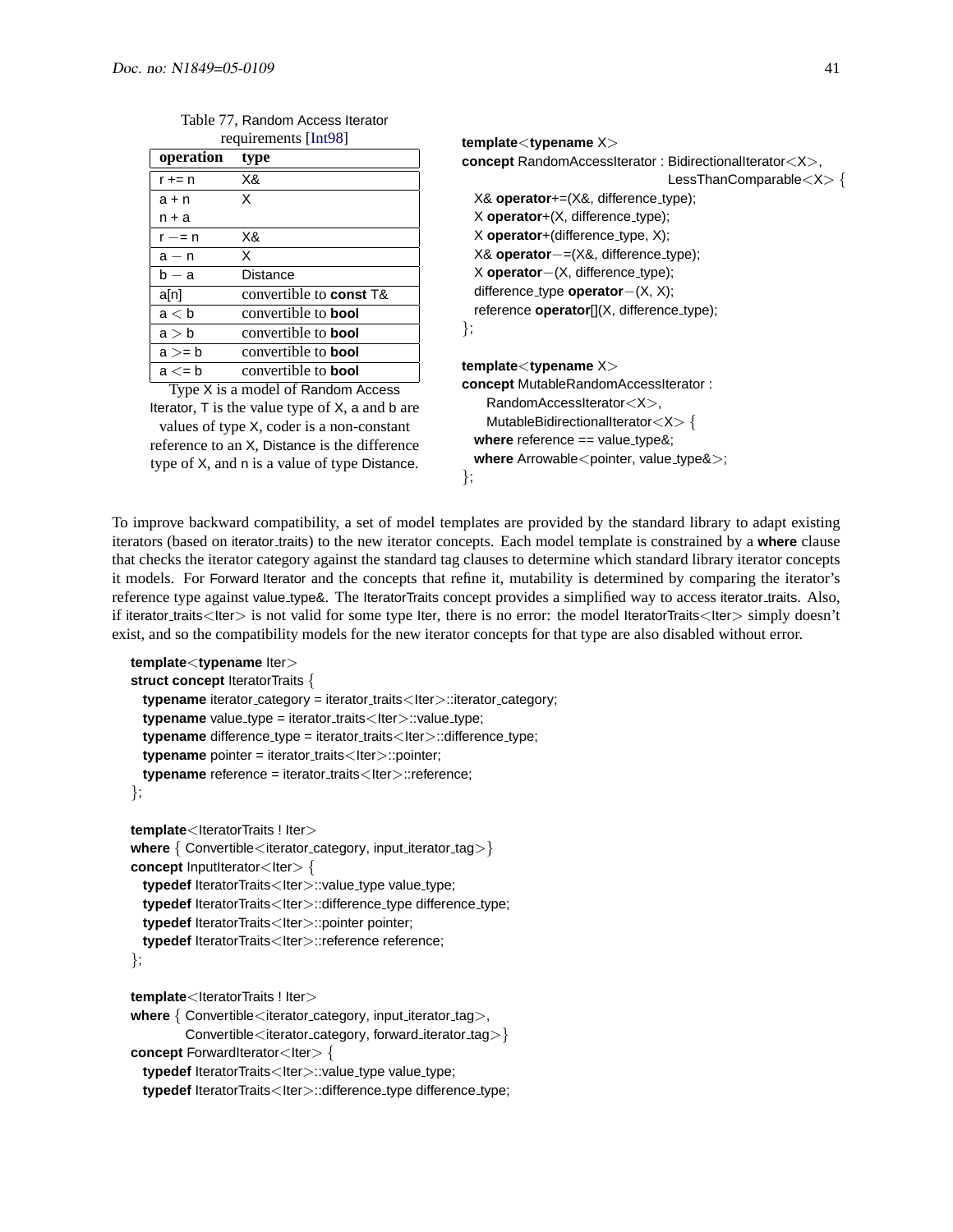Table 77, Random Access Iterator requirements [Int98]

| operation | type |
|---|---|
| r += n | X& |
| a + n<br>n + a | X |
| r −= n | X& |
| a − n | X |
| b − a | Distance |
| a[n] | convertible to **const** T& |
| a < b | convertible to **bool** |
| a > b | convertible to **bool** |
| a >= b | convertible to **bool** |
| a <= b | convertible to **bool** |

Type X is a model of Random Access Iterator, T is the value type of X, a and b are values of type X, coder is a non-constant reference to an X, Distance is the difference type of X, and n is a value of type Distance.

```
template<typename X>
concept RandomAccessIterator : BidirectionalIterator<X>,
                               LessThanComparable<X> {
  X& operator+=(X&, difference_type);
  X operator+(X, difference_type);
  X operator+(difference_type, X);
  X& operator−=(X&, difference_type);
  X operator−(X, difference_type);
  difference_type operator−(X, X);
  reference operator[](X, difference_type);
};

template<typename X>
concept MutableRandomAccessIterator :
    RandomAccessIterator<X>,
    MutableBidirectionalIterator<X> {
  where reference == value_type&;
  where Arrowable<pointer, value_type&>;
};
```

To improve backward compatibility, a set of model templates are provided by the standard library to adapt existing iterators (based on iterator_traits) to the new iterator concepts. Each model template is constrained by a **where** clause that checks the iterator category against the standard tag clauses to determine which standard library iterator concepts it models. For Forward Iterator and the concepts that refine it, mutability is determined by comparing the iterator's reference type against value_type&. The IteratorTraits concept provides a simplified way to access iterator_traits. Also, if iterator_traits<Iter> is not valid for some type Iter, there is no error: the model IteratorTraits<Iter> simply doesn't exist, and so the compatibility models for the new iterator concepts for that type are also disabled without error.

```
template<typename Iter>
struct concept IteratorTraits {
  typename iterator_category = iterator_traits<Iter>::iterator_category;
  typename value_type = iterator_traits<Iter>::value_type;
  typename difference_type = iterator_traits<Iter>::difference_type;
  typename pointer = iterator_traits<Iter>::pointer;
  typename reference = iterator_traits<Iter>::reference;
};

template<IteratorTraits ! Iter>
where { Convertible<iterator_category, input_iterator_tag>}
concept InputIterator<Iter> {
  typedef IteratorTraits<Iter>::value_type value_type;
  typedef IteratorTraits<Iter>::difference_type difference_type;
  typedef IteratorTraits<Iter>::pointer pointer;
  typedef IteratorTraits<Iter>::reference reference;
};

template<IteratorTraits ! Iter>
where { Convertible<iterator_category, input_iterator_tag>,
        Convertible<iterator_category, forward_iterator_tag>}
concept ForwardIterator<Iter> {
  typedef IteratorTraits<Iter>::value_type value_type;
  typedef IteratorTraits<Iter>::difference_type difference_type;
```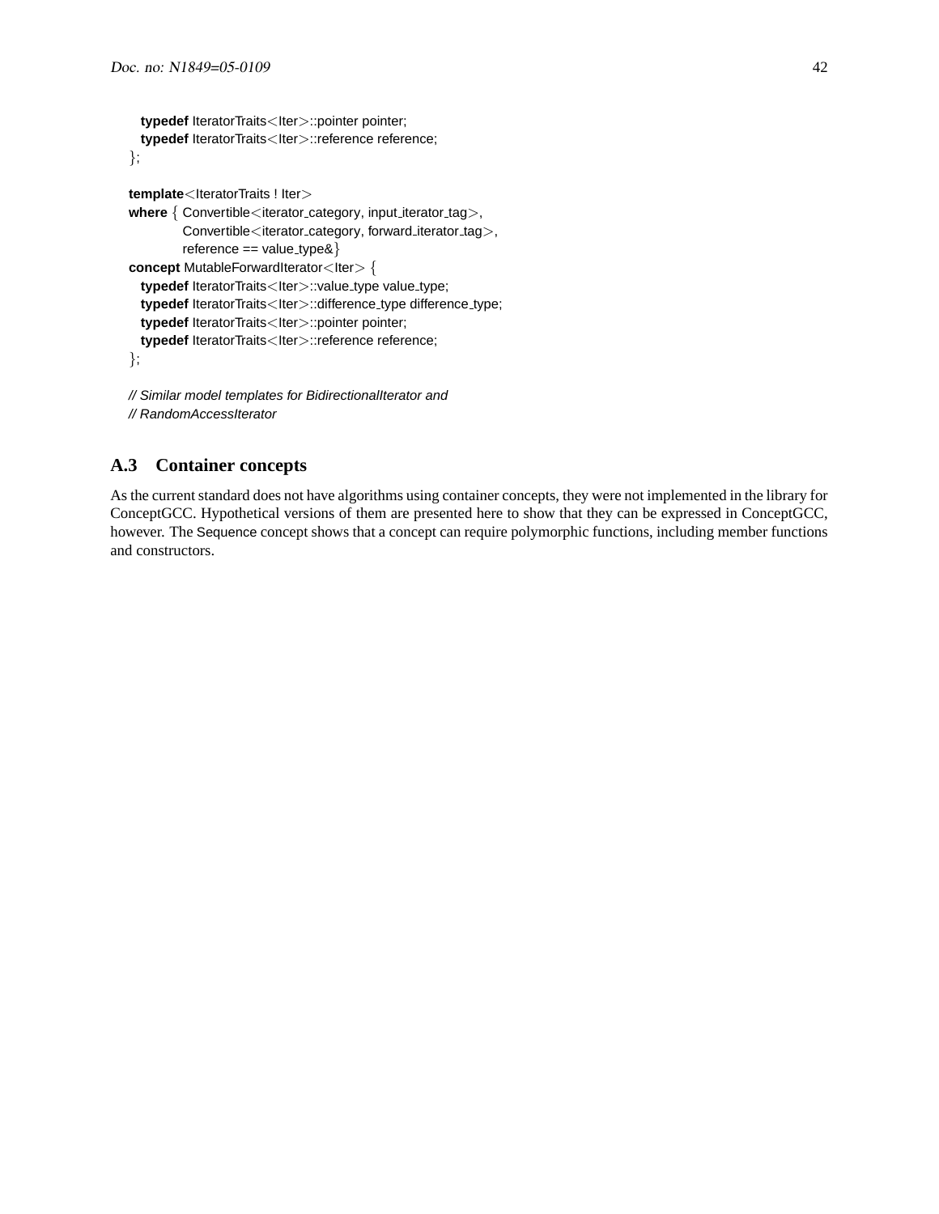```
  typedef IteratorTraits<Iter>::pointer pointer;
  typedef IteratorTraits<Iter>::reference reference;
};

template<IteratorTraits ! Iter>
where { Convertible<iterator_category, input_iterator_tag>,
        Convertible<iterator_category, forward_iterator_tag>,
        reference == value_type&}
concept MutableForwardIterator<Iter> {
  typedef IteratorTraits<Iter>::value_type value_type;
  typedef IteratorTraits<Iter>::difference_type difference_type;
  typedef IteratorTraits<Iter>::pointer pointer;
  typedef IteratorTraits<Iter>::reference reference;
};

// Similar model templates for BidirectionalIterator and
// RandomAccessIterator
```

### A.3 Container concepts

As the current standard does not have algorithms using container concepts, they were not implemented in the library for ConceptGCC. Hypothetical versions of them are presented here to show that they can be expressed in ConceptGCC, however. The Sequence concept shows that a concept can require polymorphic functions, including member functions and constructors.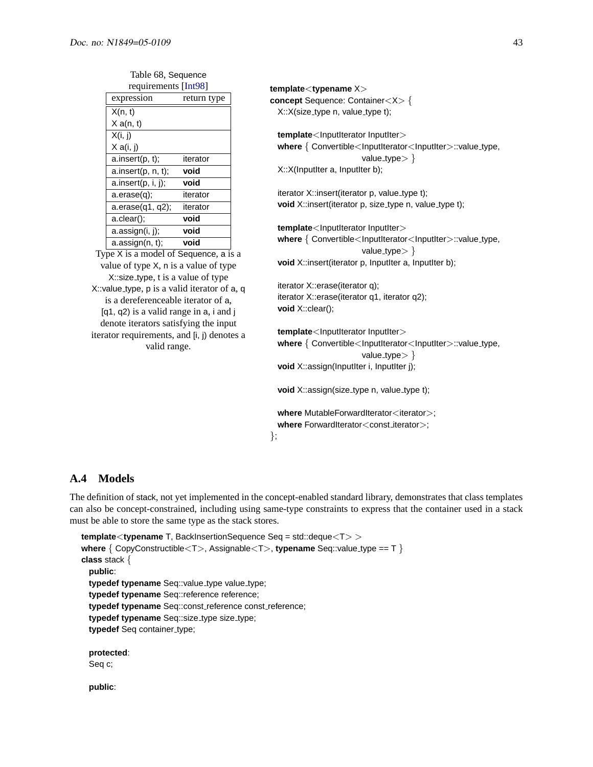Table 68, Sequence requirements [Int98]

| expression | return type |
|---|---|
| X(n, t)<br>X a(n, t) | |
| X(i, j)<br>X a(i, j) | |
| a.insert(p, t); | iterator |
| a.insert(p, n, t); | **void** |
| a.insert(p, i, j); | **void** |
| a.erase(q); | iterator |
| a.erase(q1, q2); | iterator |
| a.clear(); | **void** |
| a.assign(i, j); | **void** |
| a.assign(n, t); | **void** |

Type X is a model of Sequence, a is a value of type X, n is a value of type X::size_type, t is a value of type X::value_type, p is a valid iterator of a, q is a dereferenceable iterator of a, [q1, q2) is a valid range in a, i and j denote iterators satisfying the input iterator requirements, and [i, j) denotes a valid range.

```
template<typename X>
concept Sequence: Container<X> {
  X::X(size_type n, value_type t);

  template<InputIterator InputIter>
  where { Convertible<InputIterator<InputIter>::value_type,
                     value_type> }
  X::X(InputIter a, InputIter b);

  iterator X::insert(iterator p, value_type t);
  void X::insert(iterator p, size_type n, value_type t);

  template<InputIterator InputIter>
  where { Convertible<InputIterator<InputIter>::value_type,
                     value_type> }
  void X::insert(iterator p, InputIter a, InputIter b);

  iterator X::erase(iterator q);
  iterator X::erase(iterator q1, iterator q2);
  void X::clear();

  template<InputIterator InputIter>
  where { Convertible<InputIterator<InputIter>::value_type,
                     value_type> }
  void X::assign(InputIter i, InputIter j);

  void X::assign(size_type n, value_type t);

  where MutableForwardIterator<iterator>;
  where ForwardIterator<const_iterator>;
};
```

## A.4 Models

The definition of stack, not yet implemented in the concept-enabled standard library, demonstrates that class templates can also be concept-constrained, including using same-type constraints to express that the container used in a stack must be able to store the same type as the stack stores.

```
template<typename T, BackInsertionSequence Seq = std::deque<T> >
where { CopyConstructible<T>, Assignable<T>, typename Seq::value_type == T }
class stack {
 public:
  typedef typename Seq::value_type value_type;
  typedef typename Seq::reference reference;
  typedef typename Seq::const_reference const_reference;
  typedef typename Seq::size_type size_type;
  typedef Seq container_type;

 protected:
  Seq c;

 public:
```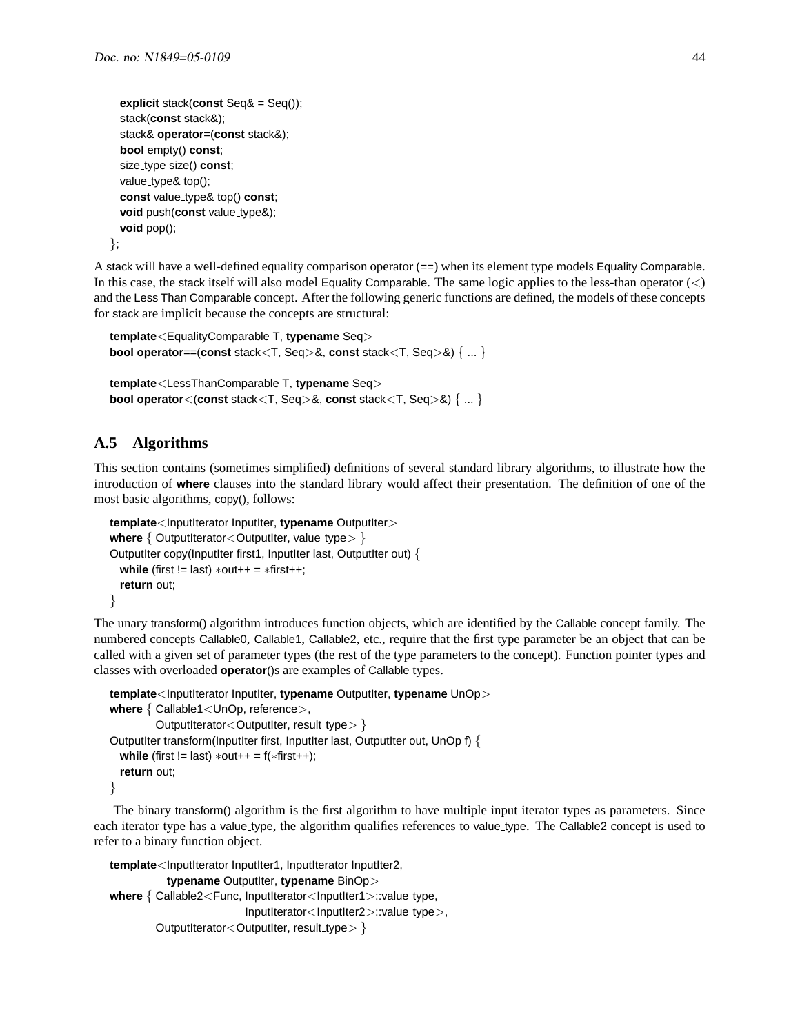```
  explicit stack(const Seq& = Seq());
  stack(const stack&);
  stack& operator=(const stack&);
  bool empty() const;
  size_type size() const;
  value_type& top();
  const value_type& top() const;
  void push(const value_type&);
  void pop();
};
```

A stack will have a well-defined equality comparison operator (==) when its element type models Equality Comparable. In this case, the stack itself will also model Equality Comparable. The same logic applies to the less-than operator (<) and the Less Than Comparable concept. After the following generic functions are defined, the models of these concepts for stack are implicit because the concepts are structural:

```
template<EqualityComparable T, typename Seq>
bool operator==(const stack<T, Seq>&, const stack<T, Seq>&) { ... }

template<LessThanComparable T, typename Seq>
bool operator<(const stack<T, Seq>&, const stack<T, Seq>&) { ... }
```

## A.5 Algorithms

This section contains (sometimes simplified) definitions of several standard library algorithms, to illustrate how the introduction of **where** clauses into the standard library would affect their presentation. The definition of one of the most basic algorithms, copy(), follows:

```
template<InputIterator InputIter, typename OutputIter>
where { OutputIterator<OutputIter, value_type> }
OutputIter copy(InputIter first1, InputIter last, OutputIter out) {
  while (first != last) *out++ = *first++;
  return out;
}
```

The unary transform() algorithm introduces function objects, which are identified by the Callable concept family. The numbered concepts Callable0, Callable1, Callable2, etc., require that the first type parameter be an object that can be called with a given set of parameter types (the rest of the type parameters to the concept). Function pointer types and classes with overloaded **operator**()s are examples of Callable types.

```
template<InputIterator InputIter, typename OutputIter, typename UnOp>
where { Callable1<UnOp, reference>,
        OutputIterator<OutputIter, result_type> }
OutputIter transform(InputIter first, InputIter last, OutputIter out, UnOp f) {
  while (first != last) *out++ = f(*first++);
  return out;
}
```

The binary transform() algorithm is the first algorithm to have multiple input iterator types as parameters. Since each iterator type has a value_type, the algorithm qualifies references to value_type. The Callable2 concept is used to refer to a binary function object.

```
template<InputIterator InputIter1, InputIterator InputIter2,
         typename OutputIter, typename BinOp>
where { Callable2<Func, InputIterator<InputIter1>::value_type,
                        InputIterator<InputIter2>::value_type>,
        OutputIterator<OutputIter, result_type> }
```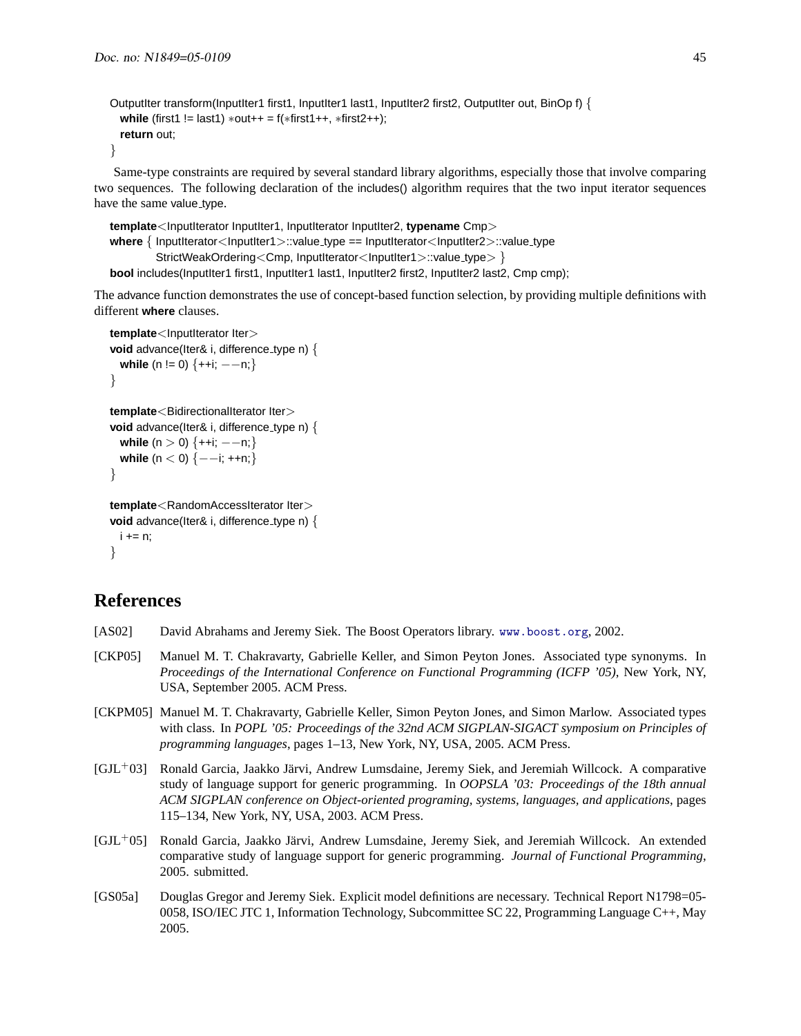```
OutputIter transform(InputIter1 first1, InputIter1 last1, InputIter2 first2, OutputIter out, BinOp f) {
  while (first1 != last1) *out++ = f(*first1++, *first2++);
  return out;
}
```

Same-type constraints are required by several standard library algorithms, especially those that involve comparing two sequences. The following declaration of the includes() algorithm requires that the two input iterator sequences have the same value_type.

```
template<InputIterator InputIter1, InputIterator InputIter2, typename Cmp>
where { InputIterator<InputIter1>::value_type == InputIterator<InputIter2>::value_type
        StrictWeakOrdering<Cmp, InputIterator<InputIter1>::value_type> }
bool includes(InputIter1 first1, InputIter1 last1, InputIter2 first2, InputIter2 last2, Cmp cmp);
```

The advance function demonstrates the use of concept-based function selection, by providing multiple definitions with different **where** clauses.

```
template<InputIterator Iter>
void advance(Iter& i, difference_type n) {
  while (n != 0) {++i; --n;}
}

template<BidirectionalIterator Iter>
void advance(Iter& i, difference_type n) {
  while (n > 0) {++i; --n;}
  while (n < 0) {--i; ++n;}
}

template<RandomAccessIterator Iter>
void advance(Iter& i, difference_type n) {
  i += n;
}
```

# References

[AS02] David Abrahams and Jeremy Siek. The Boost Operators library. www.boost.org, 2002.

[CKP05] Manuel M. T. Chakravarty, Gabrielle Keller, and Simon Peyton Jones. Associated type synonyms. In *Proceedings of the International Conference on Functional Programming (ICFP '05)*, New York, NY, USA, September 2005. ACM Press.

[CKPM05] Manuel M. T. Chakravarty, Gabrielle Keller, Simon Peyton Jones, and Simon Marlow. Associated types with class. In *POPL '05: Proceedings of the 32nd ACM SIGPLAN-SIGACT symposium on Principles of programming languages*, pages 1–13, New York, NY, USA, 2005. ACM Press.

[GJL+03] Ronald Garcia, Jaakko Järvi, Andrew Lumsdaine, Jeremy Siek, and Jeremiah Willcock. A comparative study of language support for generic programming. In *OOPSLA '03: Proceedings of the 18th annual ACM SIGPLAN conference on Object-oriented programing, systems, languages, and applications*, pages 115–134, New York, NY, USA, 2003. ACM Press.

[GJL+05] Ronald Garcia, Jaakko Järvi, Andrew Lumsdaine, Jeremy Siek, and Jeremiah Willcock. An extended comparative study of language support for generic programming. *Journal of Functional Programming*, 2005. submitted.

[GS05a] Douglas Gregor and Jeremy Siek. Explicit model definitions are necessary. Technical Report N1798=05-0058, ISO/IEC JTC 1, Information Technology, Subcommittee SC 22, Programming Language C++, May 2005.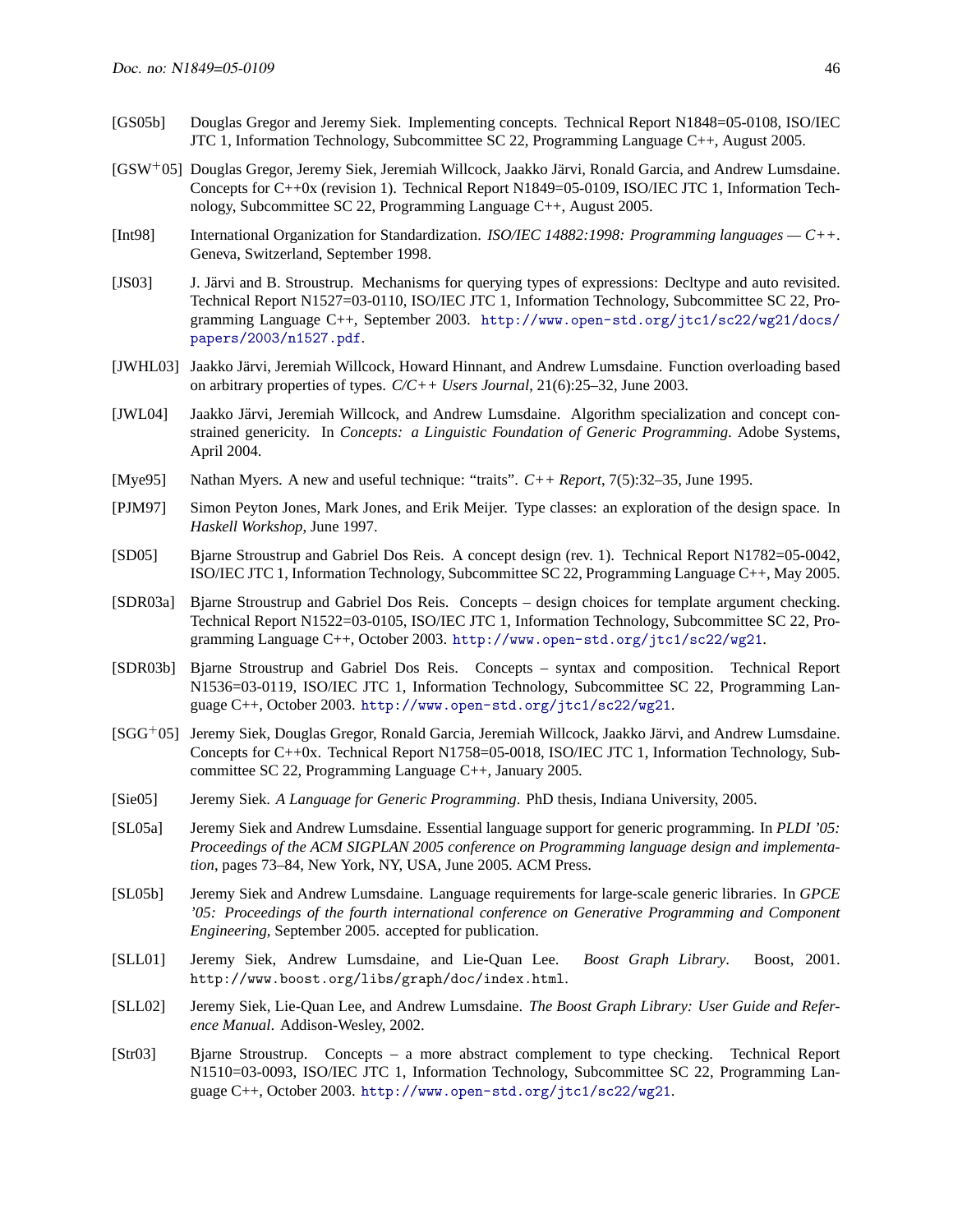[GS05b] Douglas Gregor and Jeremy Siek. Implementing concepts. Technical Report N1848=05-0108, ISO/IEC JTC 1, Information Technology, Subcommittee SC 22, Programming Language C++, August 2005.

[GSW+05] Douglas Gregor, Jeremy Siek, Jeremiah Willcock, Jaakko Järvi, Ronald Garcia, and Andrew Lumsdaine. Concepts for C++0x (revision 1). Technical Report N1849=05-0109, ISO/IEC JTC 1, Information Technology, Subcommittee SC 22, Programming Language C++, August 2005.

[Int98] International Organization for Standardization. *ISO/IEC 14882:1998: Programming languages — C++*. Geneva, Switzerland, September 1998.

[JS03] J. Järvi and B. Stroustrup. Mechanisms for querying types of expressions: Decltype and auto revisited. Technical Report N1527=03-0110, ISO/IEC JTC 1, Information Technology, Subcommittee SC 22, Programming Language C++, September 2003. `http://www.open-std.org/jtc1/sc22/wg21/docs/papers/2003/n1527.pdf`.

[JWHL03] Jaakko Järvi, Jeremiah Willcock, Howard Hinnant, and Andrew Lumsdaine. Function overloading based on arbitrary properties of types. *C/C++ Users Journal*, 21(6):25–32, June 2003.

[JWL04] Jaakko Järvi, Jeremiah Willcock, and Andrew Lumsdaine. Algorithm specialization and concept constrained genericity. In *Concepts: a Linguistic Foundation of Generic Programming*. Adobe Systems, April 2004.

[Mye95] Nathan Myers. A new and useful technique: "traits". *C++ Report*, 7(5):32–35, June 1995.

[PJM97] Simon Peyton Jones, Mark Jones, and Erik Meijer. Type classes: an exploration of the design space. In *Haskell Workshop*, June 1997.

[SD05] Bjarne Stroustrup and Gabriel Dos Reis. A concept design (rev. 1). Technical Report N1782=05-0042, ISO/IEC JTC 1, Information Technology, Subcommittee SC 22, Programming Language C++, May 2005.

[SDR03a] Bjarne Stroustrup and Gabriel Dos Reis. Concepts – design choices for template argument checking. Technical Report N1522=03-0105, ISO/IEC JTC 1, Information Technology, Subcommittee SC 22, Programming Language C++, October 2003. `http://www.open-std.org/jtc1/sc22/wg21`.

[SDR03b] Bjarne Stroustrup and Gabriel Dos Reis. Concepts – syntax and composition. Technical Report N1536=03-0119, ISO/IEC JTC 1, Information Technology, Subcommittee SC 22, Programming Language C++, October 2003. `http://www.open-std.org/jtc1/sc22/wg21`.

[SGG+05] Jeremy Siek, Douglas Gregor, Ronald Garcia, Jeremiah Willcock, Jaakko Järvi, and Andrew Lumsdaine. Concepts for C++0x. Technical Report N1758=05-0018, ISO/IEC JTC 1, Information Technology, Subcommittee SC 22, Programming Language C++, January 2005.

[Sie05] Jeremy Siek. *A Language for Generic Programming*. PhD thesis, Indiana University, 2005.

[SL05a] Jeremy Siek and Andrew Lumsdaine. Essential language support for generic programming. In *PLDI '05: Proceedings of the ACM SIGPLAN 2005 conference on Programming language design and implementation*, pages 73–84, New York, NY, USA, June 2005. ACM Press.

[SL05b] Jeremy Siek and Andrew Lumsdaine. Language requirements for large-scale generic libraries. In *GPCE '05: Proceedings of the fourth international conference on Generative Programming and Component Engineering*, September 2005. accepted for publication.

[SLL01] Jeremy Siek, Andrew Lumsdaine, and Lie-Quan Lee. *Boost Graph Library*. Boost, 2001. `http://www.boost.org/libs/graph/doc/index.html`.

[SLL02] Jeremy Siek, Lie-Quan Lee, and Andrew Lumsdaine. *The Boost Graph Library: User Guide and Reference Manual*. Addison-Wesley, 2002.

[Str03] Bjarne Stroustrup. Concepts – a more abstract complement to type checking. Technical Report N1510=03-0093, ISO/IEC JTC 1, Information Technology, Subcommittee SC 22, Programming Language C++, October 2003. `http://www.open-std.org/jtc1/sc22/wg21`.